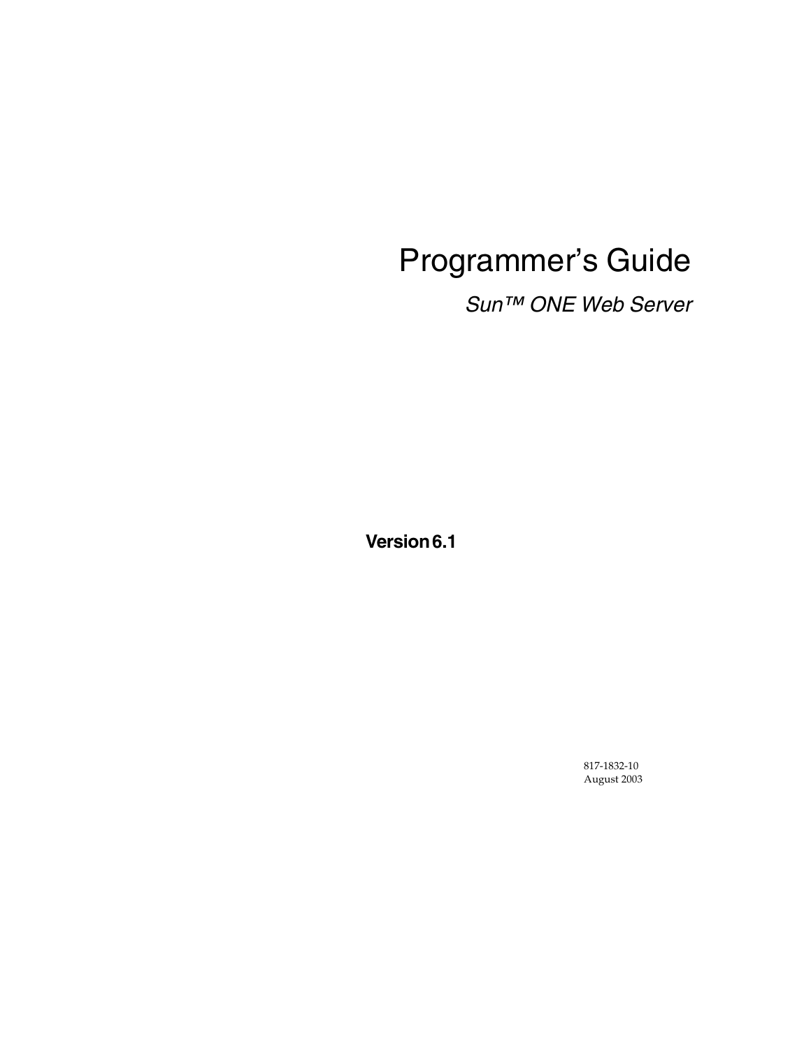# Programmer's Guide

*Sun™ ONE Web Server*

**Version 6.1**

817-1832-10
August 2003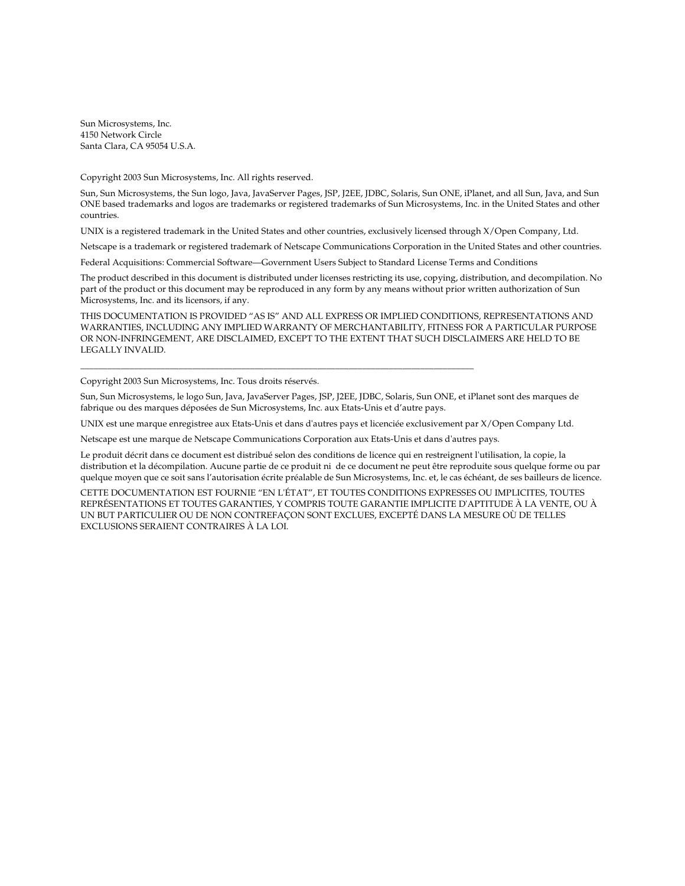Sun Microsystems, Inc.
4150 Network Circle
Santa Clara, CA 95054 U.S.A.

Copyright 2003 Sun Microsystems, Inc. All rights reserved.

Sun, Sun Microsystems, the Sun logo, Java, JavaServer Pages, JSP, J2EE, JDBC, Solaris, Sun ONE, iPlanet, and all Sun, Java, and Sun ONE based trademarks and logos are trademarks or registered trademarks of Sun Microsystems, Inc. in the United States and other countries.

UNIX is a registered trademark in the United States and other countries, exclusively licensed through X/Open Company, Ltd.

Netscape is a trademark or registered trademark of Netscape Communications Corporation in the United States and other countries.

Federal Acquisitions: Commercial Software—Government Users Subject to Standard License Terms and Conditions

The product described in this document is distributed under licenses restricting its use, copying, distribution, and decompilation. No part of the product or this document may be reproduced in any form by any means without prior written authorization of Sun Microsystems, Inc. and its licensors, if any.

THIS DOCUMENTATION IS PROVIDED "AS IS" AND ALL EXPRESS OR IMPLIED CONDITIONS, REPRESENTATIONS AND WARRANTIES, INCLUDING ANY IMPLIED WARRANTY OF MERCHANTABILITY, FITNESS FOR A PARTICULAR PURPOSE OR NON-INFRINGEMENT, ARE DISCLAIMED, EXCEPT TO THE EXTENT THAT SUCH DISCLAIMERS ARE HELD TO BE LEGALLY INVALID.

---

Copyright 2003 Sun Microsystems, Inc. Tous droits réservés.

Sun, Sun Microsystems, le logo Sun, Java, JavaServer Pages, JSP, J2EE, JDBC, Solaris, Sun ONE, et iPlanet sont des marques de fabrique ou des marques déposées de Sun Microsystems, Inc. aux Etats-Unis et d'autre pays.

UNIX est une marque enregistree aux Etats-Unis et dans d'autres pays et licenciée exclusivement par X/Open Company Ltd.

Netscape est une marque de Netscape Communications Corporation aux Etats-Unis et dans d'autres pays.

Le produit décrit dans ce document est distribué selon des conditions de licence qui en restreignent l'utilisation, la copie, la distribution et la décompilation. Aucune partie de ce produit ni de ce document ne peut être reproduite sous quelque forme ou par quelque moyen que ce soit sans l'autorisation écrite préalable de Sun Microsystems, Inc. et, le cas échéant, de ses bailleurs de licence.

CETTE DOCUMENTATION EST FOURNIE "EN L'ÉTAT", ET TOUTES CONDITIONS EXPRESSES OU IMPLICITES, TOUTES REPRÉSENTATIONS ET TOUTES GARANTIES, Y COMPRIS TOUTE GARANTIE IMPLICITE D'APTITUDE À LA VENTE, OU À UN BUT PARTICULIER OU DE NON CONTREFAÇON SONT EXCLUES, EXCEPTÉ DANS LA MESURE OÙ DE TELLES EXCLUSIONS SERAIENT CONTRAIRES À LA LOI.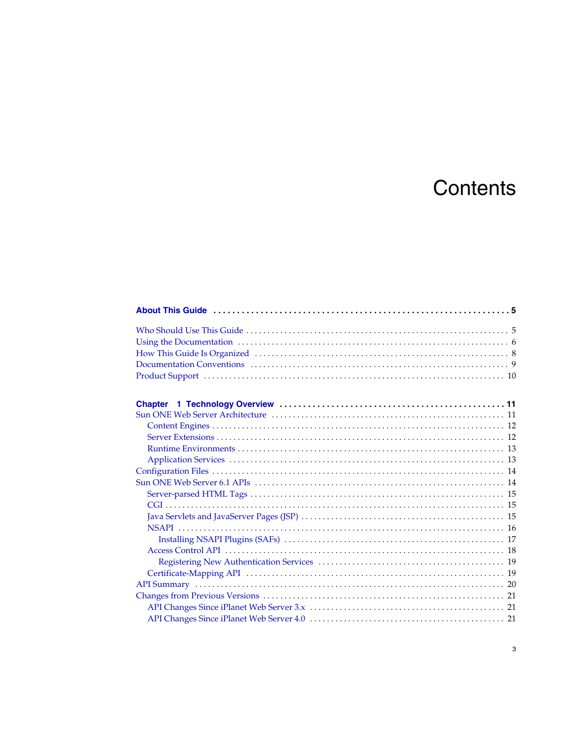# Contents

**About This Guide** . . . . . . . . . . . . . . . . . . . . . . . . . . . . . . . . . . . . . . . . . . . . . . . . . . . . . . . . . . . . . . . 5

Who Should Use This Guide . . . . . . . . . . . . . . . . . . . . . . . . . . . . . . . . . . . . . . . . . . . . . . . . . . . . . . . . . . . . . . 5
Using the Documentation . . . . . . . . . . . . . . . . . . . . . . . . . . . . . . . . . . . . . . . . . . . . . . . . . . . . . . . . . . . . . . . 6
How This Guide Is Organized . . . . . . . . . . . . . . . . . . . . . . . . . . . . . . . . . . . . . . . . . . . . . . . . . . . . . . . . . . . 8
Documentation Conventions . . . . . . . . . . . . . . . . . . . . . . . . . . . . . . . . . . . . . . . . . . . . . . . . . . . . . . . . . . . 9
Product Support . . . . . . . . . . . . . . . . . . . . . . . . . . . . . . . . . . . . . . . . . . . . . . . . . . . . . . . . . . . . . . . . . . . . . 10

**Chapter 1 Technology Overview** . . . . . . . . . . . . . . . . . . . . . . . . . . . . . . . . . . . . . . . . . . . . . . . . 11

Sun ONE Web Server Architecture . . . . . . . . . . . . . . . . . . . . . . . . . . . . . . . . . . . . . . . . . . . . . . . . . . . . . . 11
- Content Engines . . . . . . . . . . . . . . . . . . . . . . . . . . . . . . . . . . . . . . . . . . . . . . . . . . . . . . . . . . . . . . . . . . . . 12
- Server Extensions . . . . . . . . . . . . . . . . . . . . . . . . . . . . . . . . . . . . . . . . . . . . . . . . . . . . . . . . . . . . . . . . . . 12
- Runtime Environments . . . . . . . . . . . . . . . . . . . . . . . . . . . . . . . . . . . . . . . . . . . . . . . . . . . . . . . . . . . . . . 13
- Application Services . . . . . . . . . . . . . . . . . . . . . . . . . . . . . . . . . . . . . . . . . . . . . . . . . . . . . . . . . . . . . . . . 13

Configuration Files . . . . . . . . . . . . . . . . . . . . . . . . . . . . . . . . . . . . . . . . . . . . . . . . . . . . . . . . . . . . . . . . . . . 14
Sun ONE Web Server 6.1 APIs . . . . . . . . . . . . . . . . . . . . . . . . . . . . . . . . . . . . . . . . . . . . . . . . . . . . . . . . . 14
- Server-parsed HTML Tags . . . . . . . . . . . . . . . . . . . . . . . . . . . . . . . . . . . . . . . . . . . . . . . . . . . . . . . . . . . 15
- CGI . . . . . . . . . . . . . . . . . . . . . . . . . . . . . . . . . . . . . . . . . . . . . . . . . . . . . . . . . . . . . . . . . . . . . . . . . . . . . . . 15
- Java Servlets and JavaServer Pages (JSP) . . . . . . . . . . . . . . . . . . . . . . . . . . . . . . . . . . . . . . . . . . . . . . . 15
- NSAPI . . . . . . . . . . . . . . . . . . . . . . . . . . . . . . . . . . . . . . . . . . . . . . . . . . . . . . . . . . . . . . . . . . . . . . . . . . . . 16
  - Installing NSAPI Plugins (SAFs) . . . . . . . . . . . . . . . . . . . . . . . . . . . . . . . . . . . . . . . . . . . . . . . . . . . 17
- Access Control API . . . . . . . . . . . . . . . . . . . . . . . . . . . . . . . . . . . . . . . . . . . . . . . . . . . . . . . . . . . . . . . . . 18
  - Registering New Authentication Services . . . . . . . . . . . . . . . . . . . . . . . . . . . . . . . . . . . . . . . . . . . . 19
- Certificate-Mapping API . . . . . . . . . . . . . . . . . . . . . . . . . . . . . . . . . . . . . . . . . . . . . . . . . . . . . . . . . . . . 19

API Summary . . . . . . . . . . . . . . . . . . . . . . . . . . . . . . . . . . . . . . . . . . . . . . . . . . . . . . . . . . . . . . . . . . . . . . . 20
Changes from Previous Versions . . . . . . . . . . . . . . . . . . . . . . . . . . . . . . . . . . . . . . . . . . . . . . . . . . . . . . . . 21
- API Changes Since iPlanet Web Server 3.x . . . . . . . . . . . . . . . . . . . . . . . . . . . . . . . . . . . . . . . . . . . . . 21
- API Changes Since iPlanet Web Server 4.0 . . . . . . . . . . . . . . . . . . . . . . . . . . . . . . . . . . . . . . . . . . . . . 21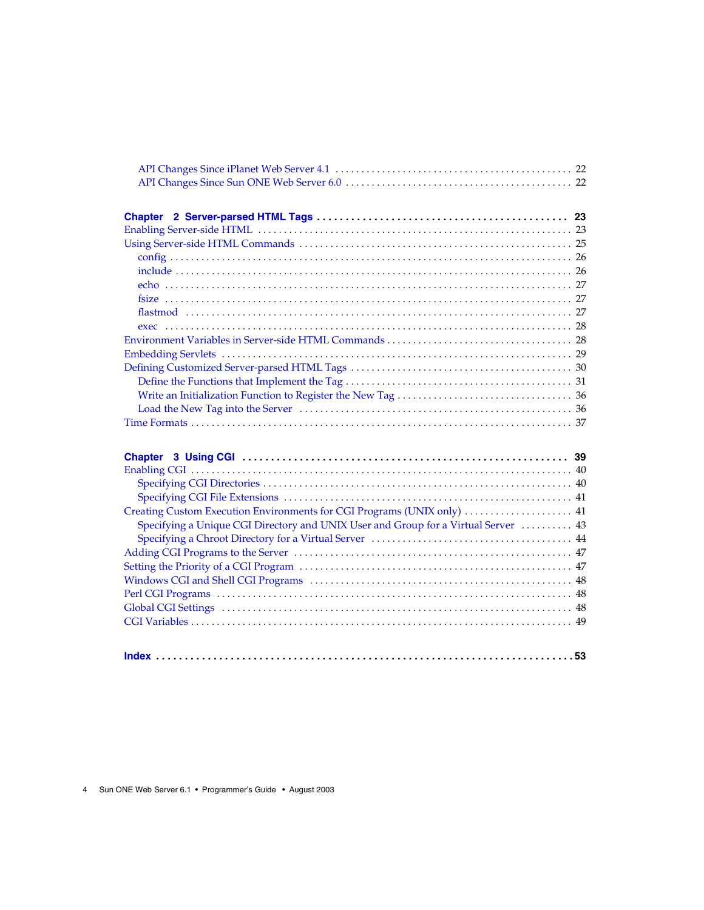- API Changes Since iPlanet Web Server 4.1 . . . . . . . . . . . . . . . . . . . . . . . . . . . . . . . . . . . . . . . . . . . . . 22
- API Changes Since Sun ONE Web Server 6.0 . . . . . . . . . . . . . . . . . . . . . . . . . . . . . . . . . . . . . . . . . . . 22

**Chapter 2 Server-parsed HTML Tags . . . . . . . . . . . . . . . . . . . . . . . . . . . . . . . . . . . . . . . . . . . 23**

Enabling Server-side HTML . . . . . . . . . . . . . . . . . . . . . . . . . . . . . . . . . . . . . . . . . . . . . . . . . . . . . . . . . 23
Using Server-side HTML Commands . . . . . . . . . . . . . . . . . . . . . . . . . . . . . . . . . . . . . . . . . . . . . . . . . . 25
- config . . . . . . . . . . . . . . . . . . . . . . . . . . . . . . . . . . . . . . . . . . . . . . . . . . . . . . . . . . . . . . . . . . . . . . . 26
- include . . . . . . . . . . . . . . . . . . . . . . . . . . . . . . . . . . . . . . . . . . . . . . . . . . . . . . . . . . . . . . . . . . . . . . 26
- echo . . . . . . . . . . . . . . . . . . . . . . . . . . . . . . . . . . . . . . . . . . . . . . . . . . . . . . . . . . . . . . . . . . . . . . . . 27
- fsize . . . . . . . . . . . . . . . . . . . . . . . . . . . . . . . . . . . . . . . . . . . . . . . . . . . . . . . . . . . . . . . . . . . . . . . . 27
- flastmod . . . . . . . . . . . . . . . . . . . . . . . . . . . . . . . . . . . . . . . . . . . . . . . . . . . . . . . . . . . . . . . . . . . . 27
- exec . . . . . . . . . . . . . . . . . . . . . . . . . . . . . . . . . . . . . . . . . . . . . . . . . . . . . . . . . . . . . . . . . . . . . . . . 28

Environment Variables in Server-side HTML Commands . . . . . . . . . . . . . . . . . . . . . . . . . . . . . . . . . . 28
Embedding Servlets . . . . . . . . . . . . . . . . . . . . . . . . . . . . . . . . . . . . . . . . . . . . . . . . . . . . . . . . . . . . . . . 29
Defining Customized Server-parsed HTML Tags . . . . . . . . . . . . . . . . . . . . . . . . . . . . . . . . . . . . . . . . . 30
- Define the Functions that Implement the Tag . . . . . . . . . . . . . . . . . . . . . . . . . . . . . . . . . . . . . . . . . 31
- Write an Initialization Function to Register the New Tag . . . . . . . . . . . . . . . . . . . . . . . . . . . . . . . . 36
- Load the New Tag into the Server . . . . . . . . . . . . . . . . . . . . . . . . . . . . . . . . . . . . . . . . . . . . . . . . . . 36

Time Formats . . . . . . . . . . . . . . . . . . . . . . . . . . . . . . . . . . . . . . . . . . . . . . . . . . . . . . . . . . . . . . . . . . . . 37

**Chapter 3 Using CGI . . . . . . . . . . . . . . . . . . . . . . . . . . . . . . . . . . . . . . . . . . . . . . . . . . . . . . 39**

Enabling CGI . . . . . . . . . . . . . . . . . . . . . . . . . . . . . . . . . . . . . . . . . . . . . . . . . . . . . . . . . . . . . . . . . . . . . 40
- Specifying CGI Directories . . . . . . . . . . . . . . . . . . . . . . . . . . . . . . . . . . . . . . . . . . . . . . . . . . . . . . . . 40
- Specifying CGI File Extensions . . . . . . . . . . . . . . . . . . . . . . . . . . . . . . . . . . . . . . . . . . . . . . . . . . . . 41

Creating Custom Execution Environments for CGI Programs (UNIX only) . . . . . . . . . . . . . . . . . . . . . 41
- Specifying a Unique CGI Directory and UNIX User and Group for a Virtual Server . . . . . . . . . . 43
- Specifying a Chroot Directory for a Virtual Server . . . . . . . . . . . . . . . . . . . . . . . . . . . . . . . . . . . . . 44

Adding CGI Programs to the Server . . . . . . . . . . . . . . . . . . . . . . . . . . . . . . . . . . . . . . . . . . . . . . . . . . . 47
Setting the Priority of a CGI Program . . . . . . . . . . . . . . . . . . . . . . . . . . . . . . . . . . . . . . . . . . . . . . . . . . 47
Windows CGI and Shell CGI Programs . . . . . . . . . . . . . . . . . . . . . . . . . . . . . . . . . . . . . . . . . . . . . . . . . 48
Perl CGI Programs . . . . . . . . . . . . . . . . . . . . . . . . . . . . . . . . . . . . . . . . . . . . . . . . . . . . . . . . . . . . . . . . 48
Global CGI Settings . . . . . . . . . . . . . . . . . . . . . . . . . . . . . . . . . . . . . . . . . . . . . . . . . . . . . . . . . . . . . . . 48
CGI Variables . . . . . . . . . . . . . . . . . . . . . . . . . . . . . . . . . . . . . . . . . . . . . . . . . . . . . . . . . . . . . . . . . . . . 49

**Index . . . . . . . . . . . . . . . . . . . . . . . . . . . . . . . . . . . . . . . . . . . . . . . . . . . . . . . . . . . . . . . . . . . . . . 53**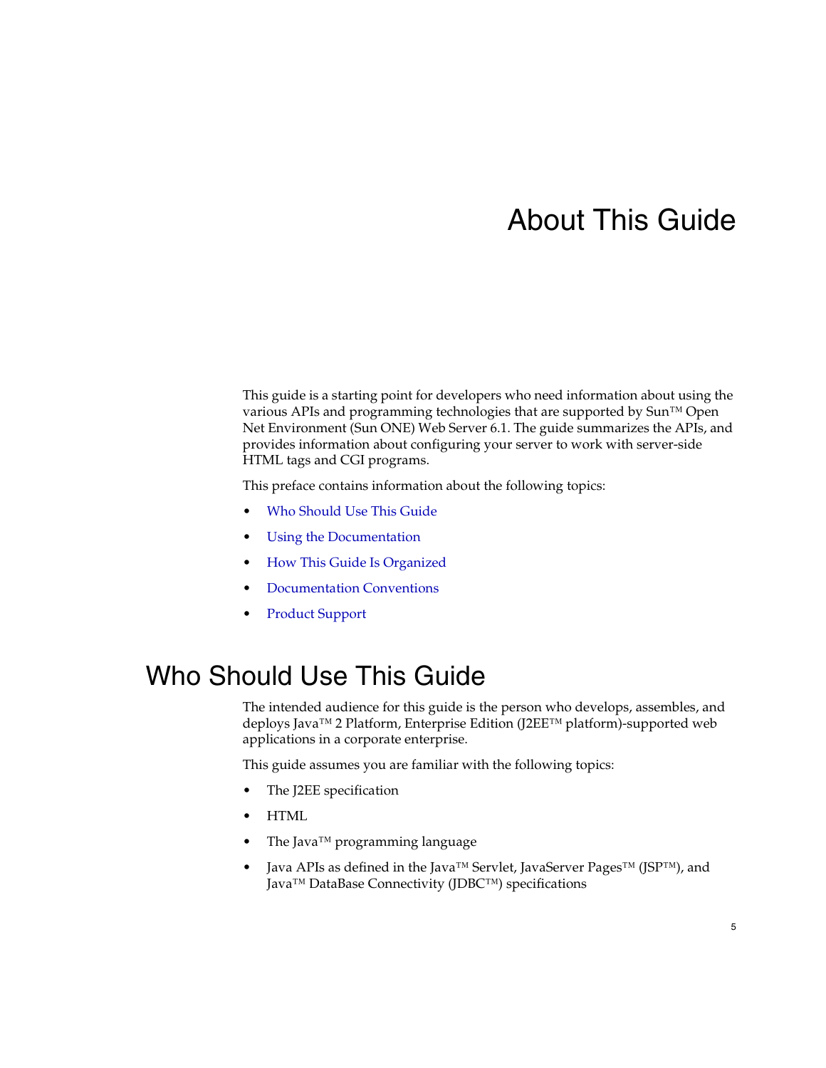# About This Guide

This guide is a starting point for developers who need information about using the various APIs and programming technologies that are supported by Sun™ Open Net Environment (Sun ONE) Web Server 6.1. The guide summarizes the APIs, and provides information about configuring your server to work with server-side HTML tags and CGI programs.

This preface contains information about the following topics:

- Who Should Use This Guide
- Using the Documentation
- How This Guide Is Organized
- Documentation Conventions
- Product Support

## Who Should Use This Guide

The intended audience for this guide is the person who develops, assembles, and deploys Java™ 2 Platform, Enterprise Edition (J2EE™ platform)-supported web applications in a corporate enterprise.

This guide assumes you are familiar with the following topics:

- The J2EE specification
- HTML
- The Java™ programming language
- Java APIs as defined in the Java™ Servlet, JavaServer Pages™ (JSP™), and Java™ DataBase Connectivity (JDBC™) specifications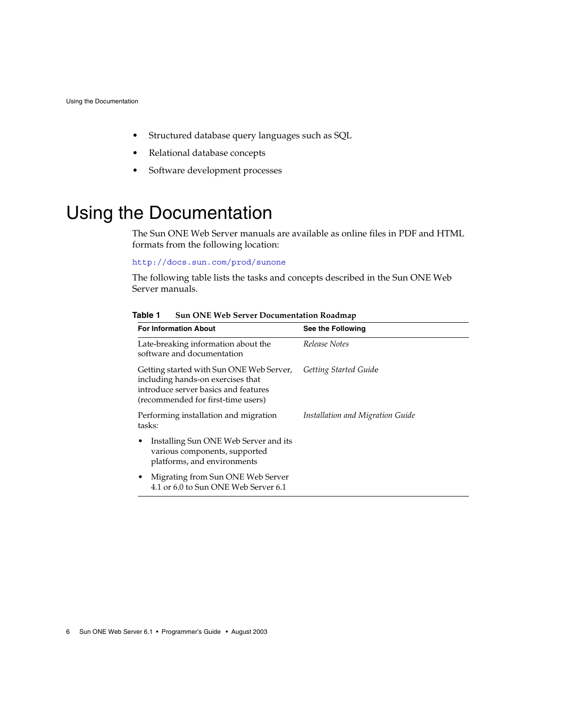- Structured database query languages such as SQL
- Relational database concepts
- Software development processes

# Using the Documentation

The Sun ONE Web Server manuals are available as online files in PDF and HTML formats from the following location:

http://docs.sun.com/prod/sunone

The following table lists the tasks and concepts described in the Sun ONE Web Server manuals.

**Table 1 Sun ONE Web Server Documentation Roadmap**

| For Information About | See the Following |
|---|---|
| Late-breaking information about the software and documentation | *Release Notes* |
| Getting started with Sun ONE Web Server, including hands-on exercises that introduce server basics and features (recommended for first-time users) | *Getting Started Guide* |
| Performing installation and migration tasks:<br>• Installing Sun ONE Web Server and its various components, supported platforms, and environments<br>• Migrating from Sun ONE Web Server 4.1 or 6.0 to Sun ONE Web Server 6.1 | *Installation and Migration Guide* |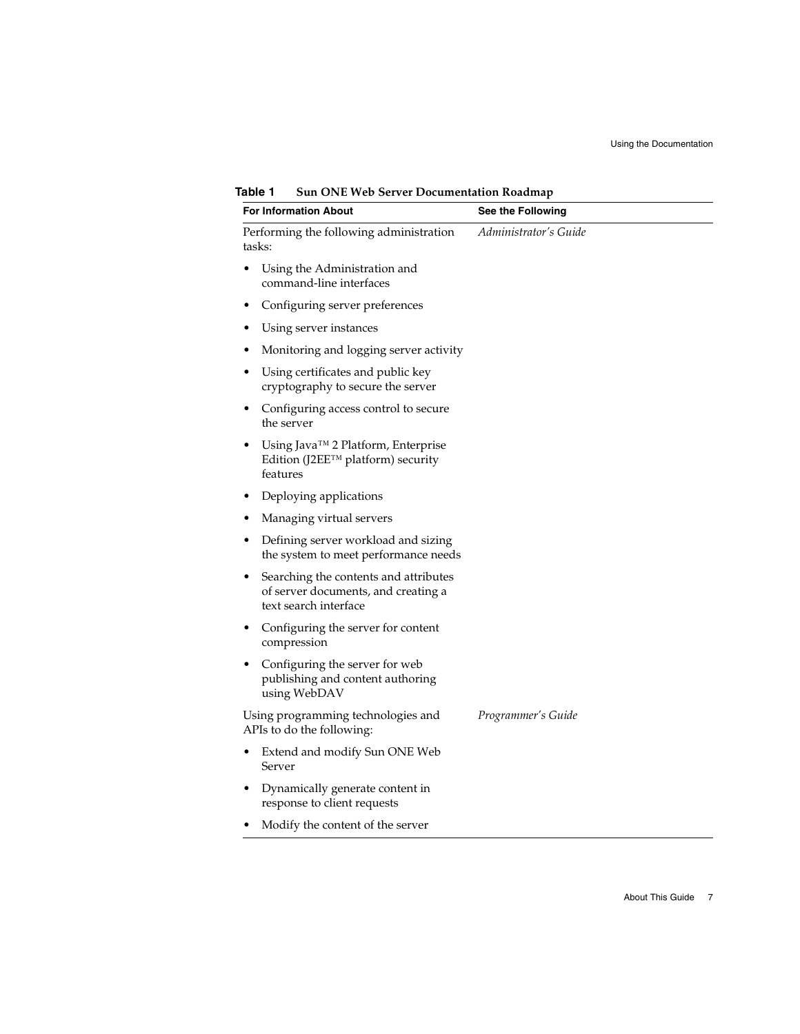**Table 1** Sun ONE Web Server Documentation Roadmap

| For Information About | See the Following |
|---|---|
| Performing the following administration tasks:<br>• Using the Administration and command-line interfaces<br>• Configuring server preferences<br>• Using server instances<br>• Monitoring and logging server activity<br>• Using certificates and public key cryptography to secure the server<br>• Configuring access control to secure the server<br>• Using Java™ 2 Platform, Enterprise Edition (J2EE™ platform) security features<br>• Deploying applications<br>• Managing virtual servers<br>• Defining server workload and sizing the system to meet performance needs<br>• Searching the contents and attributes of server documents, and creating a text search interface<br>• Configuring the server for content compression<br>• Configuring the server for web publishing and content authoring using WebDAV | *Administrator's Guide* |
| Using programming technologies and APIs to do the following:<br>• Extend and modify Sun ONE Web Server<br>• Dynamically generate content in response to client requests<br>• Modify the content of the server | *Programmer's Guide* |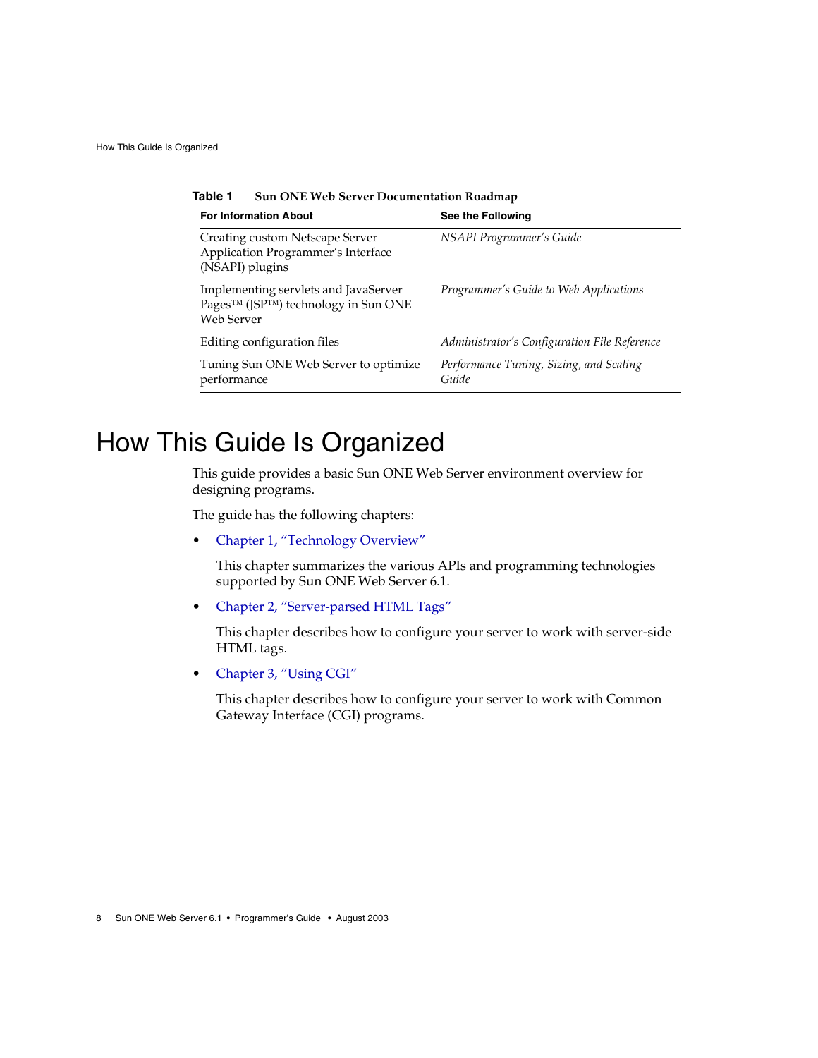**Table 1** Sun ONE Web Server Documentation Roadmap

| For Information About | See the Following |
|---|---|
| Creating custom Netscape Server Application Programmer's Interface (NSAPI) plugins | *NSAPI Programmer's Guide* |
| Implementing servlets and JavaServer Pages™ (JSP™) technology in Sun ONE Web Server | *Programmer's Guide to Web Applications* |
| Editing configuration files | *Administrator's Configuration File Reference* |
| Tuning Sun ONE Web Server to optimize performance | *Performance Tuning, Sizing, and Scaling Guide* |

# How This Guide Is Organized

This guide provides a basic Sun ONE Web Server environment overview for designing programs.

The guide has the following chapters:

- Chapter 1, "Technology Overview"

  This chapter summarizes the various APIs and programming technologies supported by Sun ONE Web Server 6.1.

- Chapter 2, "Server-parsed HTML Tags"

  This chapter describes how to configure your server to work with server-side HTML tags.

- Chapter 3, "Using CGI"

  This chapter describes how to configure your server to work with Common Gateway Interface (CGI) programs.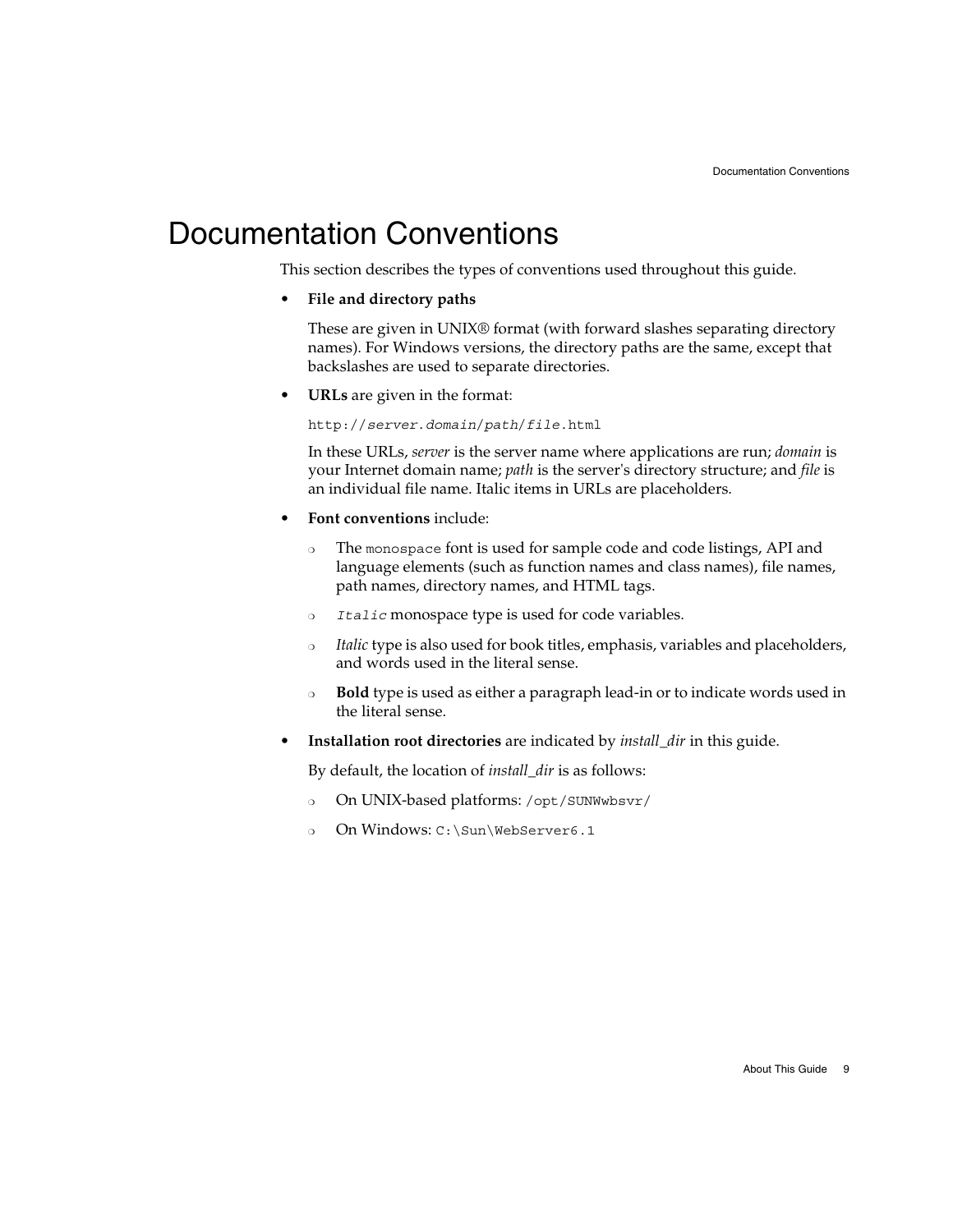# Documentation Conventions

This section describes the types of conventions used throughout this guide.

- **File and directory paths**

  These are given in UNIX® format (with forward slashes separating directory names). For Windows versions, the directory paths are the same, except that backslashes are used to separate directories.

- **URLs** are given in the format:

  `http://server.domain/path/file.html`

  In these URLs, *server* is the server name where applications are run; *domain* is your Internet domain name; *path* is the server's directory structure; and *file* is an individual file name. Italic items in URLs are placeholders.

- **Font conventions** include:

  - The `monospace` font is used for sample code and code listings, API and language elements (such as function names and class names), file names, path names, directory names, and HTML tags.
  - *`Italic`* monospace type is used for code variables.
  - *Italic* type is also used for book titles, emphasis, variables and placeholders, and words used in the literal sense.
  - **Bold** type is used as either a paragraph lead-in or to indicate words used in the literal sense.

- **Installation root directories** are indicated by *install_dir* in this guide.

  By default, the location of *install_dir* is as follows:

  - On UNIX-based platforms: `/opt/SUNWwbsvr/`
  - On Windows: `C:\Sun\WebServer6.1`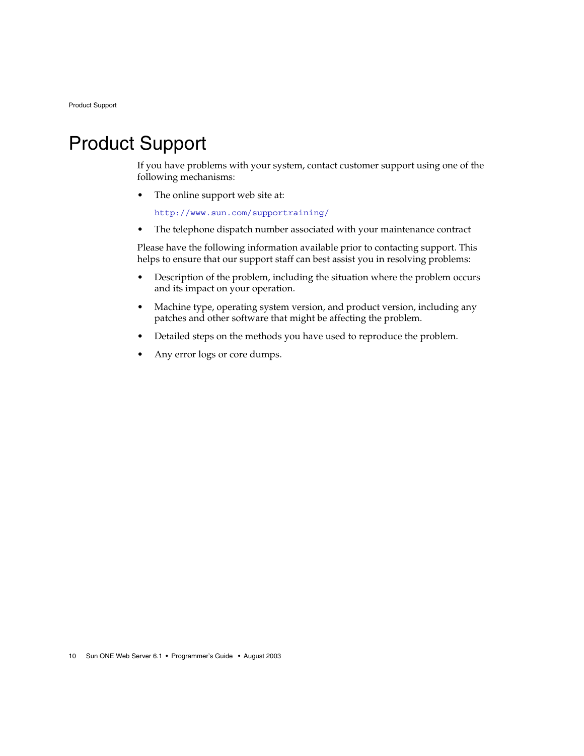# Product Support

If you have problems with your system, contact customer support using one of the following mechanisms:

- The online support web site at:

  `http://www.sun.com/supportraining/`

- The telephone dispatch number associated with your maintenance contract

Please have the following information available prior to contacting support. This helps to ensure that our support staff can best assist you in resolving problems:

- Description of the problem, including the situation where the problem occurs and its impact on your operation.
- Machine type, operating system version, and product version, including any patches and other software that might be affecting the problem.
- Detailed steps on the methods you have used to reproduce the problem.
- Any error logs or core dumps.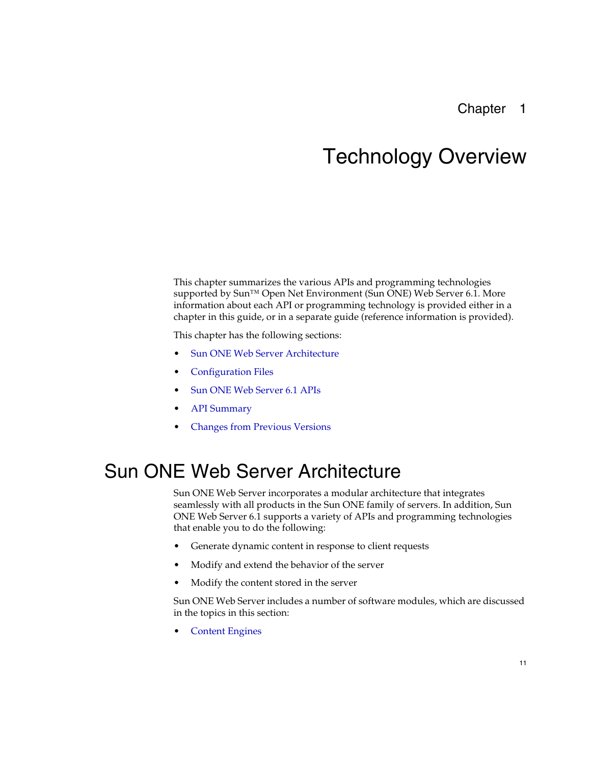Chapter 1

# Technology Overview

This chapter summarizes the various APIs and programming technologies supported by Sun™ Open Net Environment (Sun ONE) Web Server 6.1. More information about each API or programming technology is provided either in a chapter in this guide, or in a separate guide (reference information is provided).

This chapter has the following sections:

- Sun ONE Web Server Architecture
- Configuration Files
- Sun ONE Web Server 6.1 APIs
- API Summary
- Changes from Previous Versions

## Sun ONE Web Server Architecture

Sun ONE Web Server incorporates a modular architecture that integrates seamlessly with all products in the Sun ONE family of servers. In addition, Sun ONE Web Server 6.1 supports a variety of APIs and programming technologies that enable you to do the following:

- Generate dynamic content in response to client requests
- Modify and extend the behavior of the server
- Modify the content stored in the server

Sun ONE Web Server includes a number of software modules, which are discussed in the topics in this section:

- Content Engines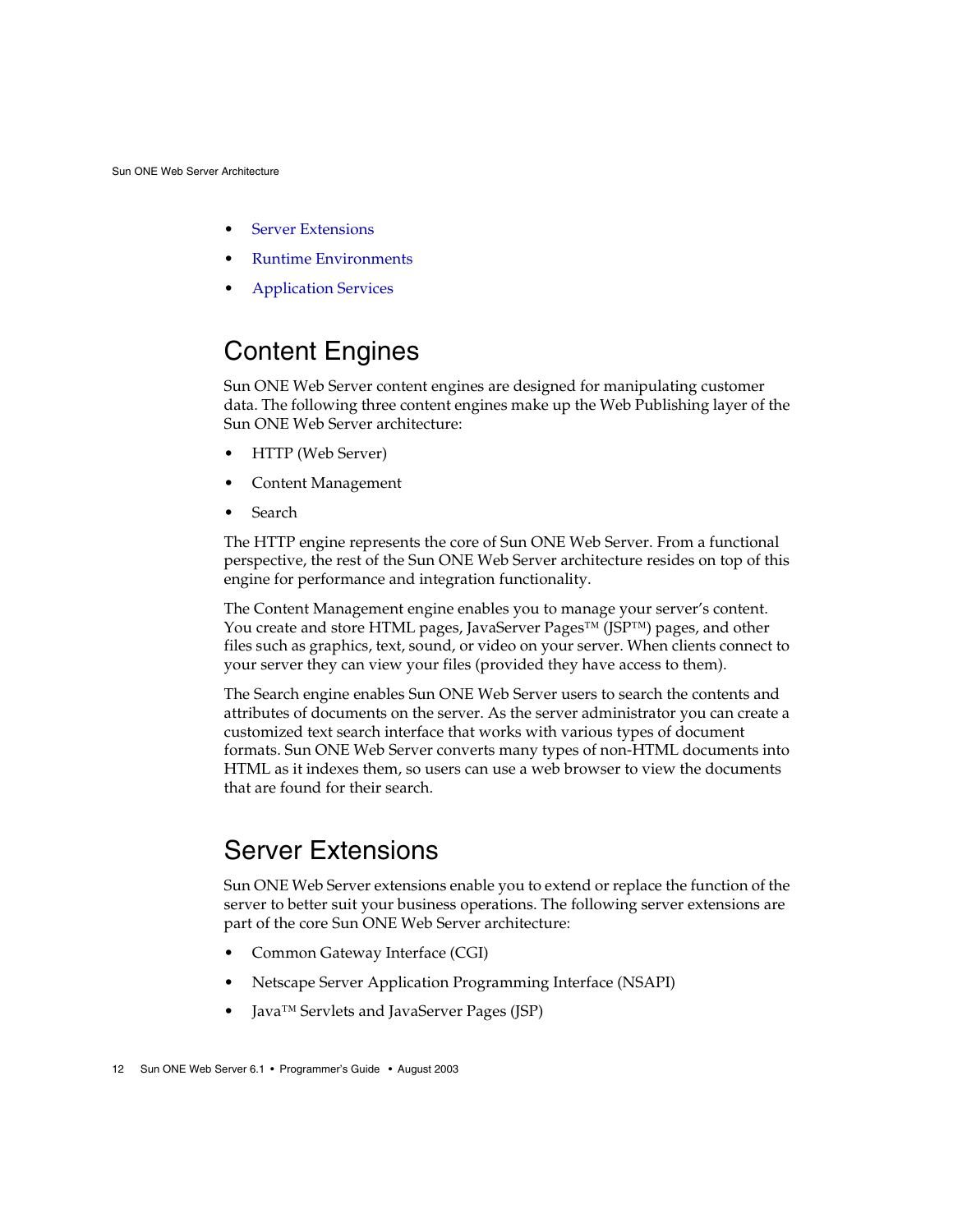- Server Extensions
- Runtime Environments
- Application Services

## Content Engines

Sun ONE Web Server content engines are designed for manipulating customer data. The following three content engines make up the Web Publishing layer of the Sun ONE Web Server architecture:

- HTTP (Web Server)
- Content Management
- Search

The HTTP engine represents the core of Sun ONE Web Server. From a functional perspective, the rest of the Sun ONE Web Server architecture resides on top of this engine for performance and integration functionality.

The Content Management engine enables you to manage your server's content. You create and store HTML pages, JavaServer Pages™ (JSP™) pages, and other files such as graphics, text, sound, or video on your server. When clients connect to your server they can view your files (provided they have access to them).

The Search engine enables Sun ONE Web Server users to search the contents and attributes of documents on the server. As the server administrator you can create a customized text search interface that works with various types of document formats. Sun ONE Web Server converts many types of non-HTML documents into HTML as it indexes them, so users can use a web browser to view the documents that are found for their search.

## Server Extensions

Sun ONE Web Server extensions enable you to extend or replace the function of the server to better suit your business operations. The following server extensions are part of the core Sun ONE Web Server architecture:

- Common Gateway Interface (CGI)
- Netscape Server Application Programming Interface (NSAPI)
- Java™ Servlets and JavaServer Pages (JSP)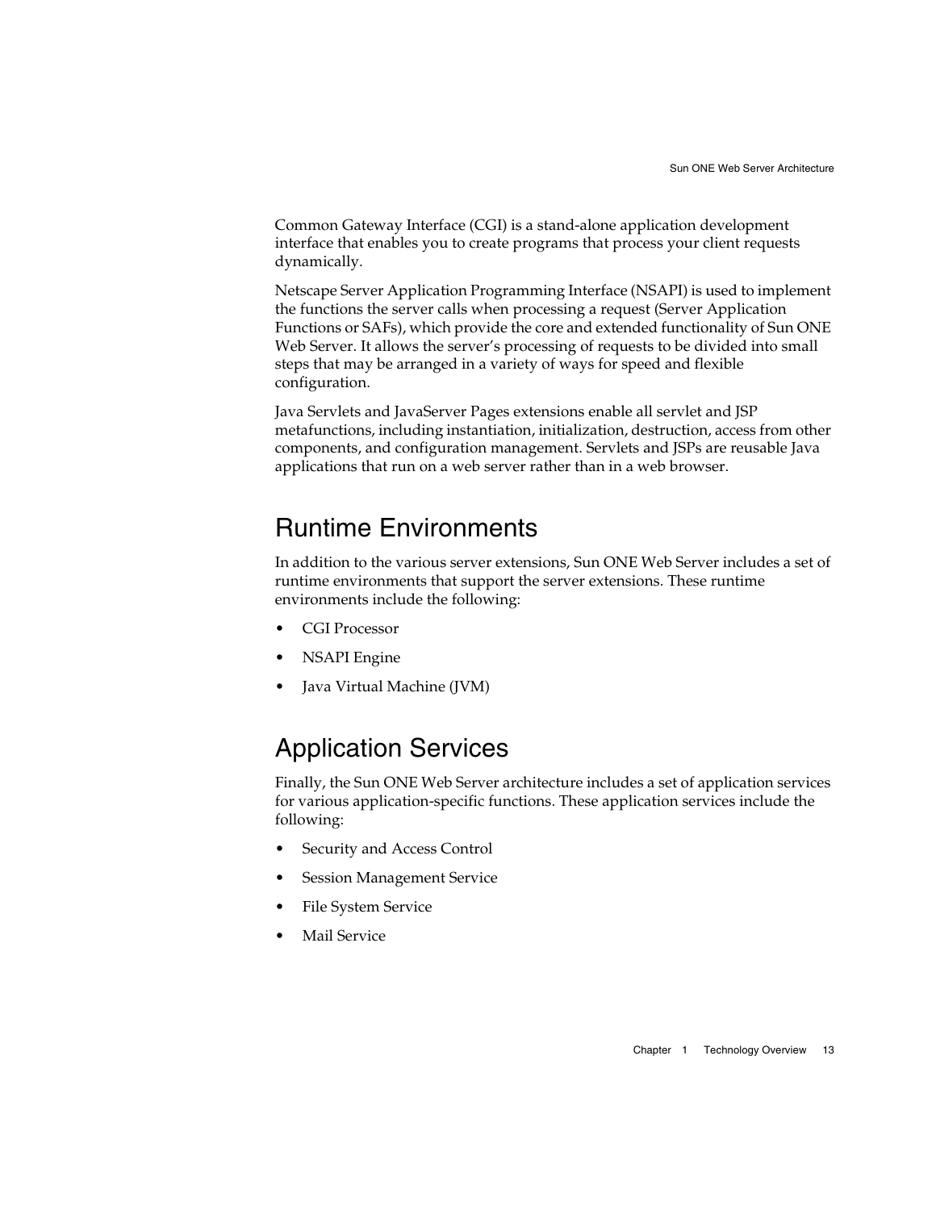Common Gateway Interface (CGI) is a stand-alone application development interface that enables you to create programs that process your client requests dynamically.

Netscape Server Application Programming Interface (NSAPI) is used to implement the functions the server calls when processing a request (Server Application Functions or SAFs), which provide the core and extended functionality of Sun ONE Web Server. It allows the server's processing of requests to be divided into small steps that may be arranged in a variety of ways for speed and flexible configuration.

Java Servlets and JavaServer Pages extensions enable all servlet and JSP metafunctions, including instantiation, initialization, destruction, access from other components, and configuration management. Servlets and JSPs are reusable Java applications that run on a web server rather than in a web browser.

## Runtime Environments

In addition to the various server extensions, Sun ONE Web Server includes a set of runtime environments that support the server extensions. These runtime environments include the following:

- CGI Processor
- NSAPI Engine
- Java Virtual Machine (JVM)

## Application Services

Finally, the Sun ONE Web Server architecture includes a set of application services for various application-specific functions. These application services include the following:

- Security and Access Control
- Session Management Service
- File System Service
- Mail Service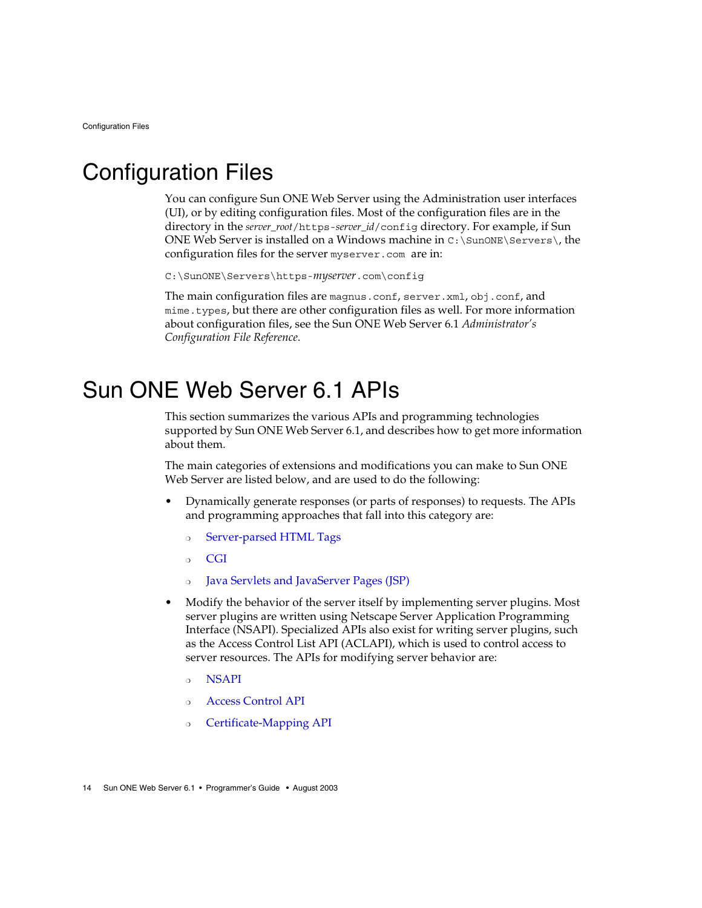# Configuration Files

You can configure Sun ONE Web Server using the Administration user interfaces (UI), or by editing configuration files. Most of the configuration files are in the directory in the *server_root*/https-*server_id*/config directory. For example, if Sun ONE Web Server is installed on a Windows machine in `C:\SunONE\Servers\`, the configuration files for the server `myserver.com` are in:

```
C:\SunONE\Servers\https-myserver.com\config
```

The main configuration files are `magnus.conf`, `server.xml`, `obj.conf`, and `mime.types`, but there are other configuration files as well. For more information about configuration files, see the Sun ONE Web Server 6.1 *Administrator's Configuration File Reference*.

# Sun ONE Web Server 6.1 APIs

This section summarizes the various APIs and programming technologies supported by Sun ONE Web Server 6.1, and describes how to get more information about them.

The main categories of extensions and modifications you can make to Sun ONE Web Server are listed below, and are used to do the following:

- Dynamically generate responses (or parts of responses) to requests. The APIs and programming approaches that fall into this category are:
  - Server-parsed HTML Tags
  - CGI
  - Java Servlets and JavaServer Pages (JSP)
- Modify the behavior of the server itself by implementing server plugins. Most server plugins are written using Netscape Server Application Programming Interface (NSAPI). Specialized APIs also exist for writing server plugins, such as the Access Control List API (ACLAPI), which is used to control access to server resources. The APIs for modifying server behavior are:
  - NSAPI
  - Access Control API
  - Certificate-Mapping API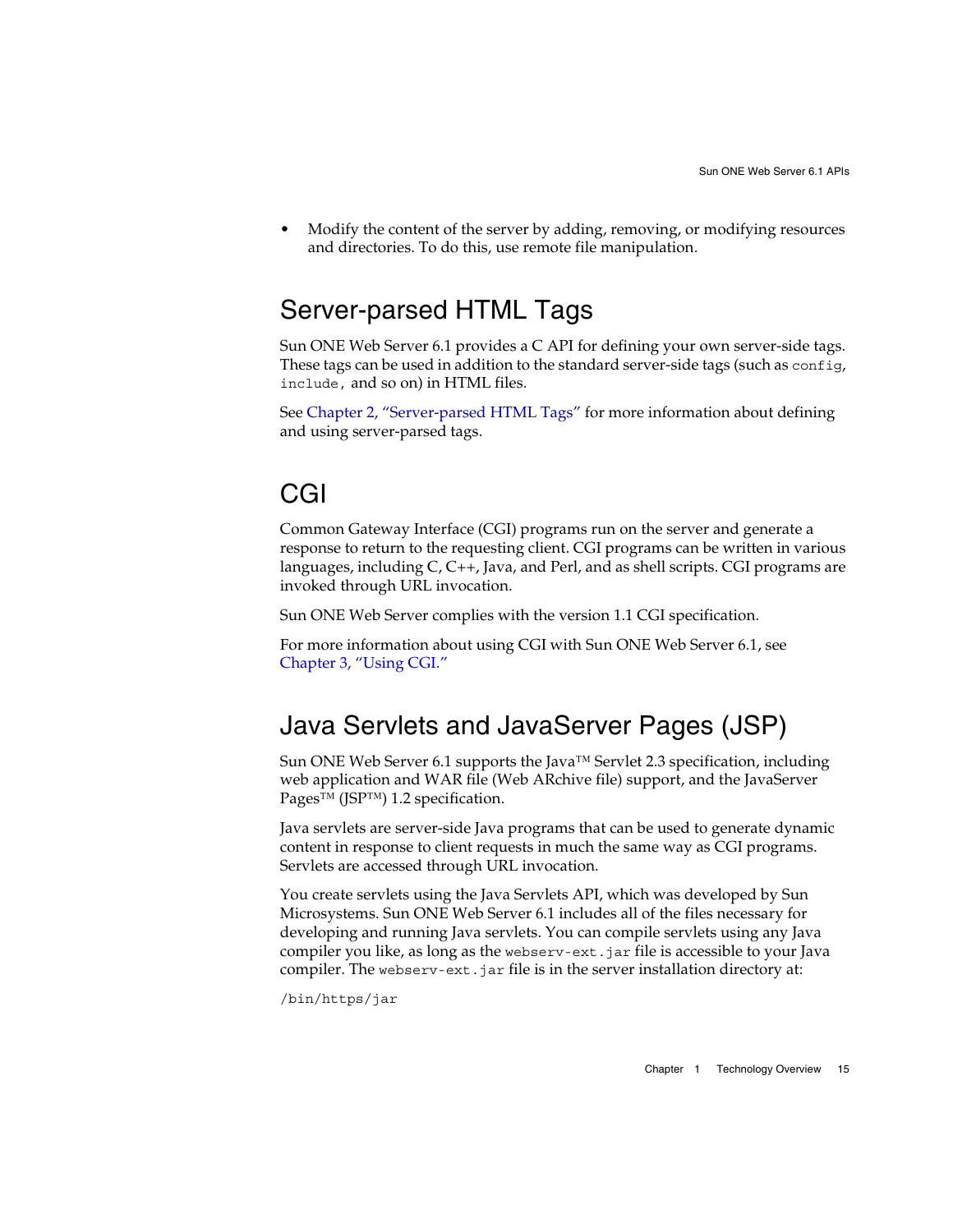- Modify the content of the server by adding, removing, or modifying resources and directories. To do this, use remote file manipulation.

## Server-parsed HTML Tags

Sun ONE Web Server 6.1 provides a C API for defining your own server-side tags. These tags can be used in addition to the standard server-side tags (such as `config`, `include`, and so on) in HTML files.

See Chapter 2, "Server-parsed HTML Tags" for more information about defining and using server-parsed tags.

## CGI

Common Gateway Interface (CGI) programs run on the server and generate a response to return to the requesting client. CGI programs can be written in various languages, including C, C++, Java, and Perl, and as shell scripts. CGI programs are invoked through URL invocation.

Sun ONE Web Server complies with the version 1.1 CGI specification.

For more information about using CGI with Sun ONE Web Server 6.1, see Chapter 3, "Using CGI."

## Java Servlets and JavaServer Pages (JSP)

Sun ONE Web Server 6.1 supports the Java™ Servlet 2.3 specification, including web application and WAR file (Web ARchive file) support, and the JavaServer Pages™ (JSP™) 1.2 specification.

Java servlets are server-side Java programs that can be used to generate dynamic content in response to client requests in much the same way as CGI programs. Servlets are accessed through URL invocation.

You create servlets using the Java Servlets API, which was developed by Sun Microsystems. Sun ONE Web Server 6.1 includes all of the files necessary for developing and running Java servlets. You can compile servlets using any Java compiler you like, as long as the `webserv-ext.jar` file is accessible to your Java compiler. The `webserv-ext.jar` file is in the server installation directory at:

```
/bin/https/jar
```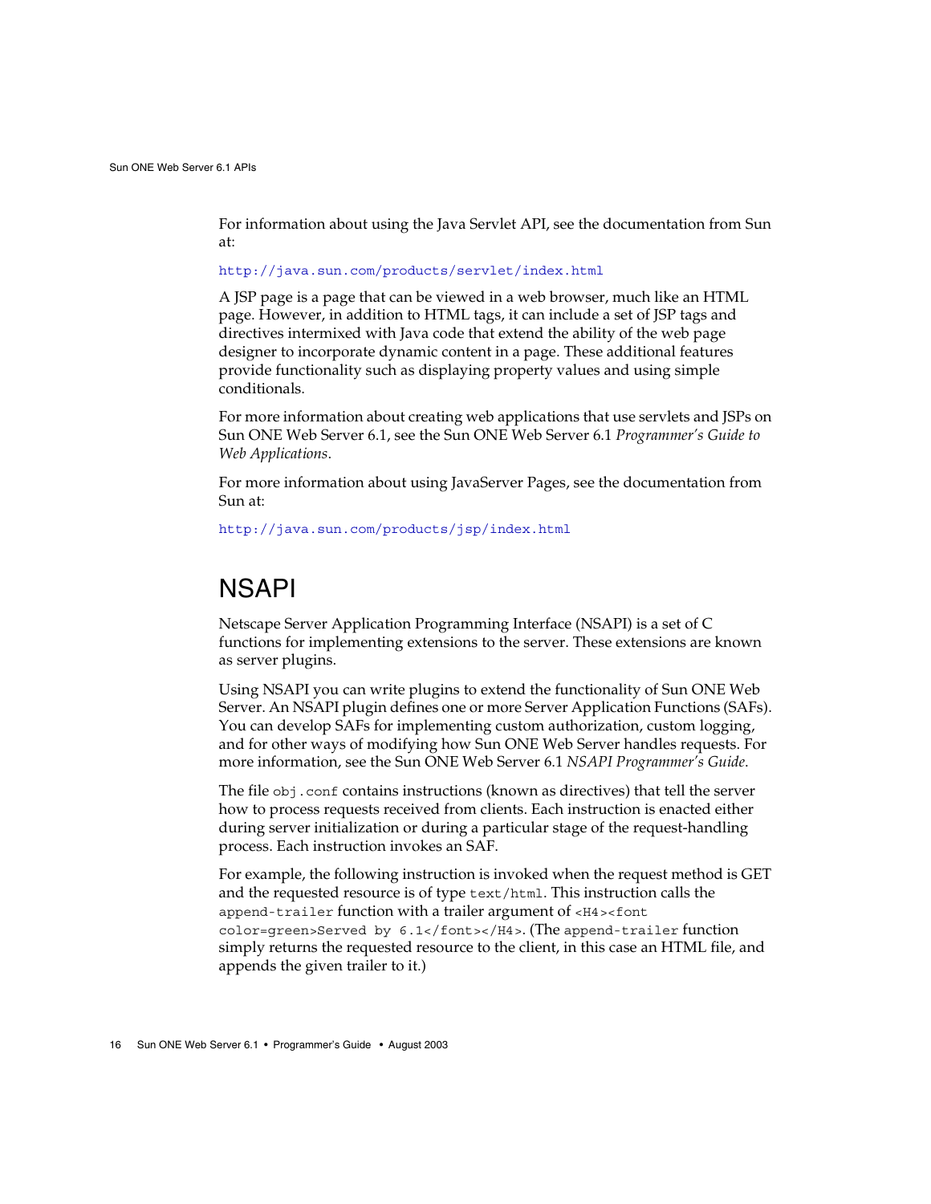For information about using the Java Servlet API, see the documentation from Sun at:

http://java.sun.com/products/servlet/index.html

A JSP page is a page that can be viewed in a web browser, much like an HTML page. However, in addition to HTML tags, it can include a set of JSP tags and directives intermixed with Java code that extend the ability of the web page designer to incorporate dynamic content in a page. These additional features provide functionality such as displaying property values and using simple conditionals.

For more information about creating web applications that use servlets and JSPs on Sun ONE Web Server 6.1, see the Sun ONE Web Server 6.1 *Programmer's Guide to Web Applications*.

For more information about using JavaServer Pages, see the documentation from Sun at:

http://java.sun.com/products/jsp/index.html

## NSAPI

Netscape Server Application Programming Interface (NSAPI) is a set of C functions for implementing extensions to the server. These extensions are known as server plugins.

Using NSAPI you can write plugins to extend the functionality of Sun ONE Web Server. An NSAPI plugin defines one or more Server Application Functions (SAFs). You can develop SAFs for implementing custom authorization, custom logging, and for other ways of modifying how Sun ONE Web Server handles requests. For more information, see the Sun ONE Web Server 6.1 *NSAPI Programmer's Guide*.

The file `obj.conf` contains instructions (known as directives) that tell the server how to process requests received from clients. Each instruction is enacted either during server initialization or during a particular stage of the request-handling process. Each instruction invokes an SAF.

For example, the following instruction is invoked when the request method is GET and the requested resource is of type `text/html`. This instruction calls the `append-trailer` function with a trailer argument of `<H4><font color=green>Served by 6.1</font></H4>`. (The `append-trailer` function simply returns the requested resource to the client, in this case an HTML file, and appends the given trailer to it.)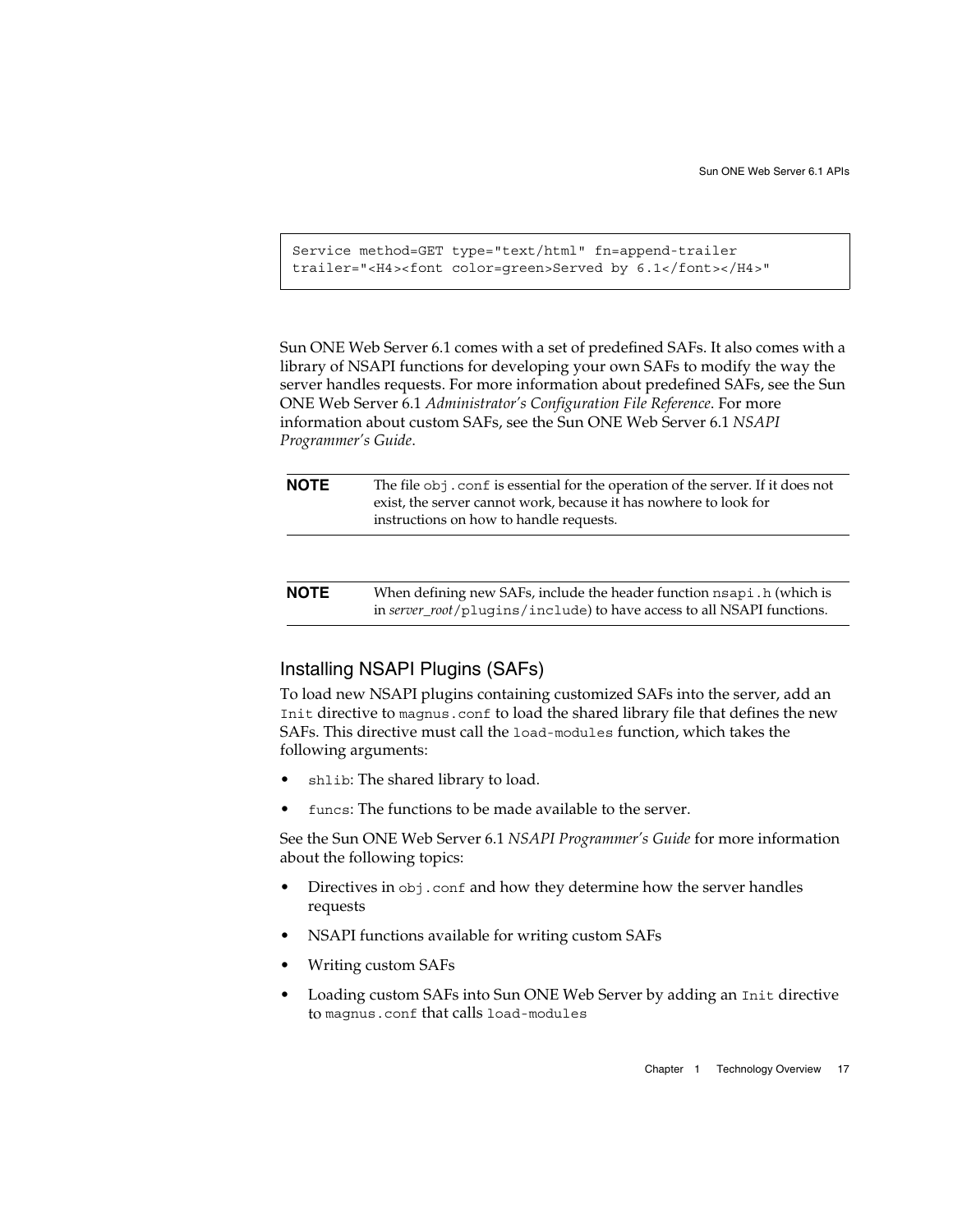```
Service method=GET type="text/html" fn=append-trailer
trailer="<H4><font color=green>Served by 6.1</font></H4>"
```

Sun ONE Web Server 6.1 comes with a set of predefined SAFs. It also comes with a library of NSAPI functions for developing your own SAFs to modify the way the server handles requests. For more information about predefined SAFs, see the Sun ONE Web Server 6.1 *Administrator's Configuration File Reference*. For more information about custom SAFs, see the Sun ONE Web Server 6.1 *NSAPI Programmer's Guide*.

| **NOTE** | The file `obj.conf` is essential for the operation of the server. If it does not exist, the server cannot work, because it has nowhere to look for instructions on how to handle requests. |
|---|---|

| **NOTE** | When defining new SAFs, include the header function `nsapi.h` (which is in *server_root*`/plugins/include`) to have access to all NSAPI functions. |
|---|---|

## Installing NSAPI Plugins (SAFs)

To load new NSAPI plugins containing customized SAFs into the server, add an `Init` directive to `magnus.conf` to load the shared library file that defines the new SAFs. This directive must call the `load-modules` function, which takes the following arguments:

- `shlib`: The shared library to load.
- `funcs`: The functions to be made available to the server.

See the Sun ONE Web Server 6.1 *NSAPI Programmer's Guide* for more information about the following topics:

- Directives in `obj.conf` and how they determine how the server handles requests
- NSAPI functions available for writing custom SAFs
- Writing custom SAFs
- Loading custom SAFs into Sun ONE Web Server by adding an `Init` directive to `magnus.conf` that calls `load-modules`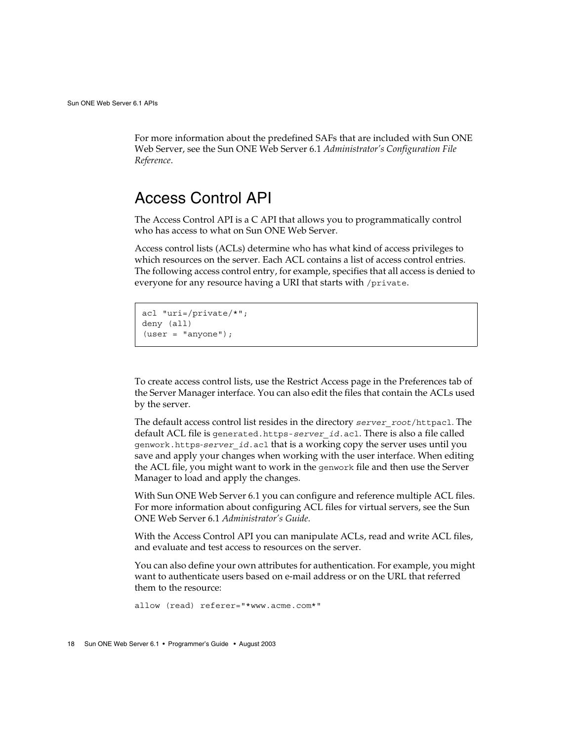For more information about the predefined SAFs that are included with Sun ONE Web Server, see the Sun ONE Web Server 6.1 *Administrator's Configuration File Reference*.

## Access Control API

The Access Control API is a C API that allows you to programmatically control who has access to what on Sun ONE Web Server.

Access control lists (ACLs) determine who has what kind of access privileges to which resources on the server. Each ACL contains a list of access control entries. The following access control entry, for example, specifies that all access is denied to everyone for any resource having a URI that starts with `/private`.

```
acl "uri=/private/*";
deny (all)
(user = "anyone");
```

To create access control lists, use the Restrict Access page in the Preferences tab of the Server Manager interface. You can also edit the files that contain the ACLs used by the server.

The default access control list resides in the directory `server_root/httpacl`. The default ACL file is `generated.https-server_id.acl`. There is also a file called `genwork.https-server_id.acl` that is a working copy the server uses until you save and apply your changes when working with the user interface. When editing the ACL file, you might want to work in the `genwork` file and then use the Server Manager to load and apply the changes.

With Sun ONE Web Server 6.1 you can configure and reference multiple ACL files. For more information about configuring ACL files for virtual servers, see the Sun ONE Web Server 6.1 *Administrator's Guide*.

With the Access Control API you can manipulate ACLs, read and write ACL files, and evaluate and test access to resources on the server.

You can also define your own attributes for authentication. For example, you might want to authenticate users based on e-mail address or on the URL that referred them to the resource:

```
allow (read) referer="*www.acme.com*"
```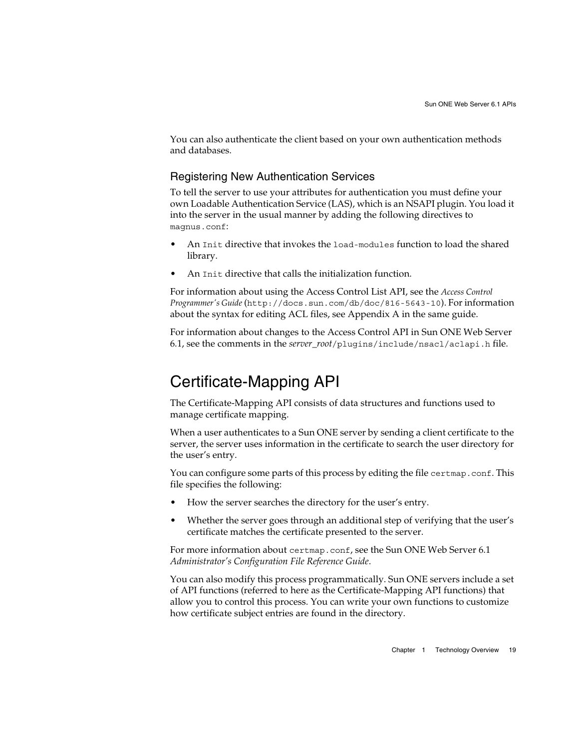You can also authenticate the client based on your own authentication methods and databases.

### Registering New Authentication Services

To tell the server to use your attributes for authentication you must define your own Loadable Authentication Service (LAS), which is an NSAPI plugin. You load it into the server in the usual manner by adding the following directives to `magnus.conf`:

- An `Init` directive that invokes the `load-modules` function to load the shared library.
- An `Init` directive that calls the initialization function.

For information about using the Access Control List API, see the *Access Control Programmer's Guide* (`http://docs.sun.com/db/doc/816-5643-10`). For information about the syntax for editing ACL files, see Appendix A in the same guide.

For information about changes to the Access Control API in Sun ONE Web Server 6.1, see the comments in the *server_root*`/plugins/include/nsacl/aclapi.h` file.

## Certificate-Mapping API

The Certificate-Mapping API consists of data structures and functions used to manage certificate mapping.

When a user authenticates to a Sun ONE server by sending a client certificate to the server, the server uses information in the certificate to search the user directory for the user's entry.

You can configure some parts of this process by editing the file `certmap.conf`. This file specifies the following:

- How the server searches the directory for the user's entry.
- Whether the server goes through an additional step of verifying that the user's certificate matches the certificate presented to the server.

For more information about `certmap.conf`, see the Sun ONE Web Server 6.1 *Administrator's Configuration File Reference Guide*.

You can also modify this process programmatically. Sun ONE servers include a set of API functions (referred to here as the Certificate-Mapping API functions) that allow you to control this process. You can write your own functions to customize how certificate subject entries are found in the directory.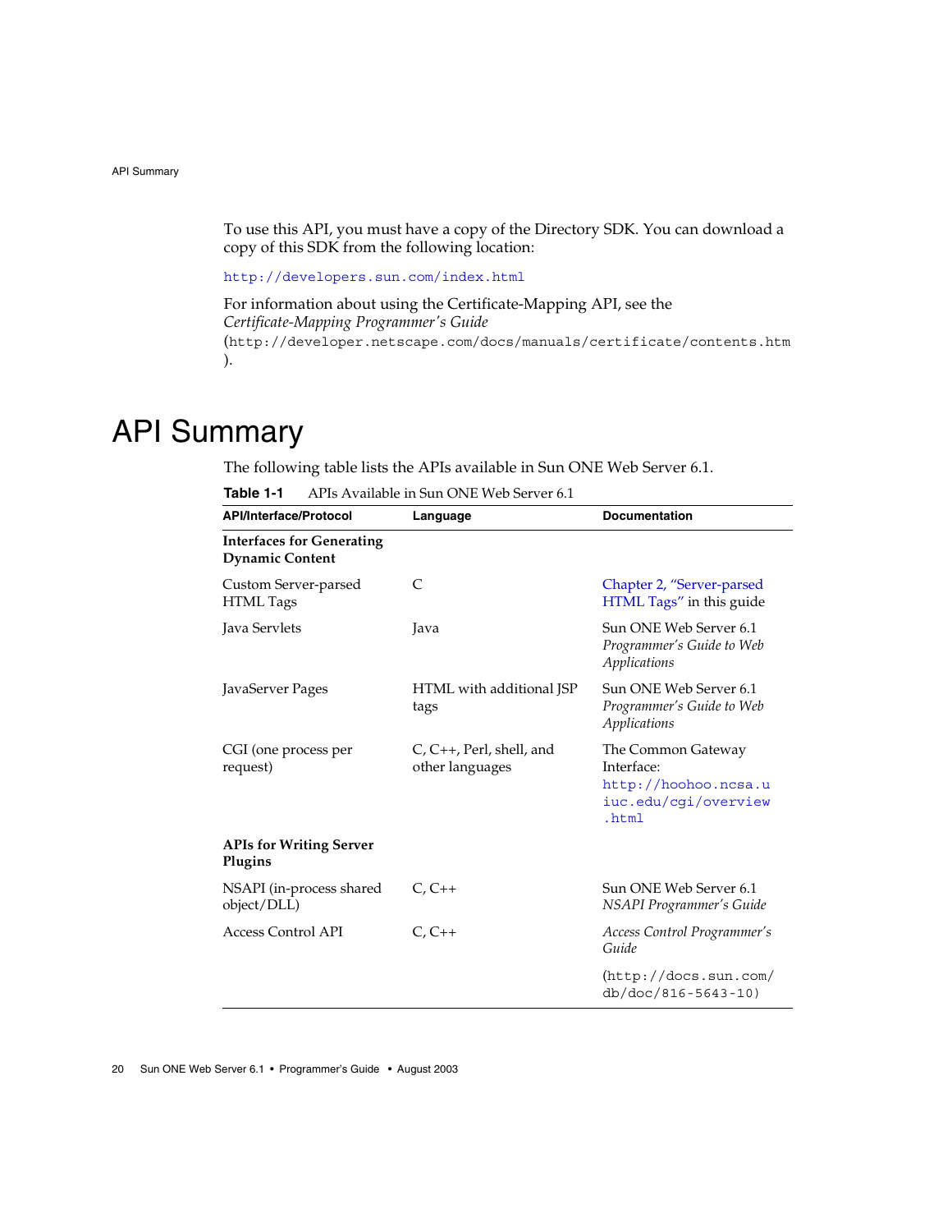To use this API, you must have a copy of the Directory SDK. You can download a copy of this SDK from the following location:

http://developers.sun.com/index.html

For information about using the Certificate-Mapping API, see the *Certificate-Mapping Programmer's Guide* (http://developer.netscape.com/docs/manuals/certificate/contents.htm).

# API Summary

The following table lists the APIs available in Sun ONE Web Server 6.1.

**Table 1-1** APIs Available in Sun ONE Web Server 6.1

| API/Interface/Protocol | Language | Documentation |
|---|---|---|
| **Interfaces for Generating Dynamic Content** | | |
| Custom Server-parsed HTML Tags | C | Chapter 2, "Server-parsed HTML Tags" in this guide |
| Java Servlets | Java | Sun ONE Web Server 6.1 *Programmer's Guide to Web Applications* |
| JavaServer Pages | HTML with additional JSP tags | Sun ONE Web Server 6.1 *Programmer's Guide to Web Applications* |
| CGI (one process per request) | C, C++, Perl, shell, and other languages | The Common Gateway Interface: http://hoohoo.ncsa.uiuc.edu/cgi/overview.html |
| **APIs for Writing Server Plugins** | | |
| NSAPI (in-process shared object/DLL) | C, C++ | Sun ONE Web Server 6.1 *NSAPI Programmer's Guide* |
| Access Control API | C, C++ | *Access Control Programmer's Guide* (http://docs.sun.com/db/doc/816-5643-10) |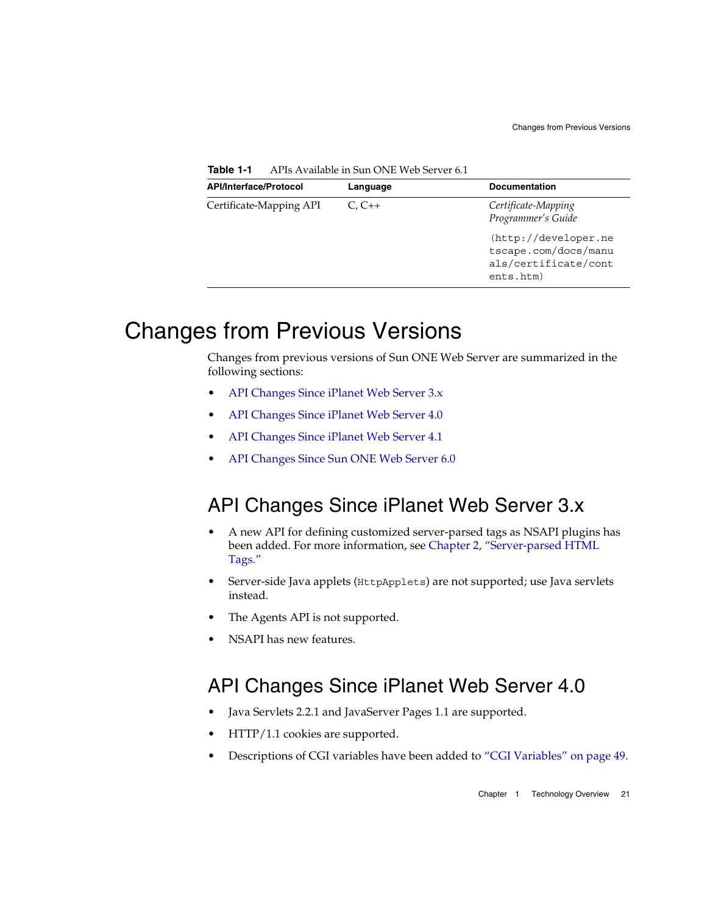**Table 1-1** APIs Available in Sun ONE Web Server 6.1

| API/Interface/Protocol | Language | Documentation |
|---|---|---|
| Certificate-Mapping API | C, C++ | *Certificate-Mapping Programmer's Guide* (http://developer.netscape.com/docs/manuals/certificate/contents.htm) |

# Changes from Previous Versions

Changes from previous versions of Sun ONE Web Server are summarized in the following sections:

- API Changes Since iPlanet Web Server 3.x
- API Changes Since iPlanet Web Server 4.0
- API Changes Since iPlanet Web Server 4.1
- API Changes Since Sun ONE Web Server 6.0

## API Changes Since iPlanet Web Server 3.x

- A new API for defining customized server-parsed tags as NSAPI plugins has been added. For more information, see Chapter 2, "Server-parsed HTML Tags."
- Server-side Java applets (`HttpApplets`) are not supported; use Java servlets instead.
- The Agents API is not supported.
- NSAPI has new features.

## API Changes Since iPlanet Web Server 4.0

- Java Servlets 2.2.1 and JavaServer Pages 1.1 are supported.
- HTTP/1.1 cookies are supported.
- Descriptions of CGI variables have been added to "CGI Variables" on page 49.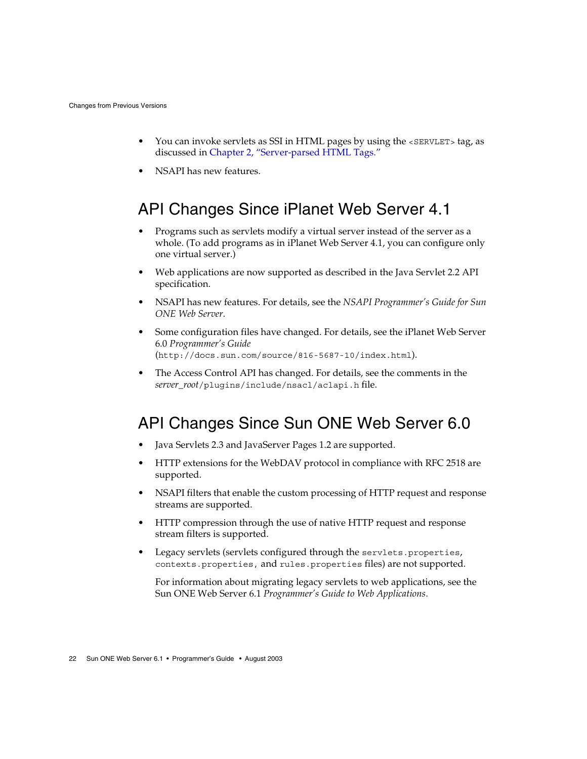- You can invoke servlets as SSI in HTML pages by using the `<SERVLET>` tag, as discussed in Chapter 2, "Server-parsed HTML Tags."
- NSAPI has new features.

## API Changes Since iPlanet Web Server 4.1

- Programs such as servlets modify a virtual server instead of the server as a whole. (To add programs as in iPlanet Web Server 4.1, you can configure only one virtual server.)
- Web applications are now supported as described in the Java Servlet 2.2 API specification.
- NSAPI has new features. For details, see the *NSAPI Programmer's Guide for Sun ONE Web Server*.
- Some configuration files have changed. For details, see the iPlanet Web Server 6.0 *Programmer's Guide* (`http://docs.sun.com/source/816-5687-10/index.html`).
- The Access Control API has changed. For details, see the comments in the *server_root*`/plugins/include/nsacl/aclapi.h` file.

## API Changes Since Sun ONE Web Server 6.0

- Java Servlets 2.3 and JavaServer Pages 1.2 are supported.
- HTTP extensions for the WebDAV protocol in compliance with RFC 2518 are supported.
- NSAPI filters that enable the custom processing of HTTP request and response streams are supported.
- HTTP compression through the use of native HTTP request and response stream filters is supported.
- Legacy servlets (servlets configured through the `servlets.properties`, `contexts.properties`, and `rules.properties` files) are not supported.

  For information about migrating legacy servlets to web applications, see the Sun ONE Web Server 6.1 *Programmer's Guide to Web Applications*.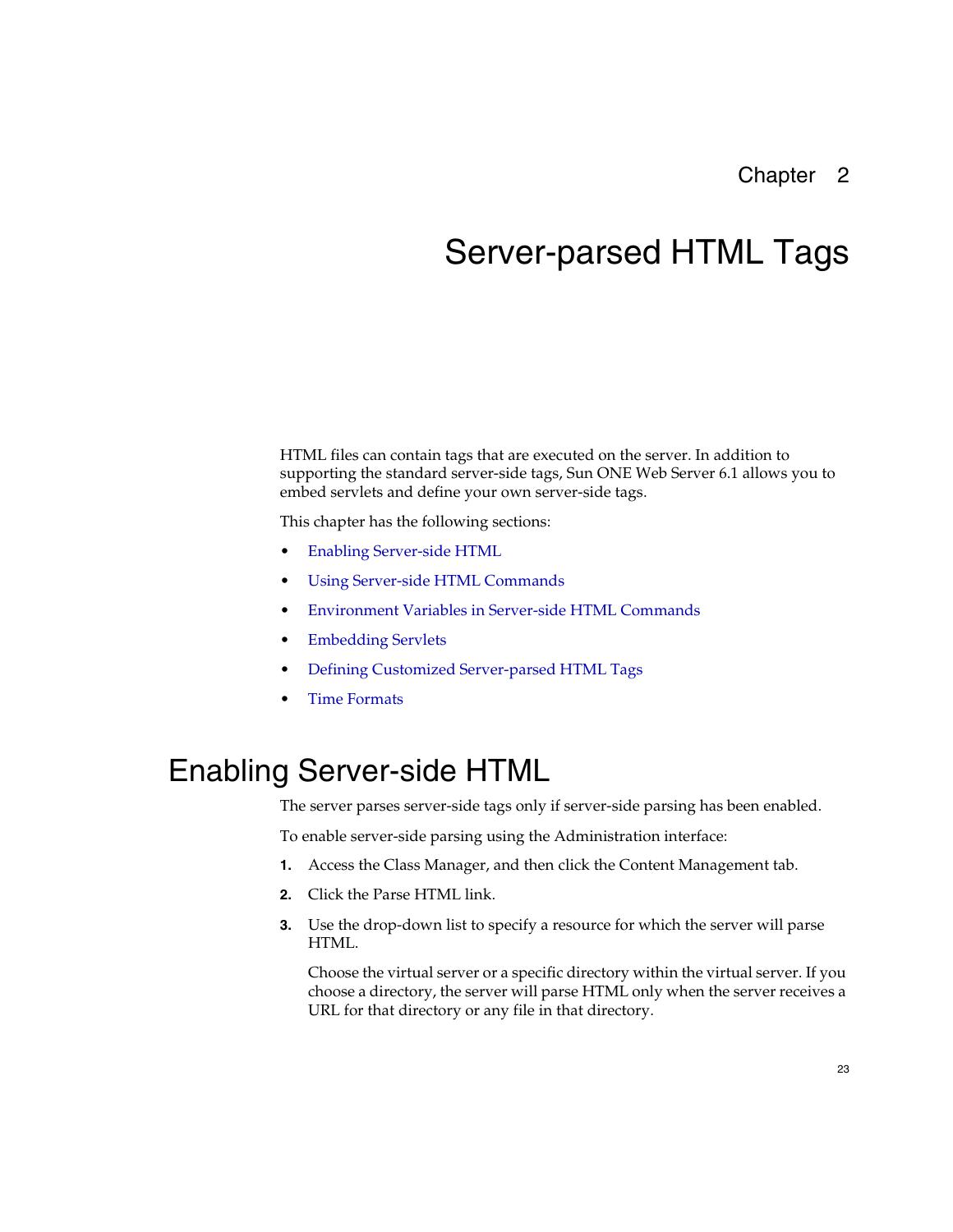# Chapter 2

# Server-parsed HTML Tags

HTML files can contain tags that are executed on the server. In addition to supporting the standard server-side tags, Sun ONE Web Server 6.1 allows you to embed servlets and define your own server-side tags.

This chapter has the following sections:

- Enabling Server-side HTML
- Using Server-side HTML Commands
- Environment Variables in Server-side HTML Commands
- Embedding Servlets
- Defining Customized Server-parsed HTML Tags
- Time Formats

## Enabling Server-side HTML

The server parses server-side tags only if server-side parsing has been enabled.

To enable server-side parsing using the Administration interface:

1. Access the Class Manager, and then click the Content Management tab.
2. Click the Parse HTML link.
3. Use the drop-down list to specify a resource for which the server will parse HTML.

   Choose the virtual server or a specific directory within the virtual server. If you choose a directory, the server will parse HTML only when the server receives a URL for that directory or any file in that directory.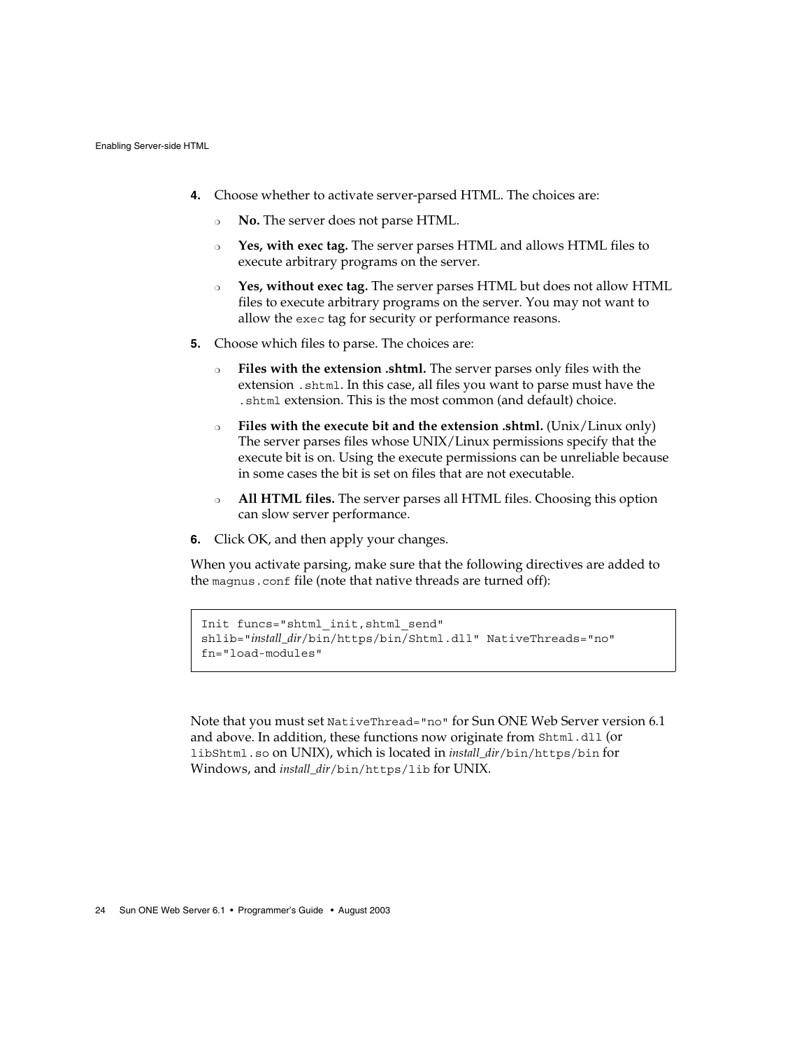4. Choose whether to activate server-parsed HTML. The choices are:
   - **No.** The server does not parse HTML.
   - **Yes, with exec tag.** The server parses HTML and allows HTML files to execute arbitrary programs on the server.
   - **Yes, without exec tag.** The server parses HTML but does not allow HTML files to execute arbitrary programs on the server. You may not want to allow the `exec` tag for security or performance reasons.
5. Choose which files to parse. The choices are:
   - **Files with the extension .shtml.** The server parses only files with the extension `.shtml`. In this case, all files you want to parse must have the `.shtml` extension. This is the most common (and default) choice.
   - **Files with the execute bit and the extension .shtml.** (Unix/Linux only) The server parses files whose UNIX/Linux permissions specify that the execute bit is on. Using the execute permissions can be unreliable because in some cases the bit is set on files that are not executable.
   - **All HTML files.** The server parses all HTML files. Choosing this option can slow server performance.
6. Click OK, and then apply your changes.

When you activate parsing, make sure that the following directives are added to the `magnus.conf` file (note that native threads are turned off):

```
Init funcs="shtml_init,shtml_send"
shlib="install_dir/bin/https/bin/Shtml.dll" NativeThreads="no"
fn="load-modules"
```

Note that you must set `NativeThread="no"` for Sun ONE Web Server version 6.1 and above. In addition, these functions now originate from `Shtml.dll` (or `libShtml.so` on UNIX), which is located in *install_dir*`/bin/https/bin` for Windows, and *install_dir*`/bin/https/lib` for UNIX.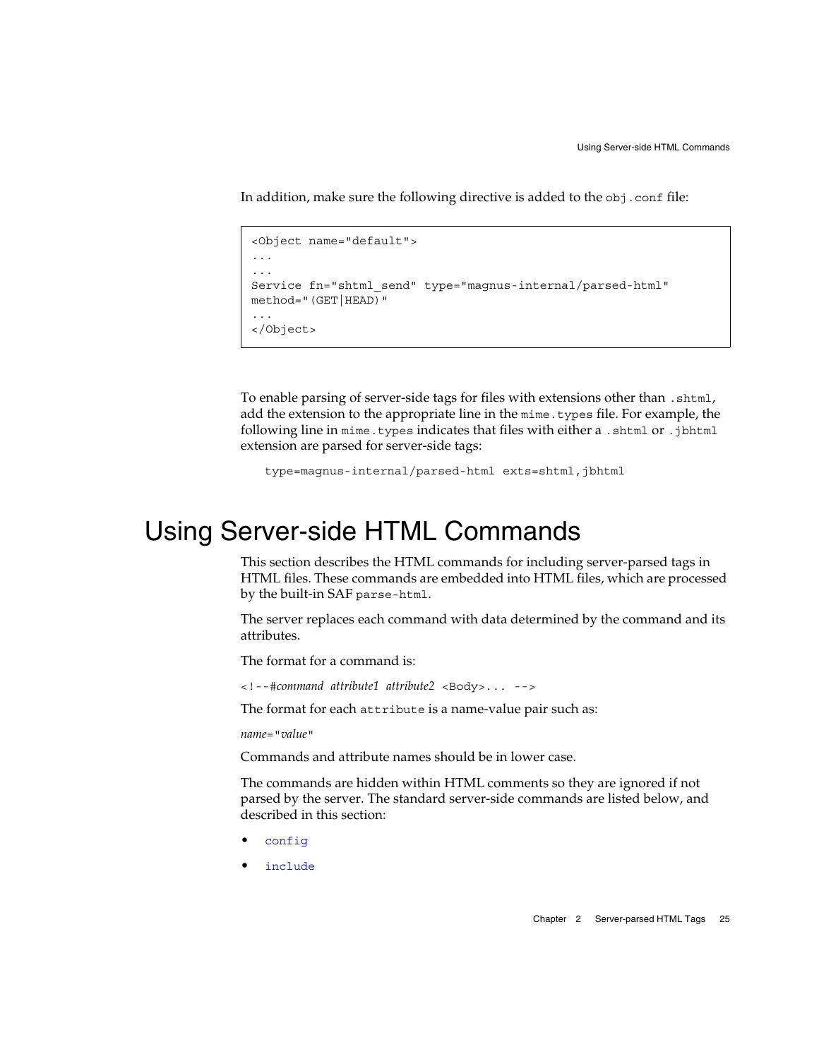In addition, make sure the following directive is added to the `obj.conf` file:

```
<Object name="default">
...
...
Service fn="shtml_send" type="magnus-internal/parsed-html"
method="(GET|HEAD)"
...
</Object>
```

To enable parsing of server-side tags for files with extensions other than `.shtml`, add the extension to the appropriate line in the `mime.types` file. For example, the following line in `mime.types` indicates that files with either a `.shtml` or `.jbhtml` extension are parsed for server-side tags:

```
type=magnus-internal/parsed-html exts=shtml,jbhtml
```

# Using Server-side HTML Commands

This section describes the HTML commands for including server-parsed tags in HTML files. These commands are embedded into HTML files, which are processed by the built-in SAF `parse-html`.

The server replaces each command with data determined by the command and its attributes.

The format for a command is:

`<!--#`*command attribute1 attribute2* `<Body>... -->`

The format for each `attribute` is a name-value pair such as:

*name*`="`*value*`"`

Commands and attribute names should be in lower case.

The commands are hidden within HTML comments so they are ignored if not parsed by the server. The standard server-side commands are listed below, and described in this section:

- `config`
- `include`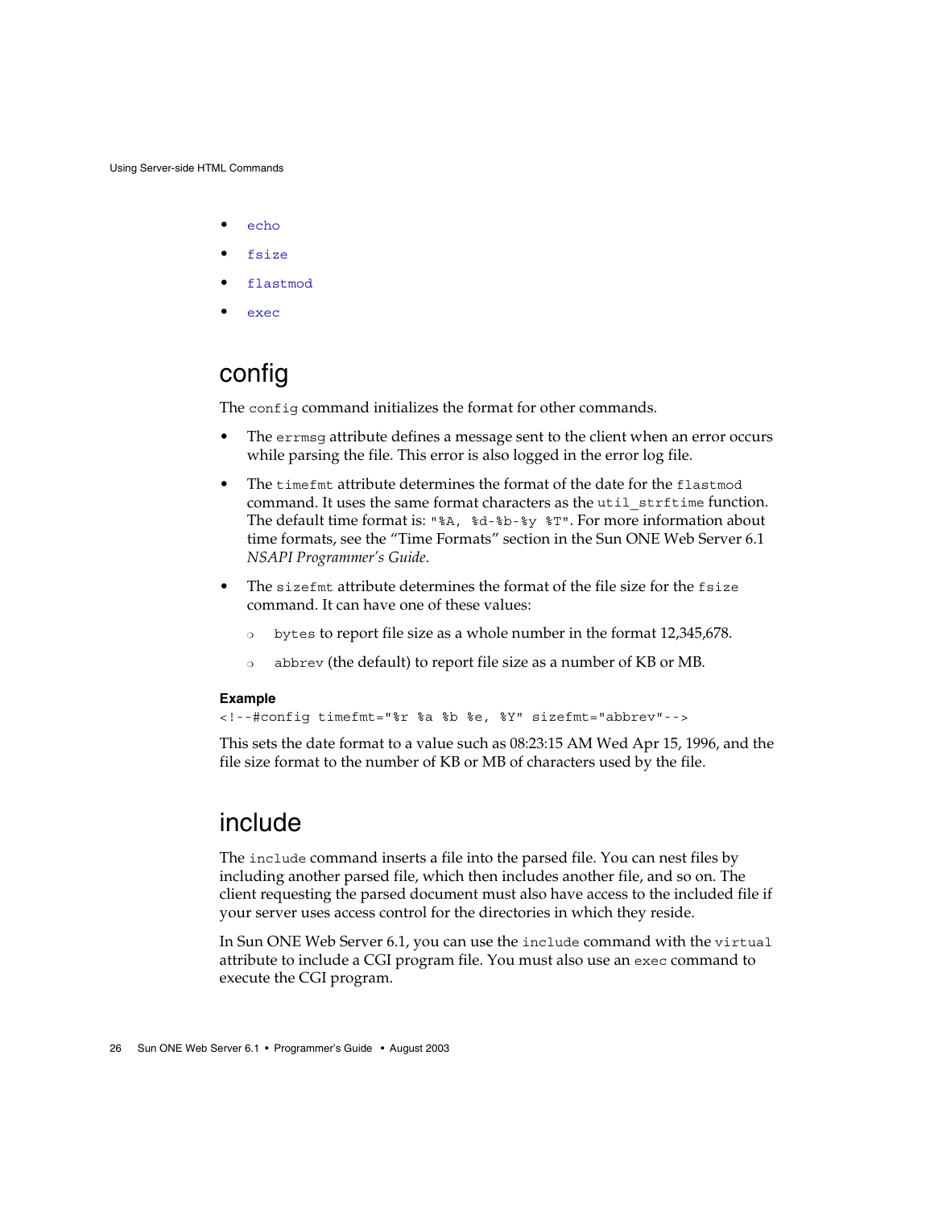- echo
- fsize
- flastmod
- exec

## config

The `config` command initializes the format for other commands.

- The `errmsg` attribute defines a message sent to the client when an error occurs while parsing the file. This error is also logged in the error log file.
- The `timefmt` attribute determines the format of the date for the `flastmod` command. It uses the same format characters as the `util_strftime` function. The default time format is: `"%A, %d-%b-%y %T"`. For more information about time formats, see the "Time Formats" section in the Sun ONE Web Server 6.1 *NSAPI Programmer's Guide*.
- The `sizefmt` attribute determines the format of the file size for the `fsize` command. It can have one of these values:
  - `bytes` to report file size as a whole number in the format 12,345,678.
  - `abbrev` (the default) to report file size as a number of KB or MB.

**Example**

```
<!--#config timefmt="%r %a %b %e, %Y" sizefmt="abbrev"-->
```

This sets the date format to a value such as 08:23:15 AM Wed Apr 15, 1996, and the file size format to the number of KB or MB of characters used by the file.

## include

The `include` command inserts a file into the parsed file. You can nest files by including another parsed file, which then includes another file, and so on. The client requesting the parsed document must also have access to the included file if your server uses access control for the directories in which they reside.

In Sun ONE Web Server 6.1, you can use the `include` command with the `virtual` attribute to include a CGI program file. You must also use an `exec` command to execute the CGI program.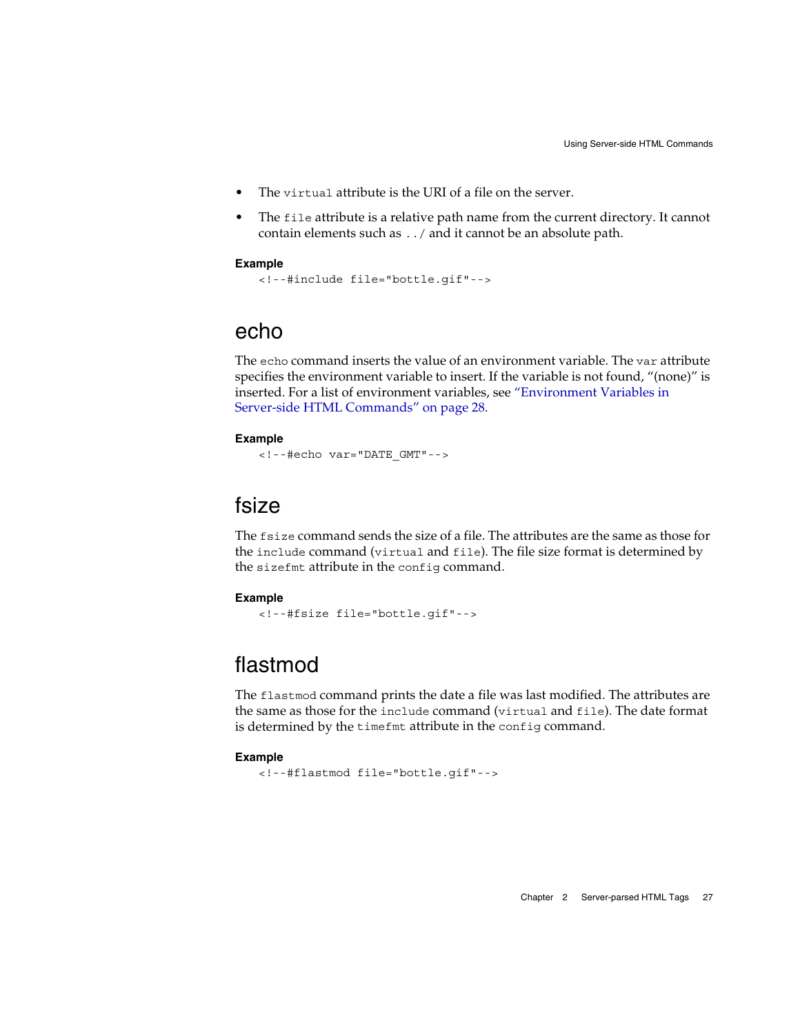- The `virtual` attribute is the URI of a file on the server.
- The `file` attribute is a relative path name from the current directory. It cannot contain elements such as `../` and it cannot be an absolute path.

**Example**

```
<!--#include file="bottle.gif"-->
```

## echo

The `echo` command inserts the value of an environment variable. The `var` attribute specifies the environment variable to insert. If the variable is not found, "(none)" is inserted. For a list of environment variables, see "Environment Variables in Server-side HTML Commands" on page 28.

**Example**

```
<!--#echo var="DATE_GMT"-->
```

## fsize

The `fsize` command sends the size of a file. The attributes are the same as those for the `include` command (`virtual` and `file`). The file size format is determined by the `sizefmt` attribute in the `config` command.

**Example**

```
<!--#fsize file="bottle.gif"-->
```

## flastmod

The `flastmod` command prints the date a file was last modified. The attributes are the same as those for the `include` command (`virtual` and `file`). The date format is determined by the `timefmt` attribute in the `config` command.

**Example**

```
<!--#flastmod file="bottle.gif"-->
```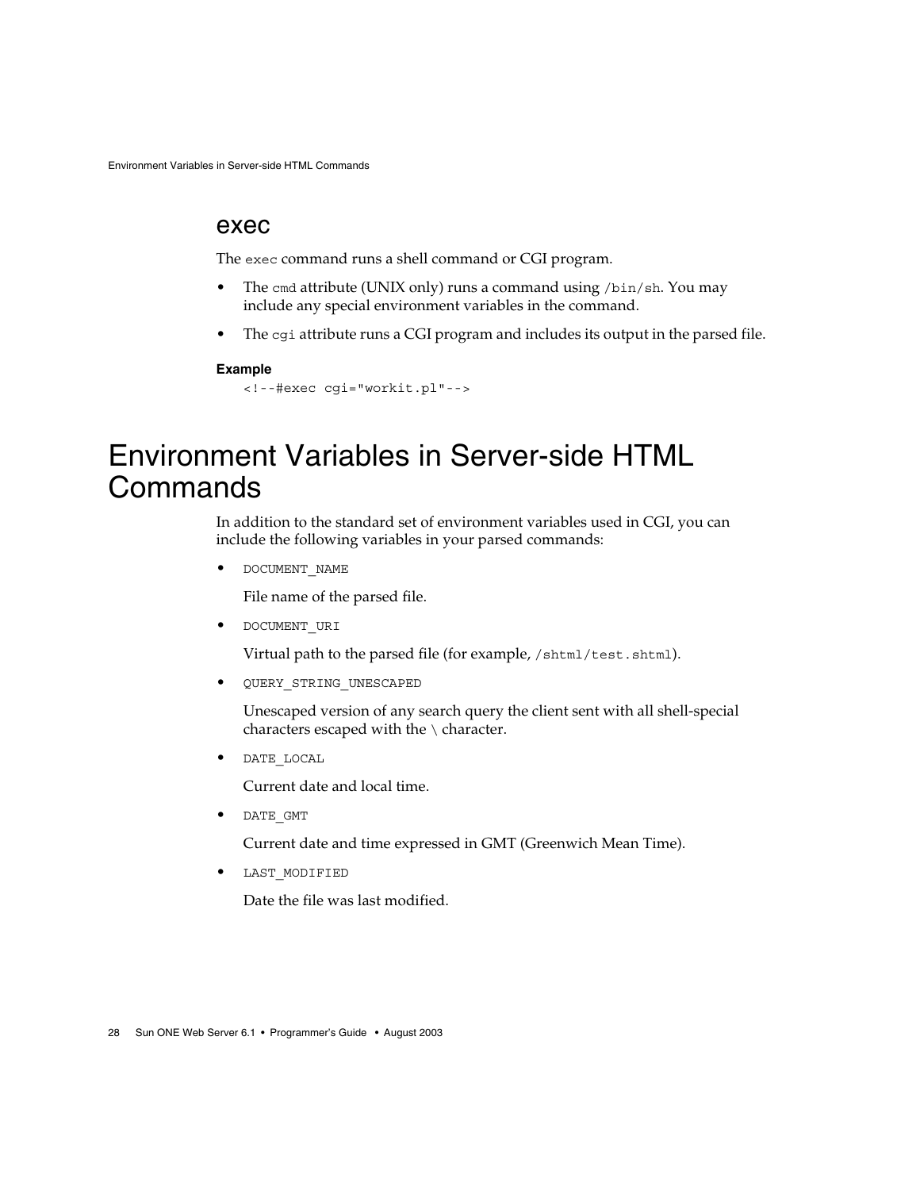### exec

The `exec` command runs a shell command or CGI program.

- The `cmd` attribute (UNIX only) runs a command using `/bin/sh`. You may include any special environment variables in the command.
- The `cgi` attribute runs a CGI program and includes its output in the parsed file.

**Example**

```
<!--#exec cgi="workit.pl"-->
```

## Environment Variables in Server-side HTML Commands

In addition to the standard set of environment variables used in CGI, you can include the following variables in your parsed commands:

- `DOCUMENT_NAME`

  File name of the parsed file.

- `DOCUMENT_URI`

  Virtual path to the parsed file (for example, `/shtml/test.shtml`).

- `QUERY_STRING_UNESCAPED`

  Unescaped version of any search query the client sent with all shell-special characters escaped with the `\` character.

- `DATE_LOCAL`

  Current date and local time.

- `DATE_GMT`

  Current date and time expressed in GMT (Greenwich Mean Time).

- `LAST_MODIFIED`

  Date the file was last modified.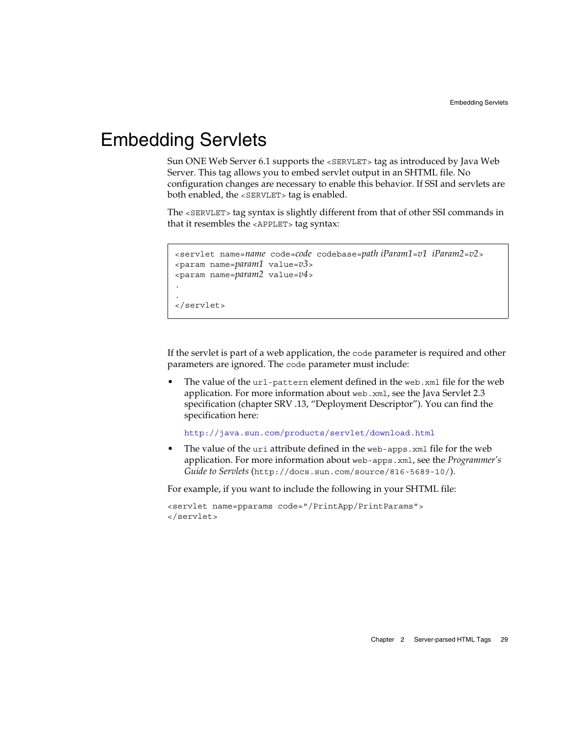# Embedding Servlets

Sun ONE Web Server 6.1 supports the `<SERVLET>` tag as introduced by Java Web Server. This tag allows you to embed servlet output in an SHTML file. No configuration changes are necessary to enable this behavior. If SSI and servlets are both enabled, the `<SERVLET>` tag is enabled.

The `<SERVLET>` tag syntax is slightly different from that of other SSI commands in that it resembles the `<APPLET>` tag syntax:

```
<servlet name=name code=code codebase=path iParam1=v1 iParam2=v2>
<param name=param1 value=v3>
<param name=param2 value=v4>
.
.
</servlet>
```

If the servlet is part of a web application, the `code` parameter is required and other parameters are ignored. The `code` parameter must include:

- The value of the `url-pattern` element defined in the `web.xml` file for the web application. For more information about `web.xml`, see the Java Servlet 2.3 specification (chapter SRV .13, "Deployment Descriptor"). You can find the specification here:

  http://java.sun.com/products/servlet/download.html

- The value of the `uri` attribute defined in the `web-apps.xml` file for the web application. For more information about `web-apps.xml`, see the *Programmer's Guide to Servlets* (`http://docs.sun.com/source/816-5689-10/`).

For example, if you want to include the following in your SHTML file:

```
<servlet name=pparams code="/PrintApp/PrintParams">
</servlet>
```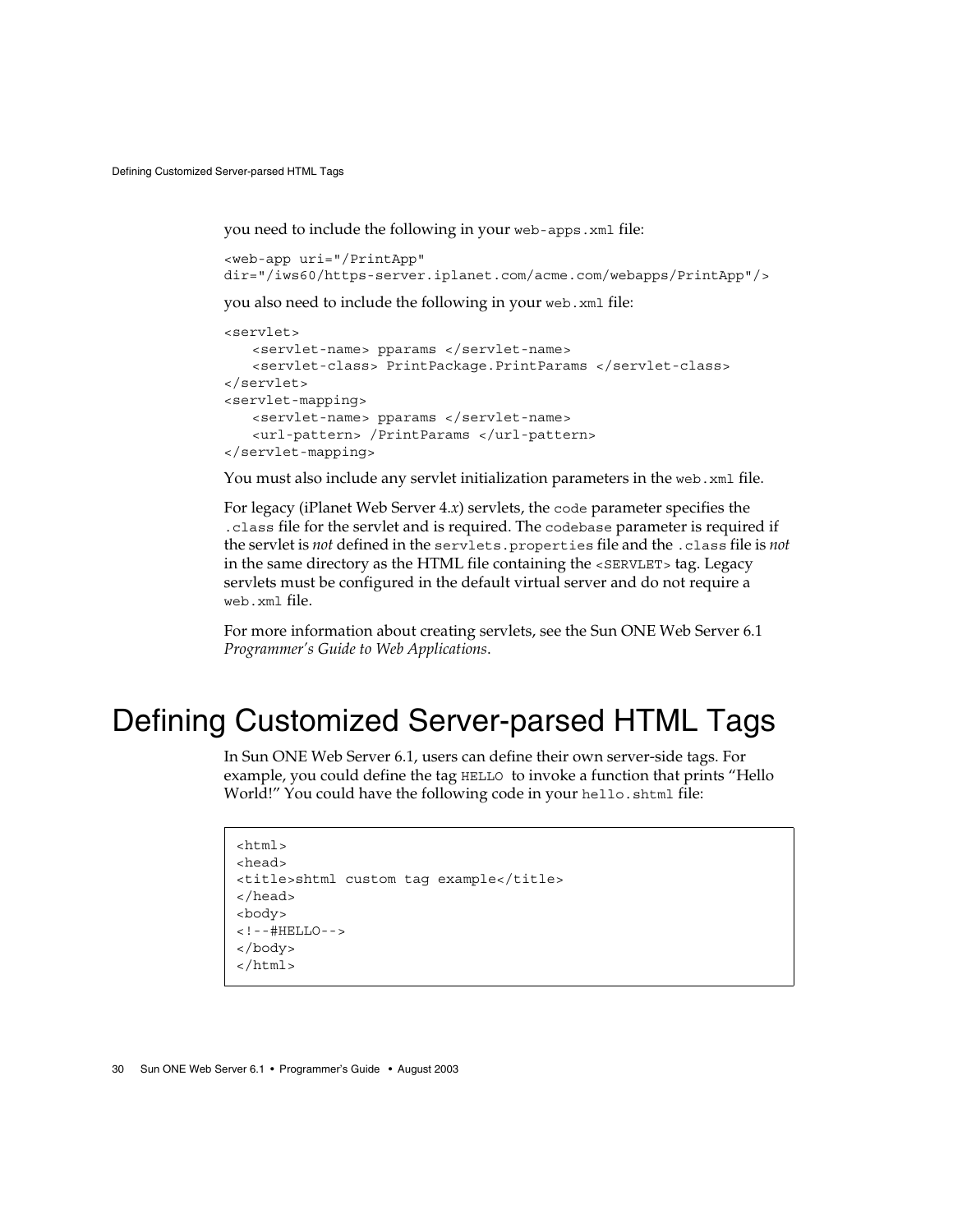you need to include the following in your `web-apps.xml` file:

```
<web-app uri="/PrintApp"
dir="/iws60/https-server.iplanet.com/acme.com/webapps/PrintApp"/>
```

you also need to include the following in your `web.xml` file:

```
<servlet>
   <servlet-name> pparams </servlet-name>
   <servlet-class> PrintPackage.PrintParams </servlet-class>
</servlet>
<servlet-mapping>
   <servlet-name> pparams </servlet-name>
   <url-pattern> /PrintParams </url-pattern>
</servlet-mapping>
```

You must also include any servlet initialization parameters in the `web.xml` file.

For legacy (iPlanet Web Server 4.*x*) servlets, the `code` parameter specifies the `.class` file for the servlet and is required. The `codebase` parameter is required if the servlet is *not* defined in the `servlets.properties` file and the `.class` file is *not* in the same directory as the HTML file containing the `<SERVLET>` tag. Legacy servlets must be configured in the default virtual server and do not require a `web.xml` file.

For more information about creating servlets, see the Sun ONE Web Server 6.1 *Programmer's Guide to Web Applications*.

# Defining Customized Server-parsed HTML Tags

In Sun ONE Web Server 6.1, users can define their own server-side tags. For example, you could define the tag `HELLO` to invoke a function that prints "Hello World!" You could have the following code in your `hello.shtml` file:

```
<html>
<head>
<title>shtml custom tag example</title>
</head>
<body>
<!--#HELLO-->
</body>
</html>
```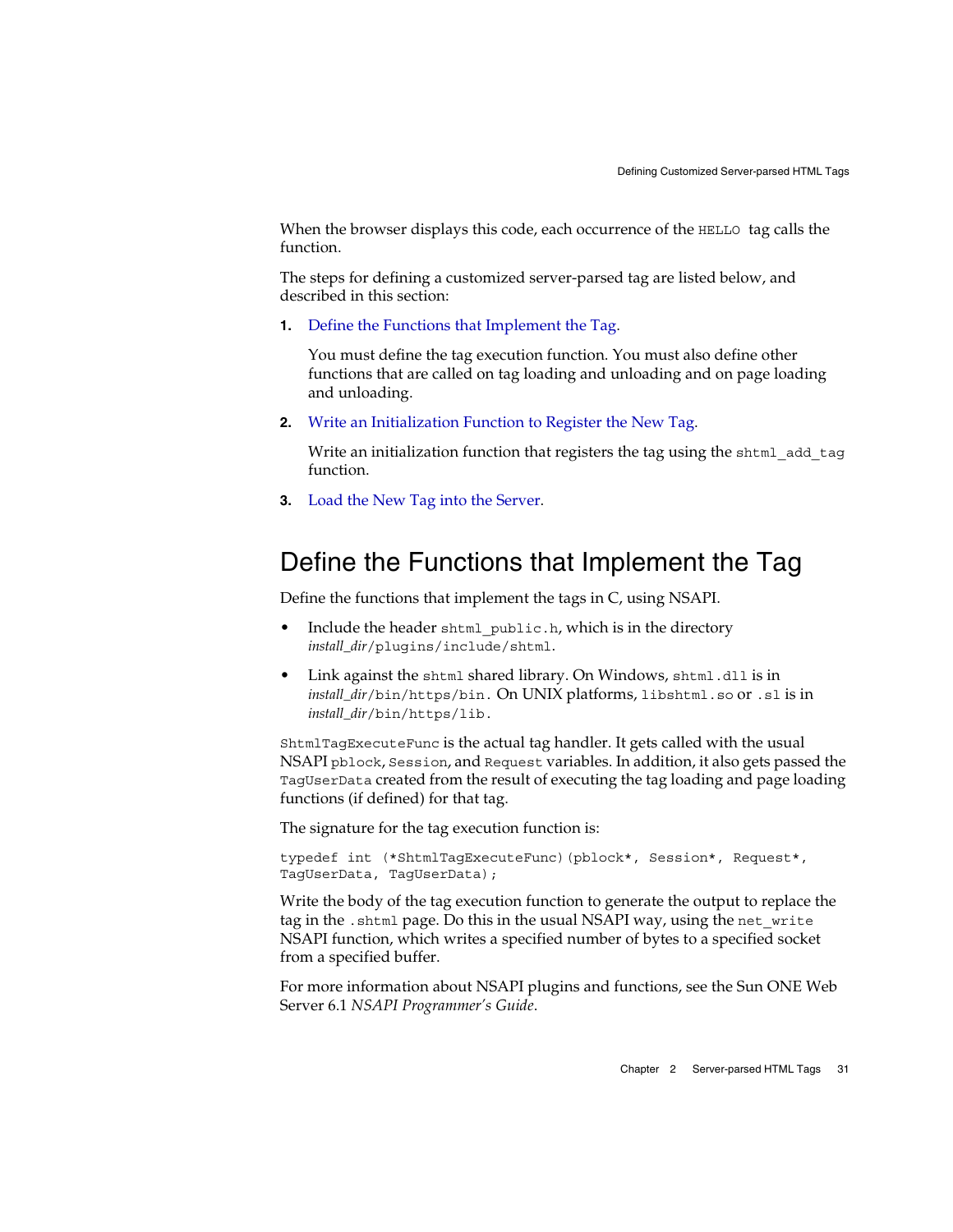When the browser displays this code, each occurrence of the `HELLO` tag calls the function.

The steps for defining a customized server-parsed tag are listed below, and described in this section:

1. Define the Functions that Implement the Tag.

   You must define the tag execution function. You must also define other functions that are called on tag loading and unloading and on page loading and unloading.

2. Write an Initialization Function to Register the New Tag.

   Write an initialization function that registers the tag using the `shtml_add_tag` function.

3. Load the New Tag into the Server.

## Define the Functions that Implement the Tag

Define the functions that implement the tags in C, using NSAPI.

- Include the header `shtml_public.h`, which is in the directory *install_dir*`/plugins/include/shtml`.
- Link against the `shtml` shared library. On Windows, `shtml.dll` is in *install_dir*`/bin/https/bin`. On UNIX platforms, `libshtml.so` or `.sl` is in *install_dir*`/bin/https/lib`.

`ShtmlTagExecuteFunc` is the actual tag handler. It gets called with the usual NSAPI `pblock`, `Session`, and `Request` variables. In addition, it also gets passed the `TagUserData` created from the result of executing the tag loading and page loading functions (if defined) for that tag.

The signature for the tag execution function is:

```
typedef int (*ShtmlTagExecuteFunc)(pblock*, Session*, Request*,
TagUserData, TagUserData);
```

Write the body of the tag execution function to generate the output to replace the tag in the `.shtml` page. Do this in the usual NSAPI way, using the `net_write` NSAPI function, which writes a specified number of bytes to a specified socket from a specified buffer.

For more information about NSAPI plugins and functions, see the Sun ONE Web Server 6.1 *NSAPI Programmer's Guide*.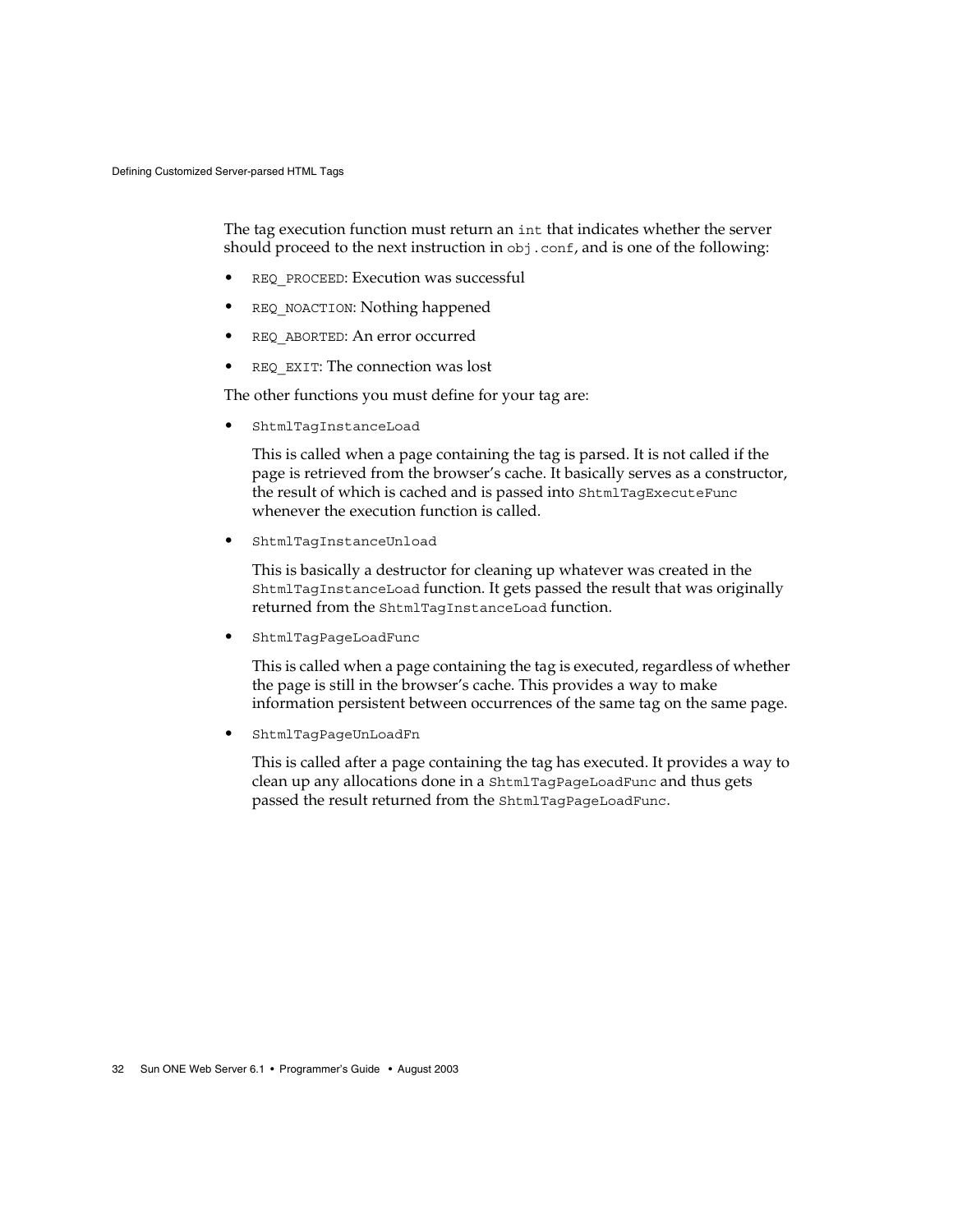The tag execution function must return an `int` that indicates whether the server should proceed to the next instruction in `obj.conf`, and is one of the following:

- `REQ_PROCEED`: Execution was successful
- `REQ_NOACTION`: Nothing happened
- `REQ_ABORTED`: An error occurred
- `REQ_EXIT`: The connection was lost

The other functions you must define for your tag are:

- `ShtmlTagInstanceLoad`

  This is called when a page containing the tag is parsed. It is not called if the page is retrieved from the browser's cache. It basically serves as a constructor, the result of which is cached and is passed into `ShtmlTagExecuteFunc` whenever the execution function is called.

- `ShtmlTagInstanceUnload`

  This is basically a destructor for cleaning up whatever was created in the `ShtmlTagInstanceLoad` function. It gets passed the result that was originally returned from the `ShtmlTagInstanceLoad` function.

- `ShtmlTagPageLoadFunc`

  This is called when a page containing the tag is executed, regardless of whether the page is still in the browser's cache. This provides a way to make information persistent between occurrences of the same tag on the same page.

- `ShtmlTagPageUnLoadFn`

  This is called after a page containing the tag has executed. It provides a way to clean up any allocations done in a `ShtmlTagPageLoadFunc` and thus gets passed the result returned from the `ShtmlTagPageLoadFunc`.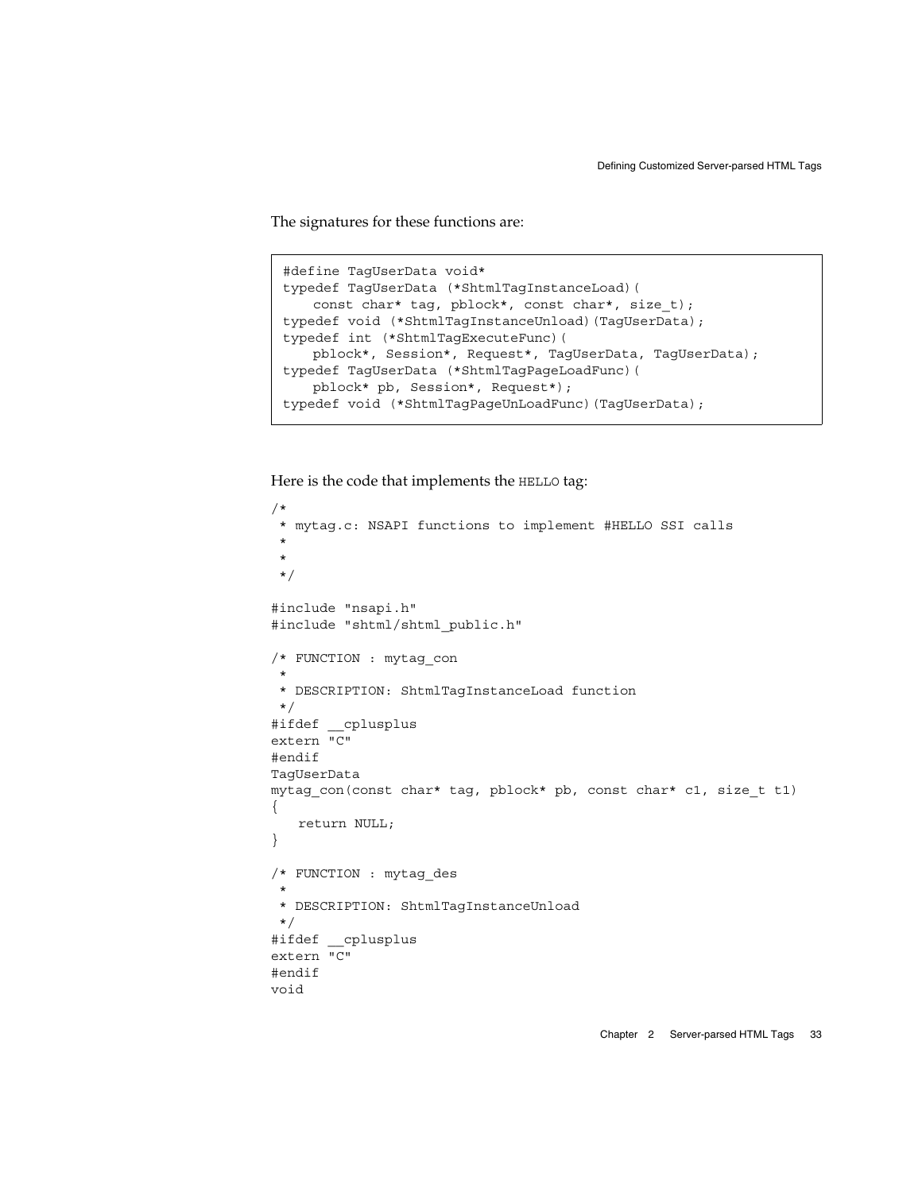The signatures for these functions are:

```
#define TagUserData void*
typedef TagUserData (*ShtmlTagInstanceLoad)(
    const char* tag, pblock*, const char*, size_t);
typedef void (*ShtmlTagInstanceUnload)(TagUserData);
typedef int (*ShtmlTagExecuteFunc)(
    pblock*, Session*, Request*, TagUserData, TagUserData);
typedef TagUserData (*ShtmlTagPageLoadFunc)(
    pblock* pb, Session*, Request*);
typedef void (*ShtmlTagPageUnLoadFunc)(TagUserData);
```

Here is the code that implements the HELLO tag:

```
/*
 * mytag.c: NSAPI functions to implement #HELLO SSI calls
 *
 *
 */

#include "nsapi.h"
#include "shtml/shtml_public.h"

/* FUNCTION : mytag_con
 *
 * DESCRIPTION: ShtmlTagInstanceLoad function
 */
#ifdef __cplusplus
extern "C"
#endif
TagUserData
mytag_con(const char* tag, pblock* pb, const char* c1, size_t t1)
{
   return NULL;
}

/* FUNCTION : mytag_des
 *
 * DESCRIPTION: ShtmlTagInstanceUnload
 */
#ifdef __cplusplus
extern "C"
#endif
void
```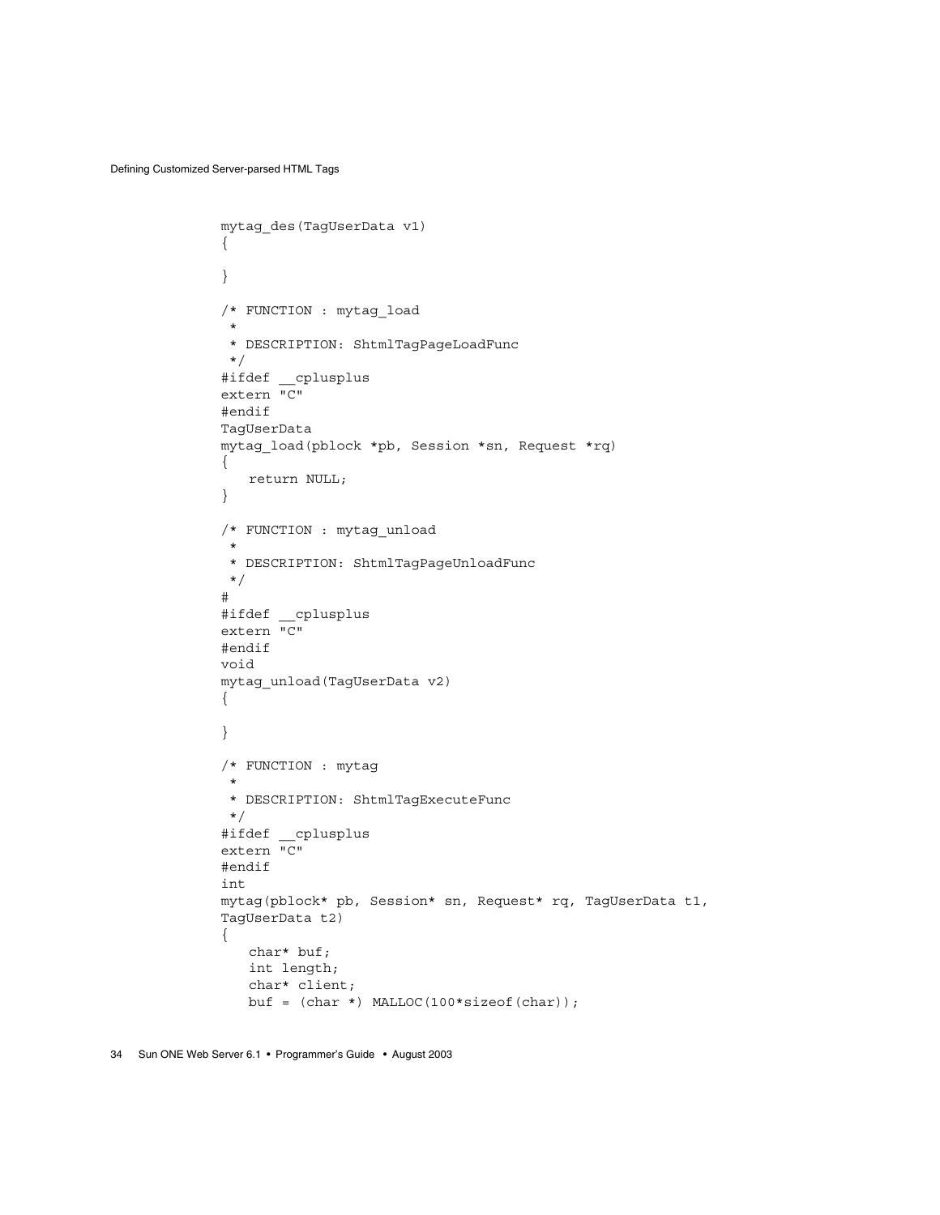```
mytag_des(TagUserData v1)
{

}

/* FUNCTION : mytag_load
 *
 * DESCRIPTION: ShtmlTagPageLoadFunc
 */
#ifdef __cplusplus
extern "C"
#endif
TagUserData
mytag_load(pblock *pb, Session *sn, Request *rq)
{
   return NULL;
}

/* FUNCTION : mytag_unload
 *
 * DESCRIPTION: ShtmlTagPageUnloadFunc
 */
#
#ifdef __cplusplus
extern "C"
#endif
void
mytag_unload(TagUserData v2)
{

}

/* FUNCTION : mytag
 *
 * DESCRIPTION: ShtmlTagExecuteFunc
 */
#ifdef __cplusplus
extern "C"
#endif
int
mytag(pblock* pb, Session* sn, Request* rq, TagUserData t1,
TagUserData t2)
{
   char* buf;
   int length;
   char* client;
   buf = (char *) MALLOC(100*sizeof(char));
```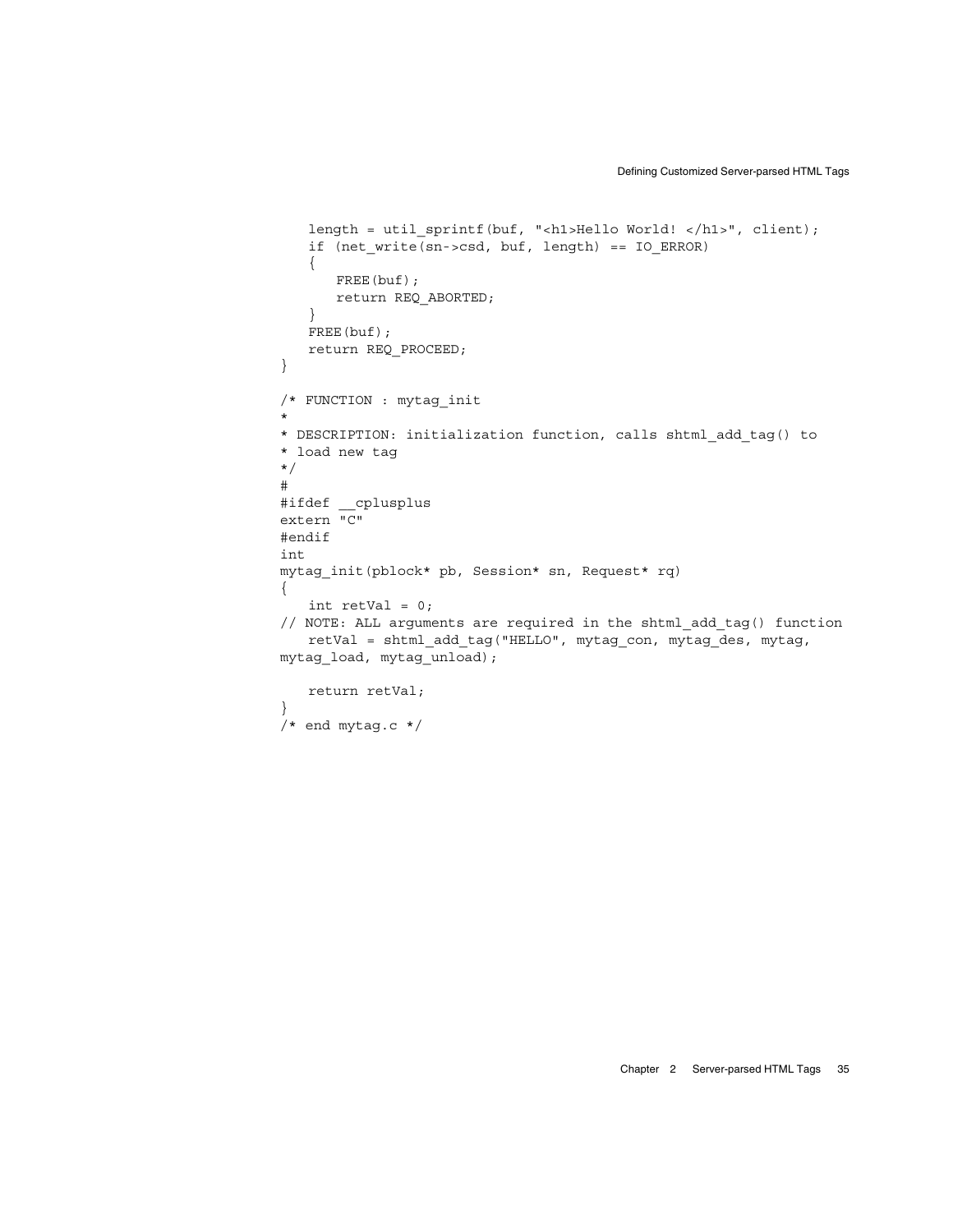```
   length = util_sprintf(buf, "<h1>Hello World! </h1>", client);
   if (net_write(sn->csd, buf, length) == IO_ERROR)
   {
      FREE(buf);
      return REQ_ABORTED;
   }
   FREE(buf);
   return REQ_PROCEED;
}

/* FUNCTION : mytag_init
*
* DESCRIPTION: initialization function, calls shtml_add_tag() to
* load new tag
*/
#
#ifdef __cplusplus
extern "C"
#endif
int
mytag_init(pblock* pb, Session* sn, Request* rq)
{
   int retVal = 0;
// NOTE: ALL arguments are required in the shtml_add_tag() function
   retVal = shtml_add_tag("HELLO", mytag_con, mytag_des, mytag,
mytag_load, mytag_unload);

   return retVal;
}
/* end mytag.c */
```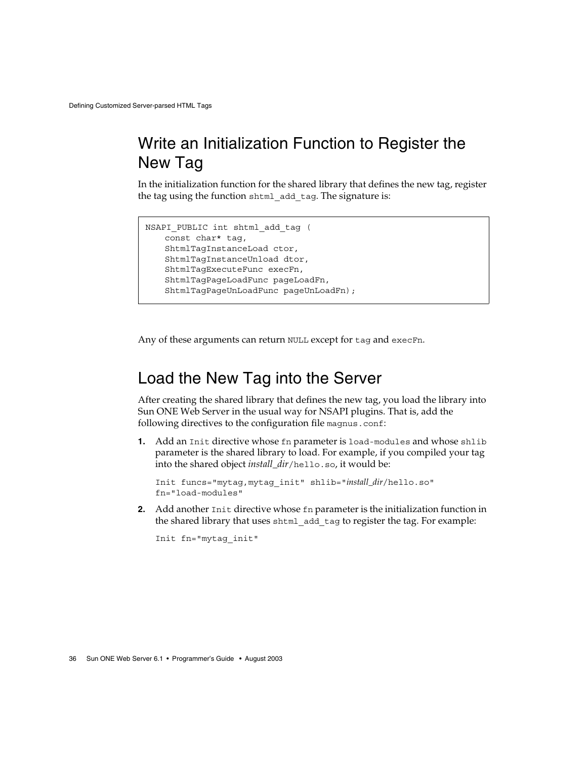## Write an Initialization Function to Register the New Tag

In the initialization function for the shared library that defines the new tag, register the tag using the function `shtml_add_tag`. The signature is:

```
NSAPI_PUBLIC int shtml_add_tag (
    const char* tag,
    ShtmlTagInstanceLoad ctor,
    ShtmlTagInstanceUnload dtor,
    ShtmlTagExecuteFunc execFn,
    ShtmlTagPageLoadFunc pageLoadFn,
    ShtmlTagPageUnLoadFunc pageUnLoadFn);
```

Any of these arguments can return `NULL` except for `tag` and `execFn`.

## Load the New Tag into the Server

After creating the shared library that defines the new tag, you load the library into Sun ONE Web Server in the usual way for NSAPI plugins. That is, add the following directives to the configuration file `magnus.conf`:

1. Add an `Init` directive whose `fn` parameter is `load-modules` and whose `shlib` parameter is the shared library to load. For example, if you compiled your tag into the shared object *install_dir*`/hello.so`, it would be:

   ```
   Init funcs="mytag,mytag_init" shlib="install_dir/hello.so"
   fn="load-modules"
   ```

2. Add another `Init` directive whose `fn` parameter is the initialization function in the shared library that uses `shtml_add_tag` to register the tag. For example:

   ```
   Init fn="mytag_init"
   ```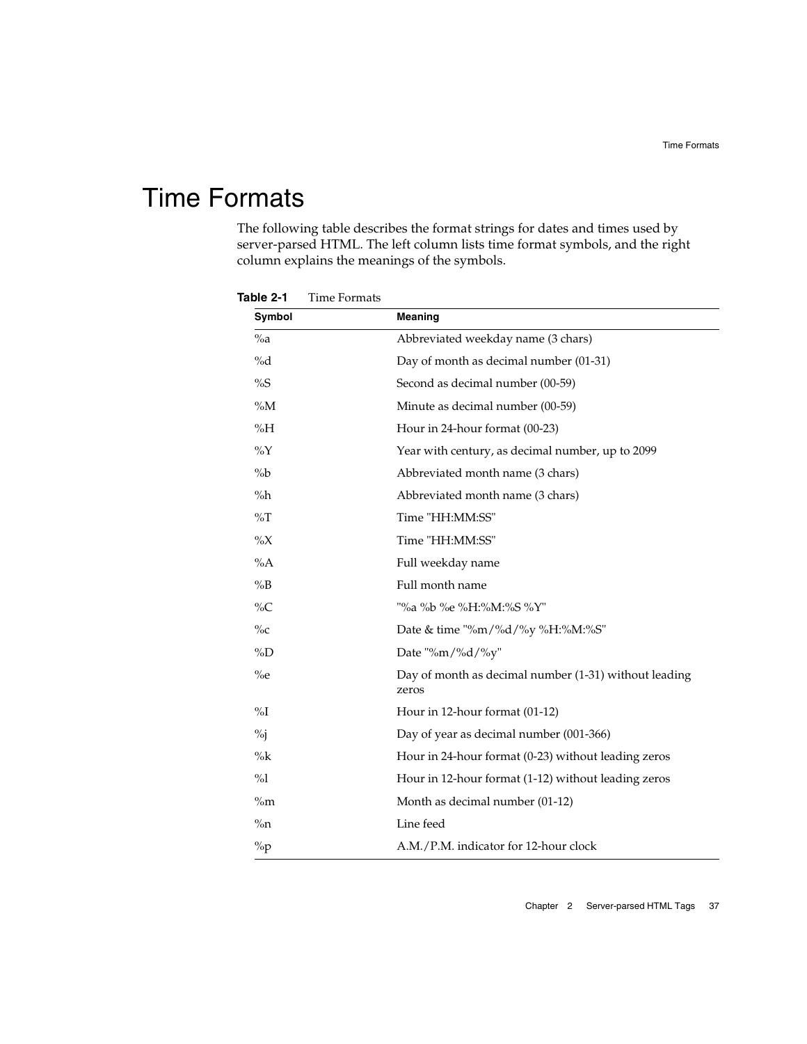# Time Formats

The following table describes the format strings for dates and times used by server-parsed HTML. The left column lists time format symbols, and the right column explains the meanings of the symbols.

**Table 2-1** Time Formats

| Symbol | Meaning |
|---|---|
| %a | Abbreviated weekday name (3 chars) |
| %d | Day of month as decimal number (01-31) |
| %S | Second as decimal number (00-59) |
| %M | Minute as decimal number (00-59) |
| %H | Hour in 24-hour format (00-23) |
| %Y | Year with century, as decimal number, up to 2099 |
| %b | Abbreviated month name (3 chars) |
| %h | Abbreviated month name (3 chars) |
| %T | Time "HH:MM:SS" |
| %X | Time "HH:MM:SS" |
| %A | Full weekday name |
| %B | Full month name |
| %C | "%a %b %e %H:%M:%S %Y" |
| %c | Date & time "%m/%d/%y %H:%M:%S" |
| %D | Date "%m/%d/%y" |
| %e | Day of month as decimal number (1-31) without leading zeros |
| %I | Hour in 12-hour format (01-12) |
| %j | Day of year as decimal number (001-366) |
| %k | Hour in 24-hour format (0-23) without leading zeros |
| %l | Hour in 12-hour format (1-12) without leading zeros |
| %m | Month as decimal number (01-12) |
| %n | Line feed |
| %p | A.M./P.M. indicator for 12-hour clock |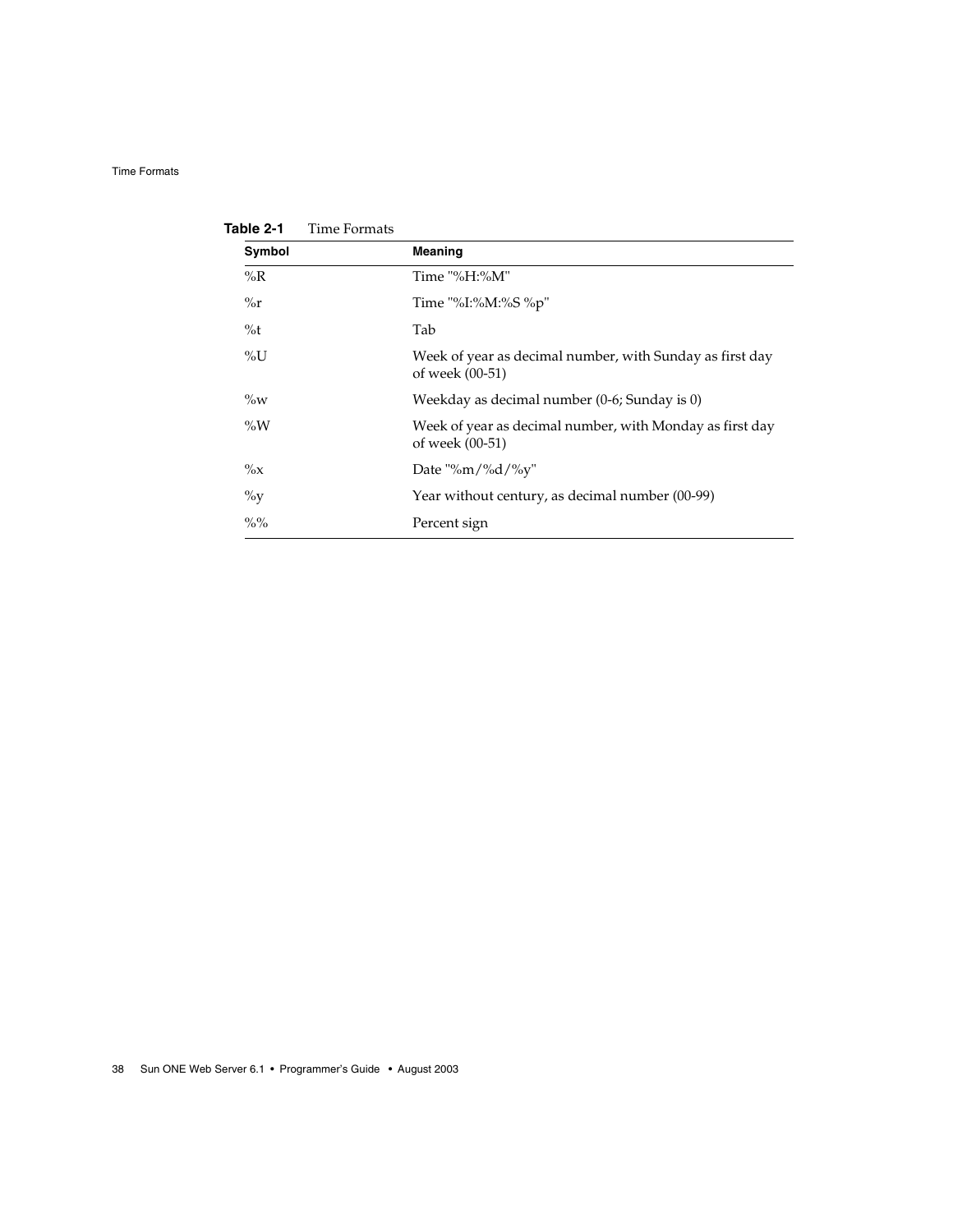**Table 2-1** Time Formats

| Symbol | Meaning |
|---|---|
| %R | Time "%H:%M" |
| %r | Time "%I:%M:%S %p" |
| %t | Tab |
| %U | Week of year as decimal number, with Sunday as first day of week (00-51) |
| %w | Weekday as decimal number (0-6; Sunday is 0) |
| %W | Week of year as decimal number, with Monday as first day of week (00-51) |
| %x | Date "%m/%d/%y" |
| %y | Year without century, as decimal number (00-99) |
| %% | Percent sign |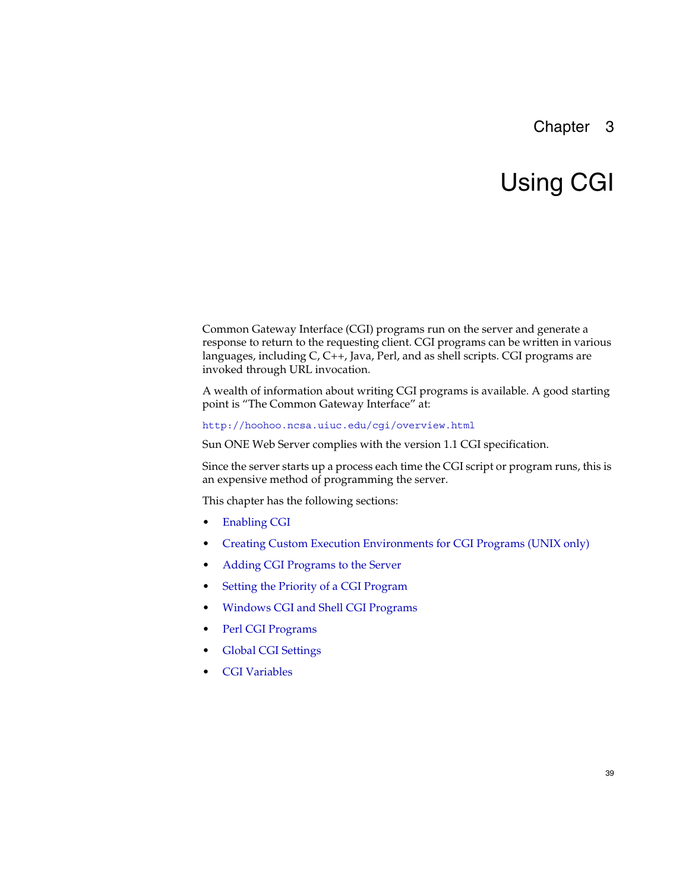# Chapter 3

# Using CGI

Common Gateway Interface (CGI) programs run on the server and generate a response to return to the requesting client. CGI programs can be written in various languages, including C, C++, Java, Perl, and as shell scripts. CGI programs are invoked through URL invocation.

A wealth of information about writing CGI programs is available. A good starting point is "The Common Gateway Interface" at:

http://hoohoo.ncsa.uiuc.edu/cgi/overview.html

Sun ONE Web Server complies with the version 1.1 CGI specification.

Since the server starts up a process each time the CGI script or program runs, this is an expensive method of programming the server.

This chapter has the following sections:

- Enabling CGI
- Creating Custom Execution Environments for CGI Programs (UNIX only)
- Adding CGI Programs to the Server
- Setting the Priority of a CGI Program
- Windows CGI and Shell CGI Programs
- Perl CGI Programs
- Global CGI Settings
- CGI Variables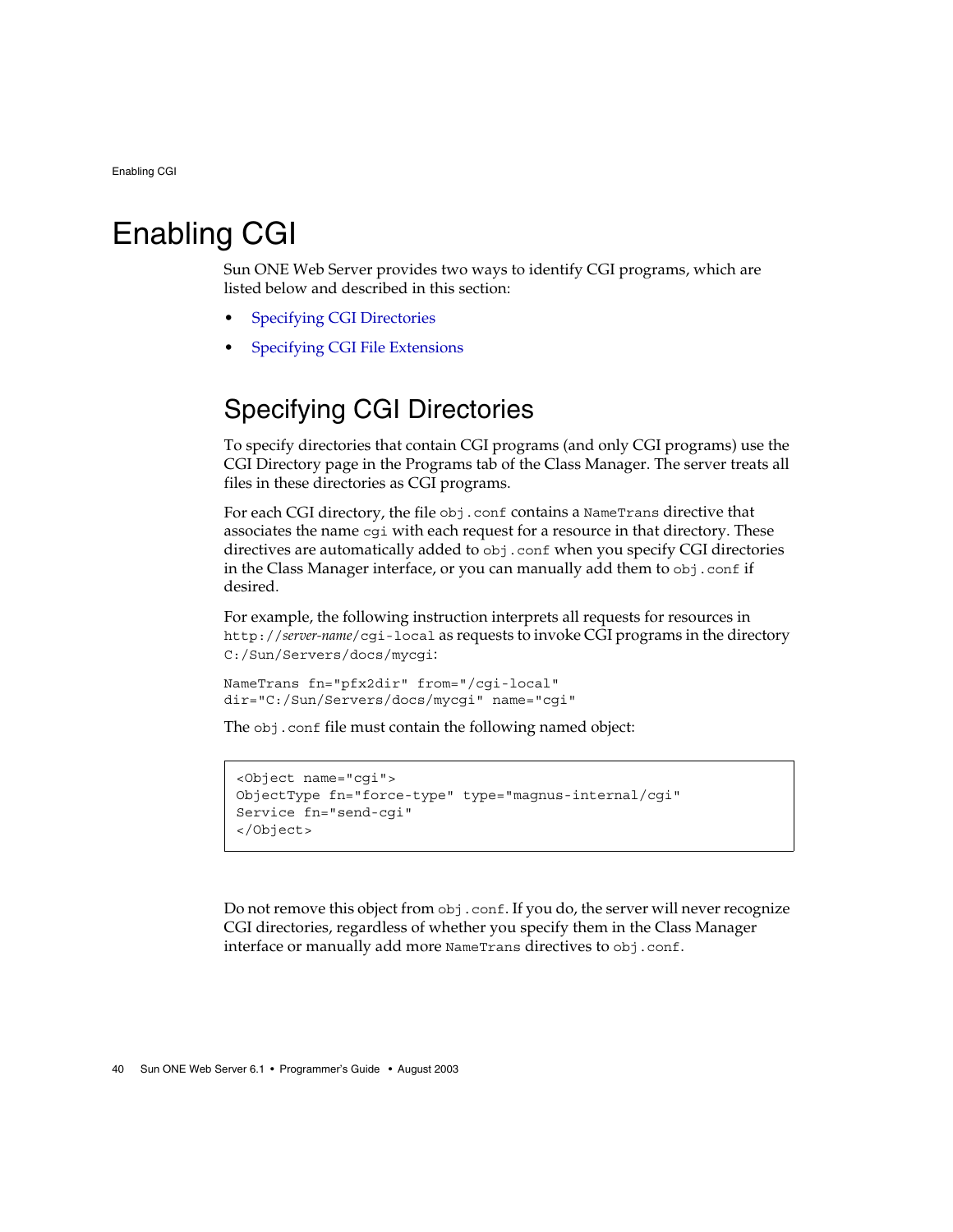# Enabling CGI

Sun ONE Web Server provides two ways to identify CGI programs, which are listed below and described in this section:

- Specifying CGI Directories
- Specifying CGI File Extensions

## Specifying CGI Directories

To specify directories that contain CGI programs (and only CGI programs) use the CGI Directory page in the Programs tab of the Class Manager. The server treats all files in these directories as CGI programs.

For each CGI directory, the file `obj.conf` contains a `NameTrans` directive that associates the name `cgi` with each request for a resource in that directory. These directives are automatically added to `obj.conf` when you specify CGI directories in the Class Manager interface, or you can manually add them to `obj.conf` if desired.

For example, the following instruction interprets all requests for resources in `http://`*server-name*`/cgi-local` as requests to invoke CGI programs in the directory `C:/Sun/Servers/docs/mycgi`:

```
NameTrans fn="pfx2dir" from="/cgi-local"
dir="C:/Sun/Servers/docs/mycgi" name="cgi"
```

The `obj.conf` file must contain the following named object:

```
<Object name="cgi">
ObjectType fn="force-type" type="magnus-internal/cgi"
Service fn="send-cgi"
</Object>
```

Do not remove this object from `obj.conf`. If you do, the server will never recognize CGI directories, regardless of whether you specify them in the Class Manager interface or manually add more `NameTrans` directives to `obj.conf`.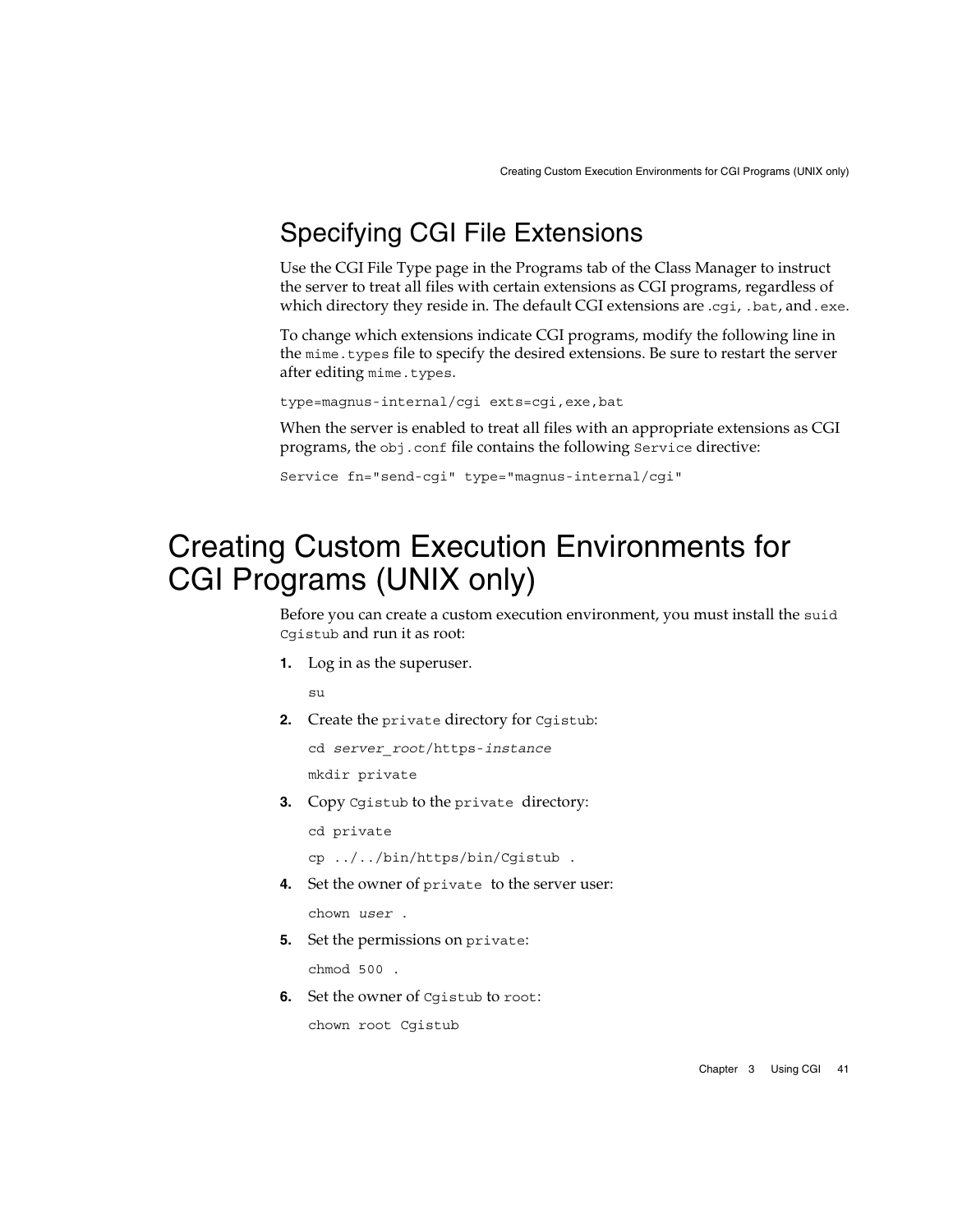## Specifying CGI File Extensions

Use the CGI File Type page in the Programs tab of the Class Manager to instruct the server to treat all files with certain extensions as CGI programs, regardless of which directory they reside in. The default CGI extensions are `.cgi`, `.bat`, and `.exe`.

To change which extensions indicate CGI programs, modify the following line in the `mime.types` file to specify the desired extensions. Be sure to restart the server after editing `mime.types`.

```
type=magnus-internal/cgi exts=cgi,exe,bat
```

When the server is enabled to treat all files with an appropriate extensions as CGI programs, the `obj.conf` file contains the following `Service` directive:

```
Service fn="send-cgi" type="magnus-internal/cgi"
```

# Creating Custom Execution Environments for CGI Programs (UNIX only)

Before you can create a custom execution environment, you must install the `suid Cgistub` and run it as root:

1. Log in as the superuser.

   ```
   su
   ```

2. Create the `private` directory for `Cgistub`:

   ```
   cd server_root/https-instance
   mkdir private
   ```

3. Copy `Cgistub` to the `private` directory:

   ```
   cd private
   cp ../../bin/https/bin/Cgistub .
   ```

4. Set the owner of `private` to the server user:

   ```
   chown user .
   ```

5. Set the permissions on `private`:

   ```
   chmod 500 .
   ```

6. Set the owner of `Cgistub` to `root`:

   ```
   chown root Cgistub
   ```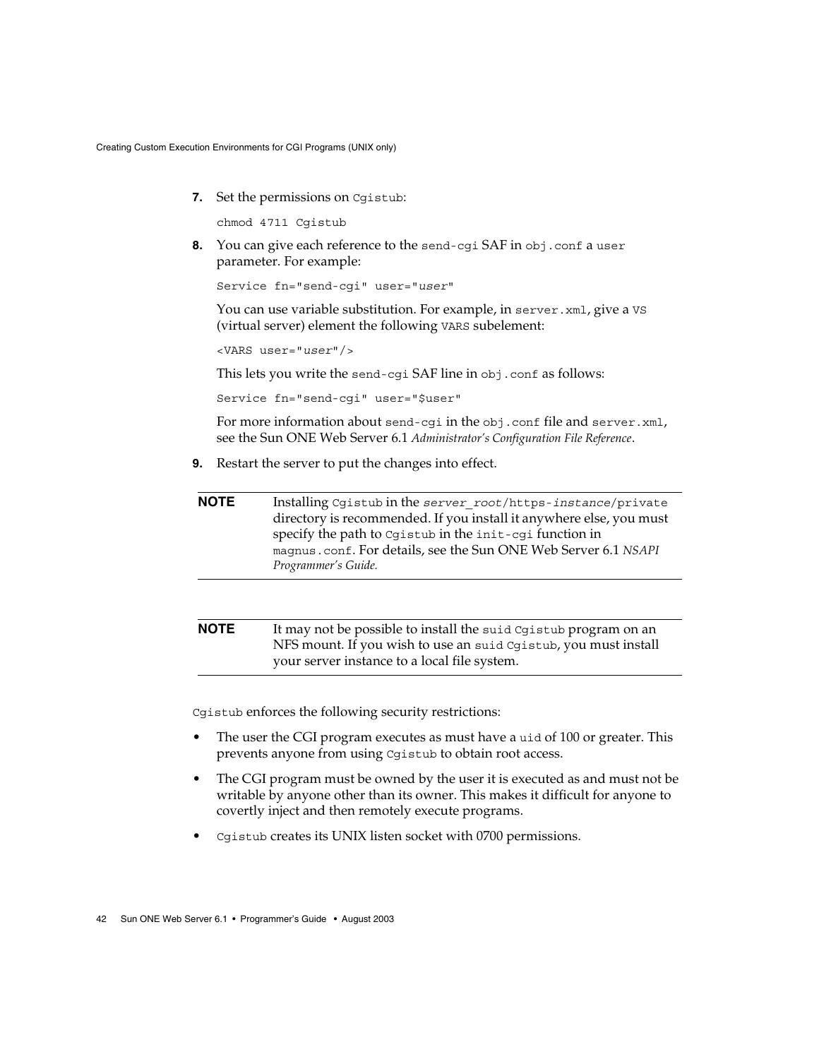7. Set the permissions on `Cgistub`:

   ```
   chmod 4711 Cgistub
   ```

8. You can give each reference to the `send-cgi` SAF in `obj.conf` a `user` parameter. For example:

   ```
   Service fn="send-cgi" user="user"
   ```

   You can use variable substitution. For example, in `server.xml`, give a `VS` (virtual server) element the following `VARS` subelement:

   ```
   <VARS user="user"/>
   ```

   This lets you write the `send-cgi` SAF line in `obj.conf` as follows:

   ```
   Service fn="send-cgi" user="$user"
   ```

   For more information about `send-cgi` in the `obj.conf` file and `server.xml`, see the Sun ONE Web Server 6.1 *Administrator's Configuration File Reference*.

9. Restart the server to put the changes into effect.

**NOTE** Installing `Cgistub` in the *`server_root`*`/https-`*`instance`*`/private` directory is recommended. If you install it anywhere else, you must specify the path to `Cgistub` in the `init-cgi` function in `magnus.conf`. For details, see the Sun ONE Web Server 6.1 *NSAPI Programmer's Guide.*

**NOTE** It may not be possible to install the `suid` `Cgistub` program on an NFS mount. If you wish to use an `suid` `Cgistub`, you must install your server instance to a local file system.

`Cgistub` enforces the following security restrictions:

- The user the CGI program executes as must have a `uid` of 100 or greater. This prevents anyone from using `Cgistub` to obtain root access.
- The CGI program must be owned by the user it is executed as and must not be writable by anyone other than its owner. This makes it difficult for anyone to covertly inject and then remotely execute programs.
- `Cgistub` creates its UNIX listen socket with 0700 permissions.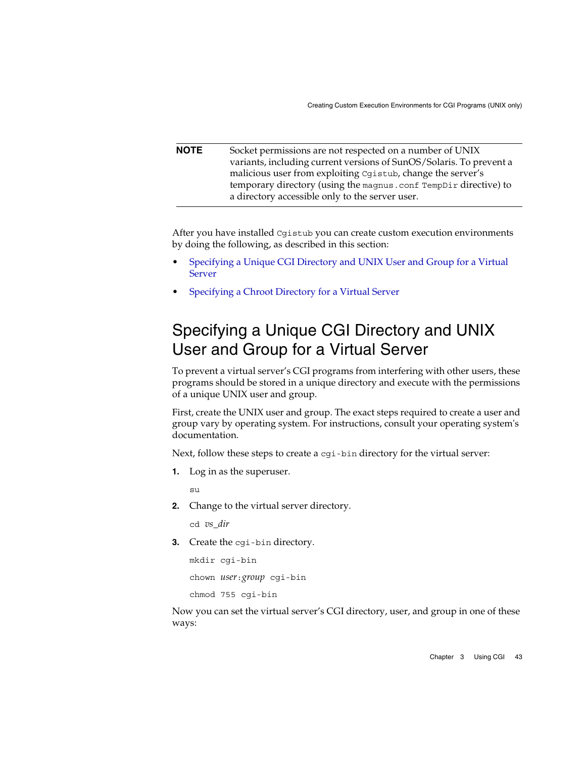**NOTE** Socket permissions are not respected on a number of UNIX variants, including current versions of SunOS/Solaris. To prevent a malicious user from exploiting `Cgistub`, change the server's temporary directory (using the `magnus.conf TempDir` directive) to a directory accessible only to the server user.

After you have installed `Cgistub` you can create custom execution environments by doing the following, as described in this section:

- Specifying a Unique CGI Directory and UNIX User and Group for a Virtual Server
- Specifying a Chroot Directory for a Virtual Server

## Specifying a Unique CGI Directory and UNIX User and Group for a Virtual Server

To prevent a virtual server's CGI programs from interfering with other users, these programs should be stored in a unique directory and execute with the permissions of a unique UNIX user and group.

First, create the UNIX user and group. The exact steps required to create a user and group vary by operating system. For instructions, consult your operating system's documentation.

Next, follow these steps to create a `cgi-bin` directory for the virtual server:

1. Log in as the superuser.

   ```
   su
   ```

2. Change to the virtual server directory.

   ```
   cd vs_dir
   ```

3. Create the `cgi-bin` directory.

   ```
   mkdir cgi-bin
   chown user:group cgi-bin
   chmod 755 cgi-bin
   ```

Now you can set the virtual server's CGI directory, user, and group in one of these ways: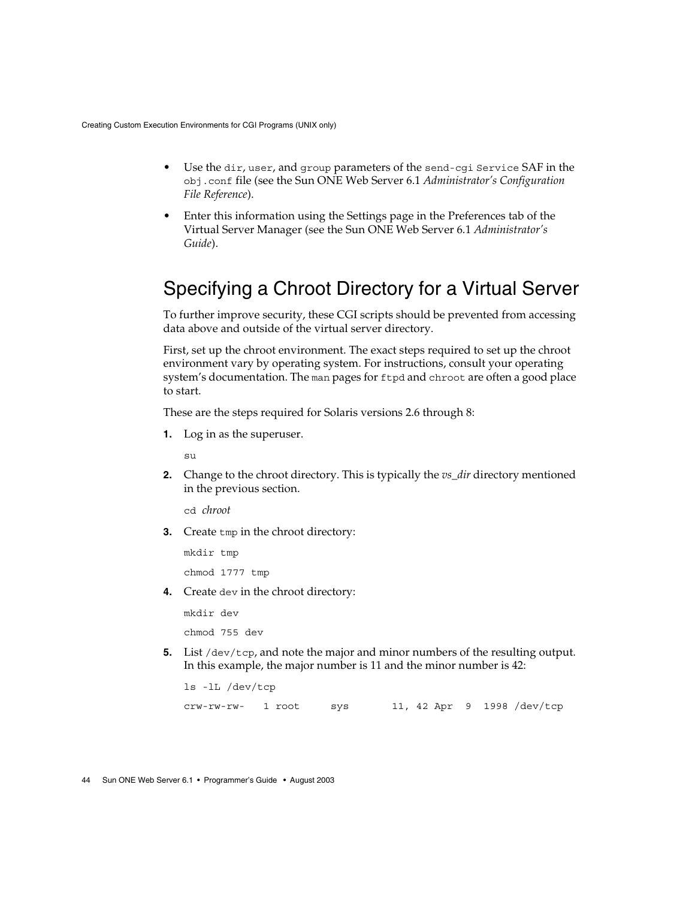- Use the `dir`, `user`, and `group` parameters of the `send-cgi Service` SAF in the `obj.conf` file (see the Sun ONE Web Server 6.1 *Administrator's Configuration File Reference*).
- Enter this information using the Settings page in the Preferences tab of the Virtual Server Manager (see the Sun ONE Web Server 6.1 *Administrator's Guide*).

## Specifying a Chroot Directory for a Virtual Server

To further improve security, these CGI scripts should be prevented from accessing data above and outside of the virtual server directory.

First, set up the chroot environment. The exact steps required to set up the chroot environment vary by operating system. For instructions, consult your operating system's documentation. The `man` pages for `ftpd` and `chroot` are often a good place to start.

These are the steps required for Solaris versions 2.6 through 8:

1. Log in as the superuser.

   ```
   su
   ```

2. Change to the chroot directory. This is typically the *vs_dir* directory mentioned in the previous section.

   ```
   cd chroot
   ```

3. Create `tmp` in the chroot directory:

   ```
   mkdir tmp
   chmod 1777 tmp
   ```

4. Create `dev` in the chroot directory:

   ```
   mkdir dev
   chmod 755 dev
   ```

5. List `/dev/tcp`, and note the major and minor numbers of the resulting output. In this example, the major number is 11 and the minor number is 42:

   ```
   ls -lL /dev/tcp
   crw-rw-rw-   1 root     sys       11, 42 Apr  9  1998 /dev/tcp
   ```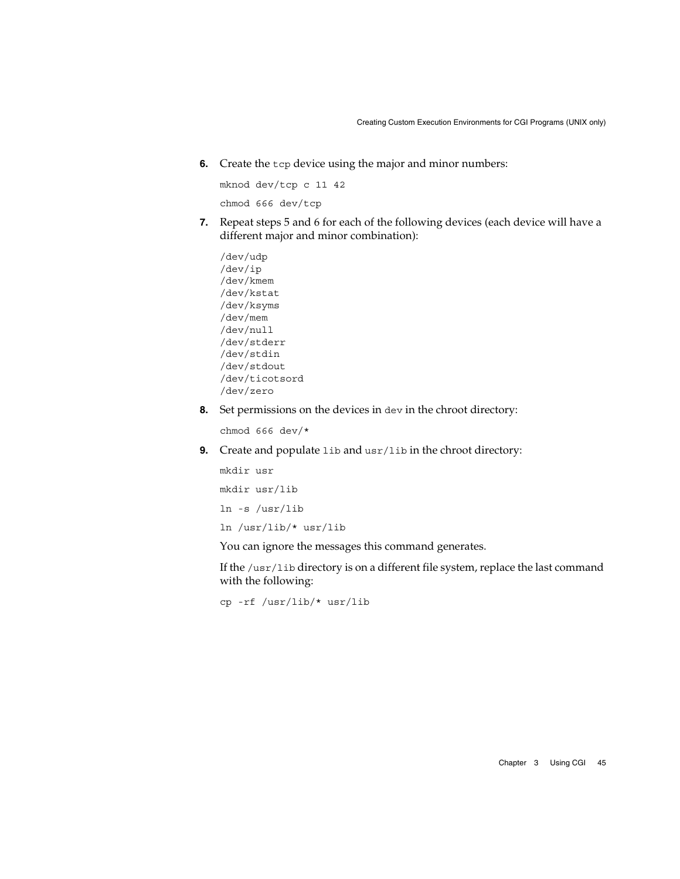6. Create the `tcp` device using the major and minor numbers:

   ```
   mknod dev/tcp c 11 42
   ```

   ```
   chmod 666 dev/tcp
   ```

7. Repeat steps 5 and 6 for each of the following devices (each device will have a different major and minor combination):

   ```
   /dev/udp
   /dev/ip
   /dev/kmem
   /dev/kstat
   /dev/ksyms
   /dev/mem
   /dev/null
   /dev/stderr
   /dev/stdin
   /dev/stdout
   /dev/ticotsord
   /dev/zero
   ```

8. Set permissions on the devices in `dev` in the chroot directory:

   ```
   chmod 666 dev/*
   ```

9. Create and populate `lib` and `usr/lib` in the chroot directory:

   ```
   mkdir usr
   ```

   ```
   mkdir usr/lib
   ```

   ```
   ln -s /usr/lib
   ```

   ```
   ln /usr/lib/* usr/lib
   ```

   You can ignore the messages this command generates.

   If the `/usr/lib` directory is on a different file system, replace the last command with the following:

   ```
   cp -rf /usr/lib/* usr/lib
   ```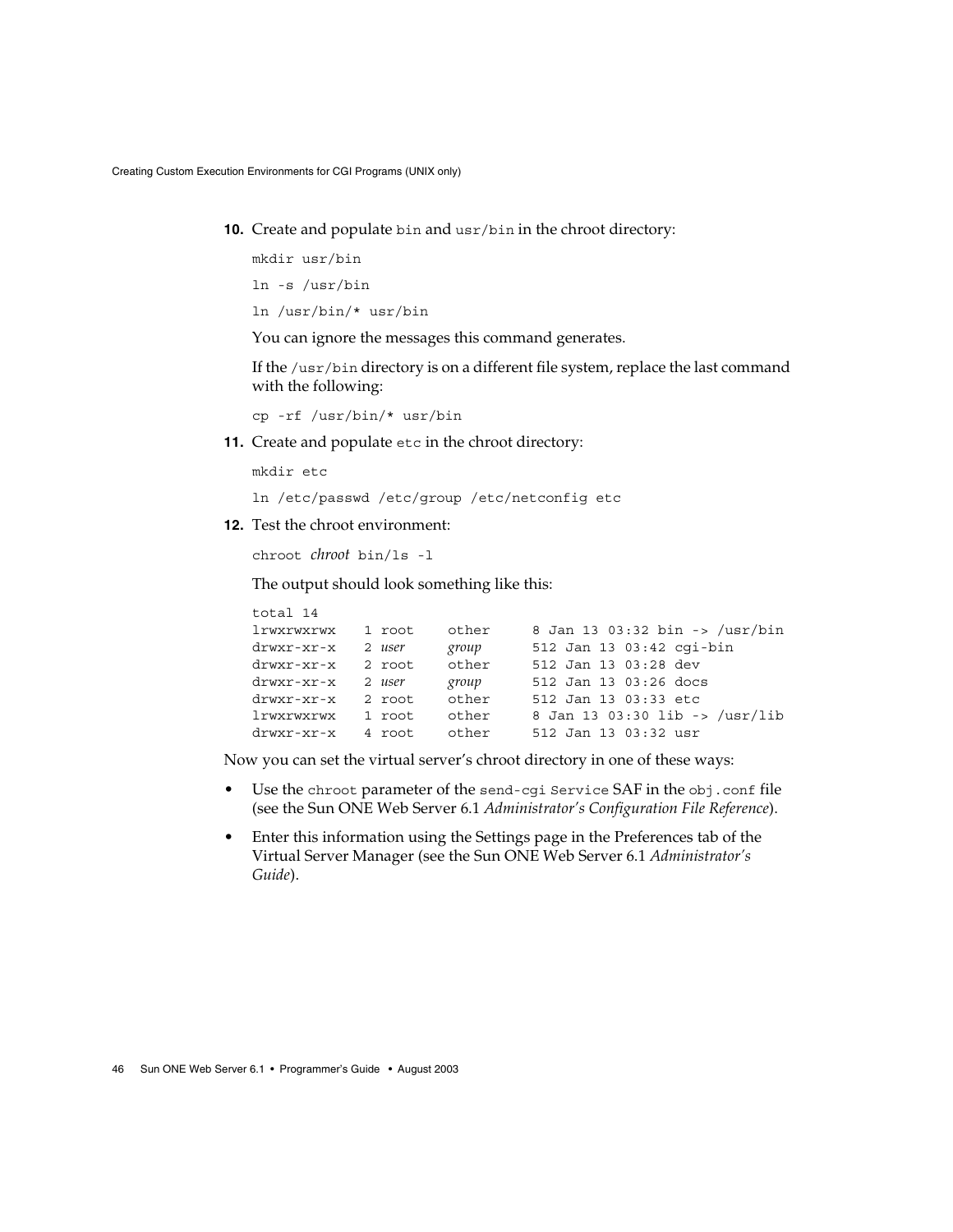10. Create and populate `bin` and `usr/bin` in the chroot directory:

```
mkdir usr/bin
ln -s /usr/bin
ln /usr/bin/* usr/bin
```

You can ignore the messages this command generates.

If the `/usr/bin` directory is on a different file system, replace the last command with the following:

```
cp -rf /usr/bin/* usr/bin
```

11. Create and populate `etc` in the chroot directory:

```
mkdir etc
ln /etc/passwd /etc/group /etc/netconfig etc
```

12. Test the chroot environment:

```
chroot chroot bin/ls -l
```

The output should look something like this:

```
total 14
lrwxrwxrwx   1 root    other     8 Jan 13 03:32 bin -> /usr/bin
drwxr-xr-x   2 user    group     512 Jan 13 03:42 cgi-bin
drwxr-xr-x   2 root    other     512 Jan 13 03:28 dev
drwxr-xr-x   2 user    group     512 Jan 13 03:26 docs
drwxr-xr-x   2 root    other     512 Jan 13 03:33 etc
lrwxrwxrwx   1 root    other     8 Jan 13 03:30 lib -> /usr/lib
drwxr-xr-x   4 root    other     512 Jan 13 03:32 usr
```

Now you can set the virtual server's chroot directory in one of these ways:

- Use the `chroot` parameter of the `send-cgi Service` SAF in the `obj.conf` file (see the Sun ONE Web Server 6.1 *Administrator's Configuration File Reference*).
- Enter this information using the Settings page in the Preferences tab of the Virtual Server Manager (see the Sun ONE Web Server 6.1 *Administrator's Guide*).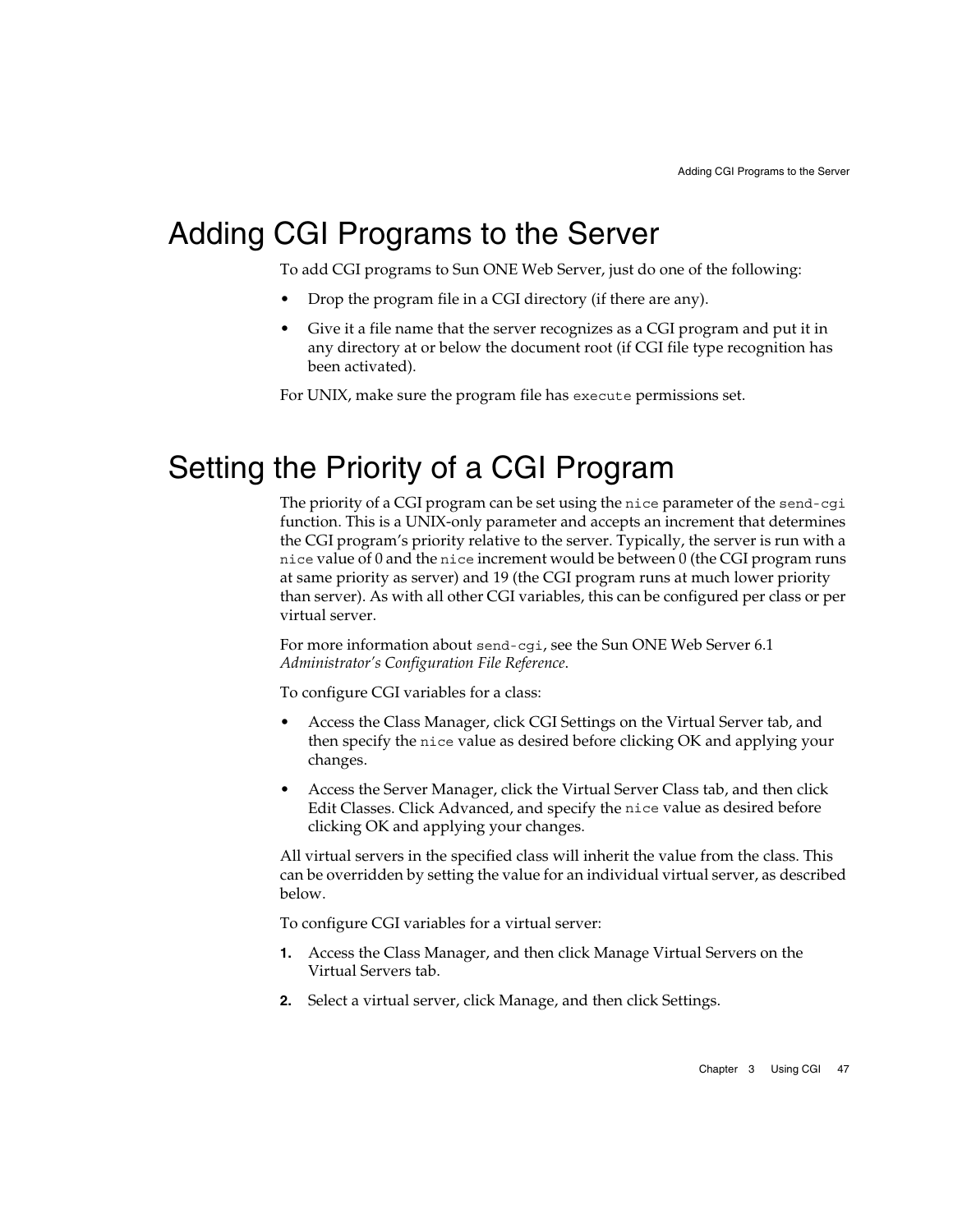# Adding CGI Programs to the Server

To add CGI programs to Sun ONE Web Server, just do one of the following:

- Drop the program file in a CGI directory (if there are any).
- Give it a file name that the server recognizes as a CGI program and put it in any directory at or below the document root (if CGI file type recognition has been activated).

For UNIX, make sure the program file has `execute` permissions set.

# Setting the Priority of a CGI Program

The priority of a CGI program can be set using the `nice` parameter of the `send-cgi` function. This is a UNIX-only parameter and accepts an increment that determines the CGI program's priority relative to the server. Typically, the server is run with a `nice` value of 0 and the `nice` increment would be between 0 (the CGI program runs at same priority as server) and 19 (the CGI program runs at much lower priority than server). As with all other CGI variables, this can be configured per class or per virtual server.

For more information about `send-cgi`, see the Sun ONE Web Server 6.1 *Administrator's Configuration File Reference*.

To configure CGI variables for a class:

- Access the Class Manager, click CGI Settings on the Virtual Server tab, and then specify the `nice` value as desired before clicking OK and applying your changes.
- Access the Server Manager, click the Virtual Server Class tab, and then click Edit Classes. Click Advanced, and specify the `nice` value as desired before clicking OK and applying your changes.

All virtual servers in the specified class will inherit the value from the class. This can be overridden by setting the value for an individual virtual server, as described below.

To configure CGI variables for a virtual server:

1. Access the Class Manager, and then click Manage Virtual Servers on the Virtual Servers tab.
2. Select a virtual server, click Manage, and then click Settings.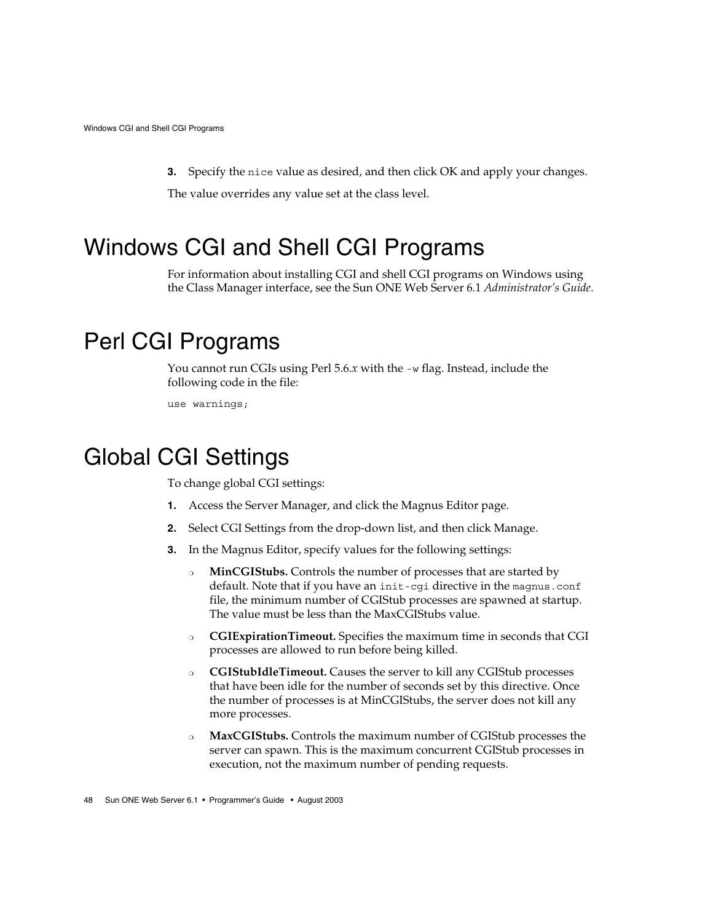3. Specify the `nice` value as desired, and then click OK and apply your changes.

The value overrides any value set at the class level.

# Windows CGI and Shell CGI Programs

For information about installing CGI and shell CGI programs on Windows using the Class Manager interface, see the Sun ONE Web Server 6.1 *Administrator's Guide*.

# Perl CGI Programs

You cannot run CGIs using Perl 5.6.*x* with the `-w` flag. Instead, include the following code in the file:

```
use warnings;
```

# Global CGI Settings

To change global CGI settings:

1. Access the Server Manager, and click the Magnus Editor page.
2. Select CGI Settings from the drop-down list, and then click Manage.
3. In the Magnus Editor, specify values for the following settings:
   - **MinCGIStubs.** Controls the number of processes that are started by default. Note that if you have an `init-cgi` directive in the `magnus.conf` file, the minimum number of CGIStub processes are spawned at startup. The value must be less than the MaxCGIStubs value.
   - **CGIExpirationTimeout.** Specifies the maximum time in seconds that CGI processes are allowed to run before being killed.
   - **CGIStubIdleTimeout.** Causes the server to kill any CGIStub processes that have been idle for the number of seconds set by this directive. Once the number of processes is at MinCGIStubs, the server does not kill any more processes.
   - **MaxCGIStubs.** Controls the maximum number of CGIStub processes the server can spawn. This is the maximum concurrent CGIStub processes in execution, not the maximum number of pending requests.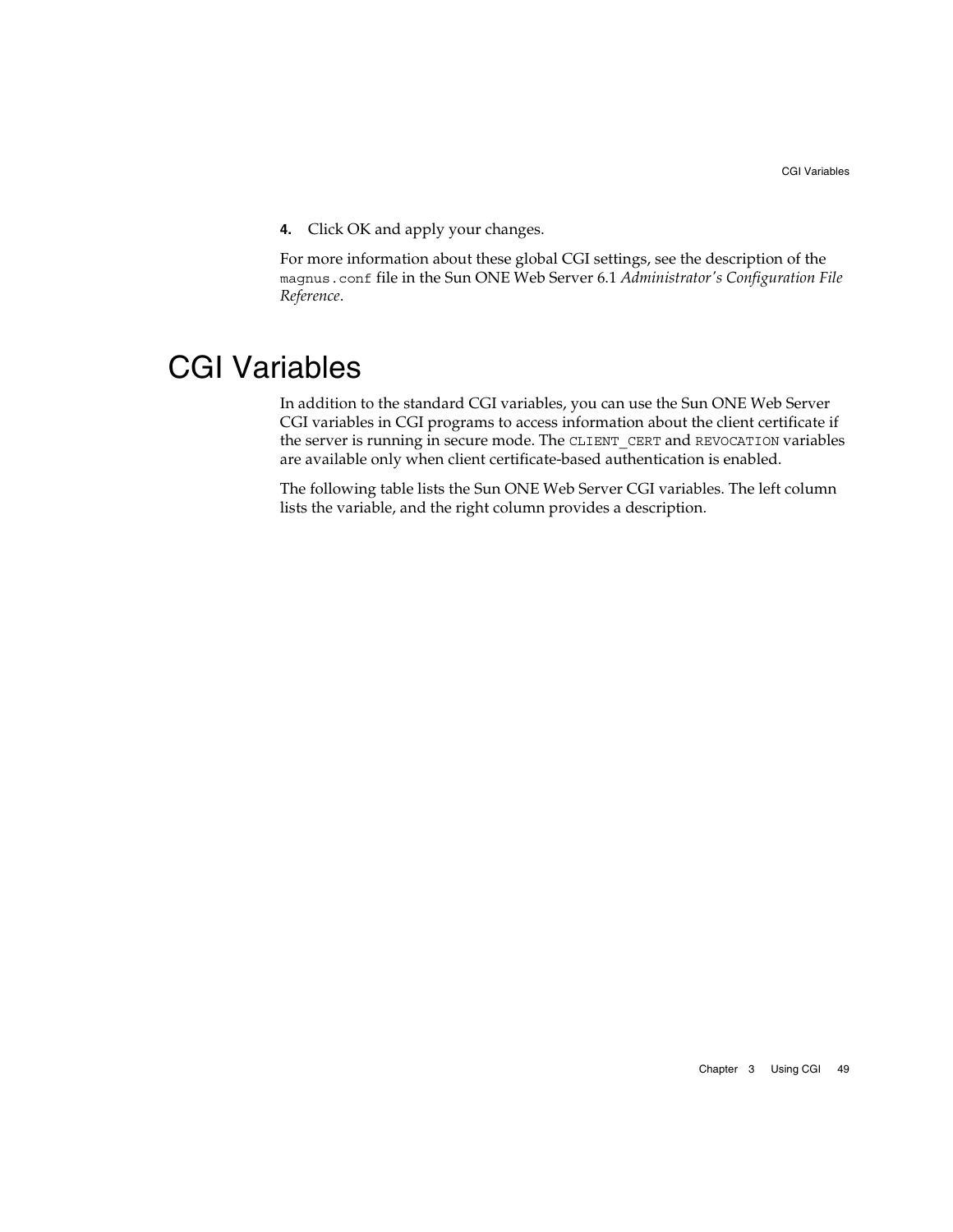4. Click OK and apply your changes.

For more information about these global CGI settings, see the description of the `magnus.conf` file in the Sun ONE Web Server 6.1 *Administrator's Configuration File Reference*.

# CGI Variables

In addition to the standard CGI variables, you can use the Sun ONE Web Server CGI variables in CGI programs to access information about the client certificate if the server is running in secure mode. The `CLIENT_CERT` and `REVOCATION` variables are available only when client certificate-based authentication is enabled.

The following table lists the Sun ONE Web Server CGI variables. The left column lists the variable, and the right column provides a description.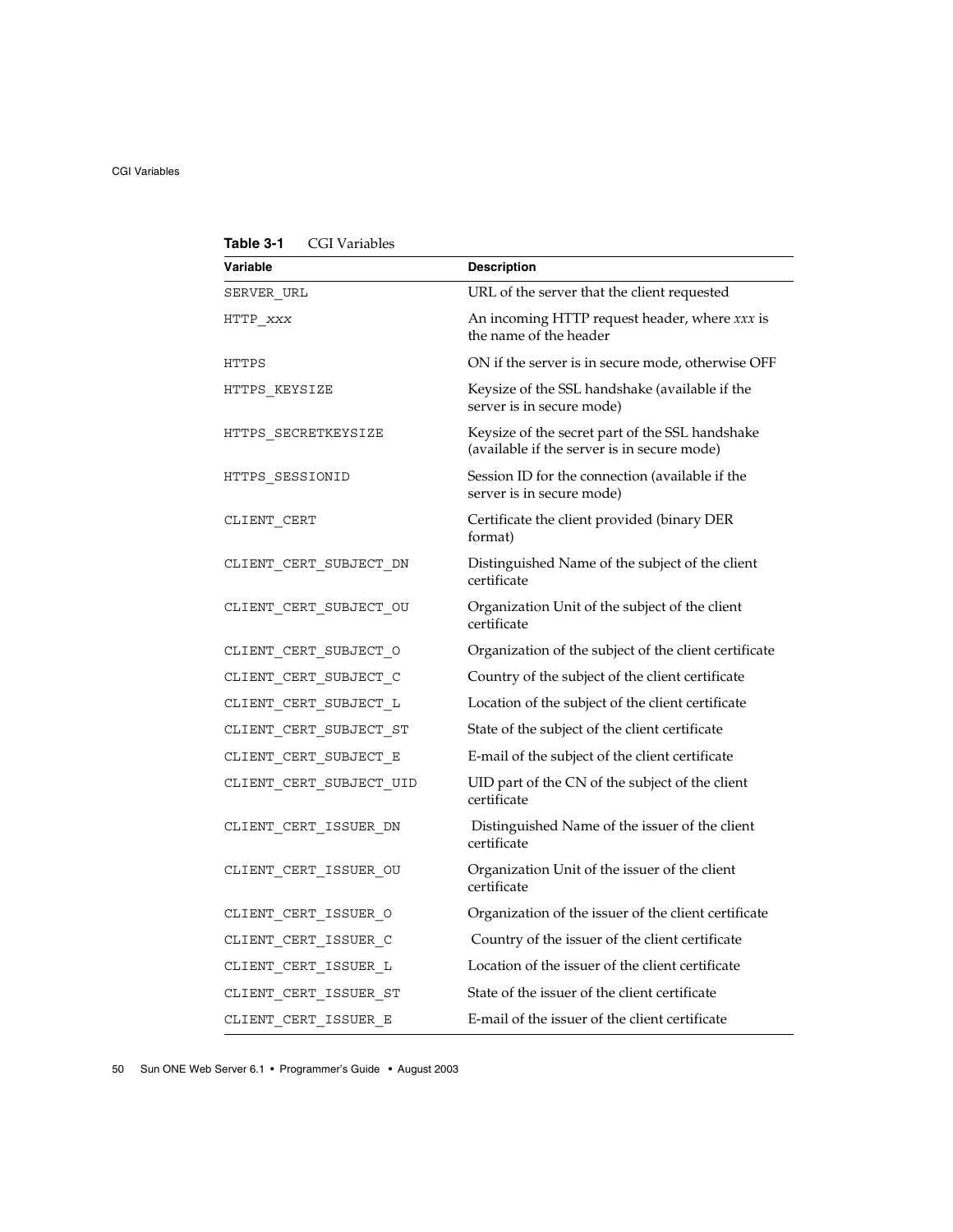**Table 3-1** CGI Variables

| Variable | Description |
|---|---|
| SERVER_URL | URL of the server that the client requested |
| HTTP_*xxx* | An incoming HTTP request header, where *xxx* is the name of the header |
| HTTPS | ON if the server is in secure mode, otherwise OFF |
| HTTPS_KEYSIZE | Keysize of the SSL handshake (available if the server is in secure mode) |
| HTTPS_SECRETKEYSIZE | Keysize of the secret part of the SSL handshake (available if the server is in secure mode) |
| HTTPS_SESSIONID | Session ID for the connection (available if the server is in secure mode) |
| CLIENT_CERT | Certificate the client provided (binary DER format) |
| CLIENT_CERT_SUBJECT_DN | Distinguished Name of the subject of the client certificate |
| CLIENT_CERT_SUBJECT_OU | Organization Unit of the subject of the client certificate |
| CLIENT_CERT_SUBJECT_O | Organization of the subject of the client certificate |
| CLIENT_CERT_SUBJECT_C | Country of the subject of the client certificate |
| CLIENT_CERT_SUBJECT_L | Location of the subject of the client certificate |
| CLIENT_CERT_SUBJECT_ST | State of the subject of the client certificate |
| CLIENT_CERT_SUBJECT_E | E-mail of the subject of the client certificate |
| CLIENT_CERT_SUBJECT_UID | UID part of the CN of the subject of the client certificate |
| CLIENT_CERT_ISSUER_DN | Distinguished Name of the issuer of the client certificate |
| CLIENT_CERT_ISSUER_OU | Organization Unit of the issuer of the client certificate |
| CLIENT_CERT_ISSUER_O | Organization of the issuer of the client certificate |
| CLIENT_CERT_ISSUER_C | Country of the issuer of the client certificate |
| CLIENT_CERT_ISSUER_L | Location of the issuer of the client certificate |
| CLIENT_CERT_ISSUER_ST | State of the issuer of the client certificate |
| CLIENT_CERT_ISSUER_E | E-mail of the issuer of the client certificate |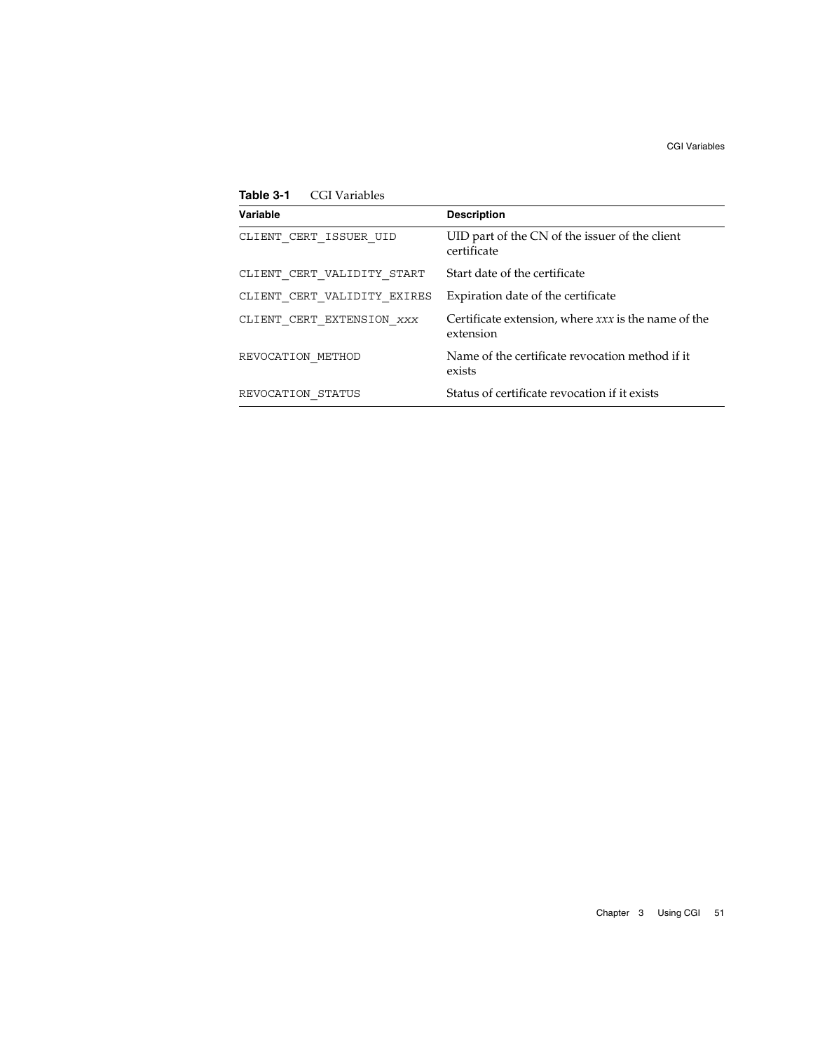**Table 3-1** CGI Variables

| Variable | Description |
| --- | --- |
| CLIENT_CERT_ISSUER_UID | UID part of the CN of the issuer of the client certificate |
| CLIENT_CERT_VALIDITY_START | Start date of the certificate |
| CLIENT_CERT_VALIDITY_EXIRES | Expiration date of the certificate |
| CLIENT_CERT_EXTENSION_*xxx* | Certificate extension, where *xxx* is the name of the extension |
| REVOCATION_METHOD | Name of the certificate revocation method if it exists |
| REVOCATION_STATUS | Status of certificate revocation if it exists |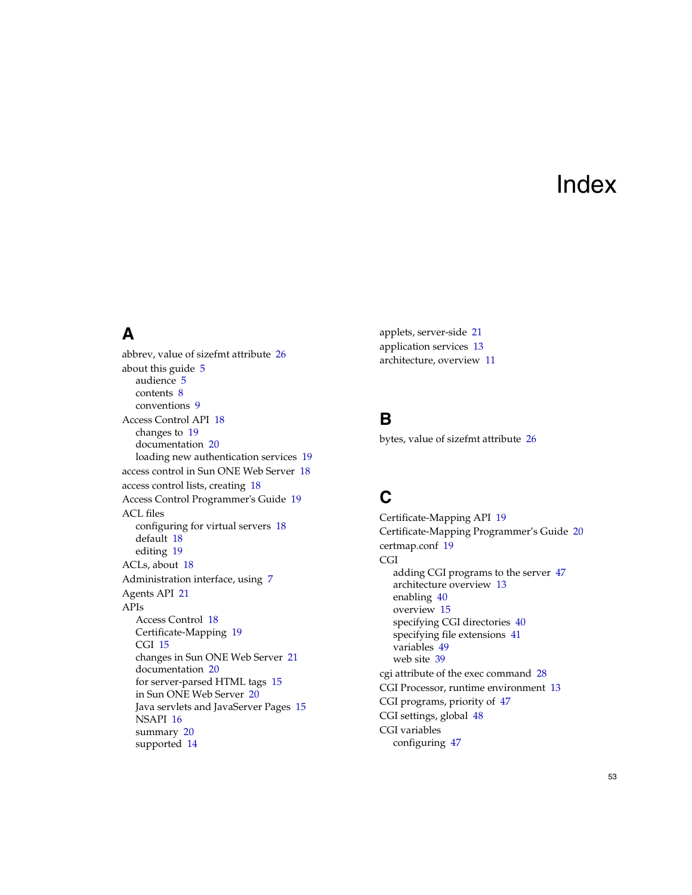# Index

## A

abbrev, value of sizefmt attribute 26
about this guide 5
- audience 5
- contents 8
- conventions 9

Access Control API 18
- changes to 19
- documentation 20
- loading new authentication services 19

access control in Sun ONE Web Server 18
access control lists, creating 18
Access Control Programmer's Guide 19
ACL files
- configuring for virtual servers 18
- default 18
- editing 19

ACLs, about 18
Administration interface, using 7
Agents API 21
APIs
- Access Control 18
- Certificate-Mapping 19
- CGI 15
- changes in Sun ONE Web Server 21
- documentation 20
- for server-parsed HTML tags 15
- in Sun ONE Web Server 20
- Java servlets and JavaServer Pages 15
- NSAPI 16
- summary 20
- supported 14

applets, server-side 21
application services 13
architecture, overview 11

## B

bytes, value of sizefmt attribute 26

## C

Certificate-Mapping API 19
Certificate-Mapping Programmer's Guide 20
certmap.conf 19
CGI
- adding CGI programs to the server 47
- architecture overview 13
- enabling 40
- overview 15
- specifying CGI directories 40
- specifying file extensions 41
- variables 49
- web site 39

cgi attribute of the exec command 28
CGI Processor, runtime environment 13
CGI programs, priority of 47
CGI settings, global 48
CGI variables
- configuring 47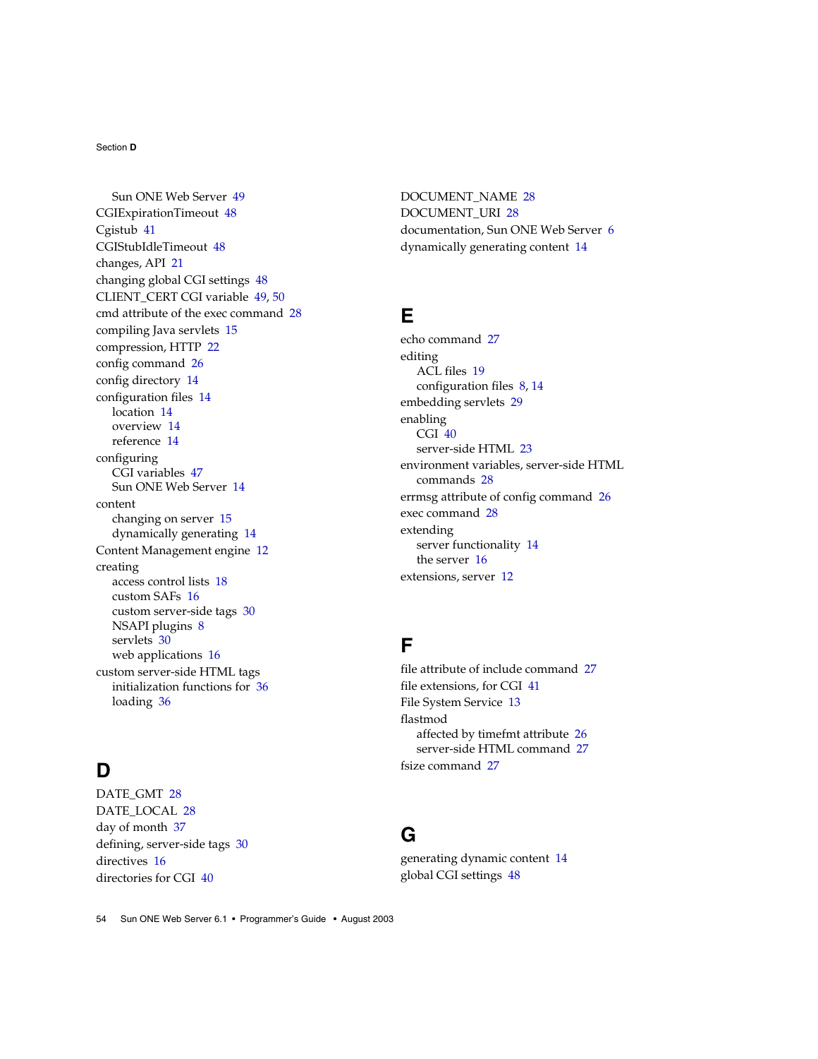Sun ONE Web Server 49
CGIExpirationTimeout 48
Cgistub 41
CGIStubIdleTimeout 48
changes, API 21
changing global CGI settings 48
CLIENT_CERT CGI variable 49, 50
cmd attribute of the exec command 28
compiling Java servlets 15
compression, HTTP 22
config command 26
config directory 14
configuration files 14
- location 14
- overview 14
- reference 14

configuring
- CGI variables 47
- Sun ONE Web Server 14

content
- changing on server 15
- dynamically generating 14

Content Management engine 12
creating
- access control lists 18
- custom SAFs 16
- custom server-side tags 30
- NSAPI plugins 8
- servlets 30
- web applications 16

custom server-side HTML tags
- initialization functions for 36
- loading 36

# D

DATE_GMT 28
DATE_LOCAL 28
day of month 37
defining, server-side tags 30
directives 16
directories for CGI 40
DOCUMENT_NAME 28
DOCUMENT_URI 28
documentation, Sun ONE Web Server 6
dynamically generating content 14

# E

echo command 27
editing
- ACL files 19
- configuration files 8, 14

embedding servlets 29
enabling
- CGI 40
- server-side HTML 23

environment variables, server-side HTML commands 28
errmsg attribute of config command 26
exec command 28
extending
- server functionality 14
- the server 16

extensions, server 12

# F

file attribute of include command 27
file extensions, for CGI 41
File System Service 13
flastmod
- affected by timefmt attribute 26
- server-side HTML command 27

fsize command 27

# G

generating dynamic content 14
global CGI settings 48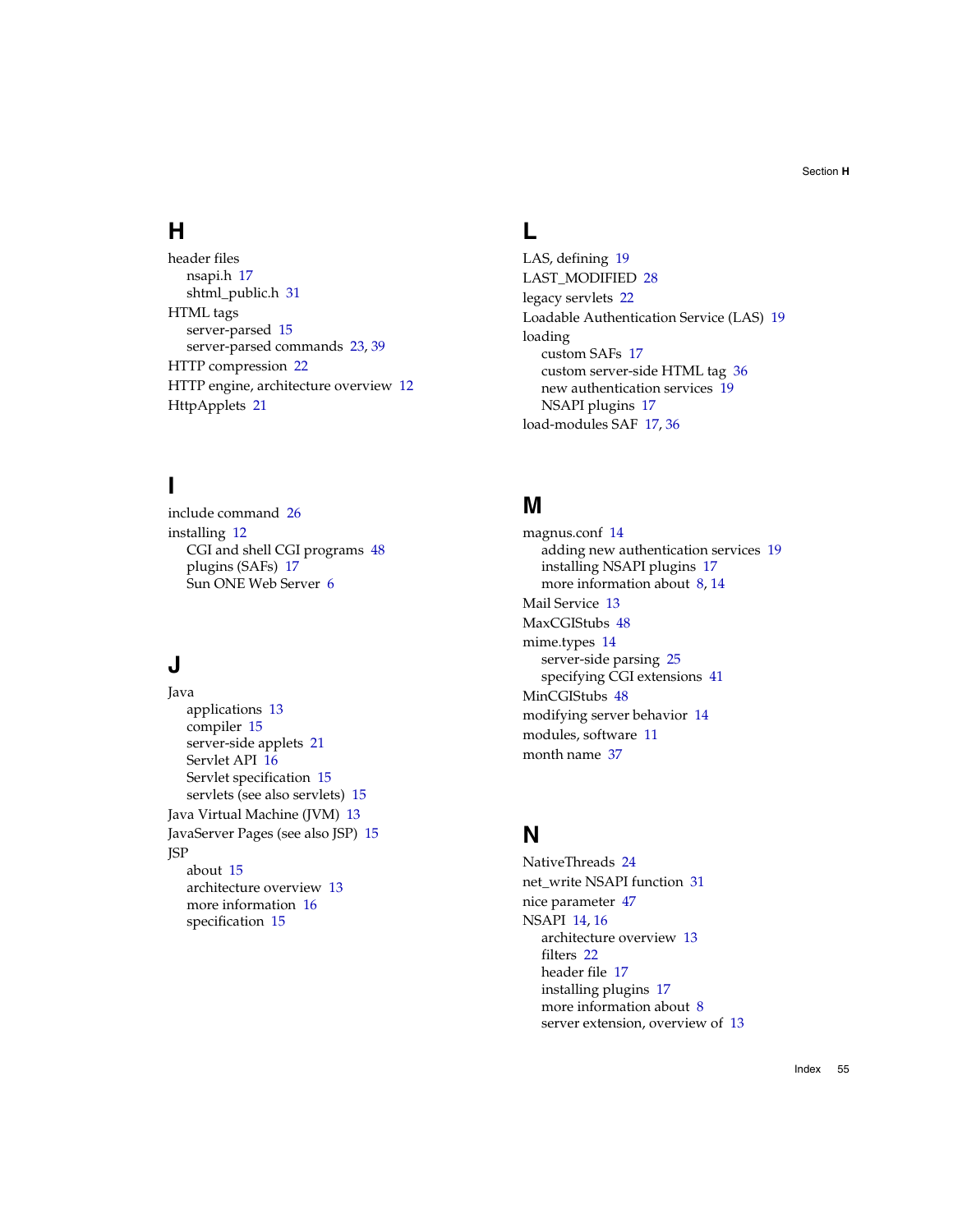## H

header files
- nsapi.h 17
- shtml_public.h 31

HTML tags
- server-parsed 15
- server-parsed commands 23, 39

HTTP compression 22

HTTP engine, architecture overview 12

HttpApplets 21

## I

include command 26

installing 12
- CGI and shell CGI programs 48
- plugins (SAFs) 17
- Sun ONE Web Server 6

## J

Java
- applications 13
- compiler 15
- server-side applets 21
- Servlet API 16
- Servlet specification 15
- servlets (see also servlets) 15

Java Virtual Machine (JVM) 13

JavaServer Pages (see also JSP) 15

JSP
- about 15
- architecture overview 13
- more information 16
- specification 15

## L

LAS, defining 19

LAST_MODIFIED 28

legacy servlets 22

Loadable Authentication Service (LAS) 19

loading
- custom SAFs 17
- custom server-side HTML tag 36
- new authentication services 19
- NSAPI plugins 17

load-modules SAF 17, 36

## M

magnus.conf 14
- adding new authentication services 19
- installing NSAPI plugins 17
- more information about 8, 14

Mail Service 13

MaxCGIStubs 48

mime.types 14
- server-side parsing 25
- specifying CGI extensions 41

MinCGIStubs 48

modifying server behavior 14

modules, software 11

month name 37

## N

NativeThreads 24

net_write NSAPI function 31

nice parameter 47

NSAPI 14, 16
- architecture overview 13
- filters 22
- header file 17
- installing plugins 17
- more information about 8
- server extension, overview of 13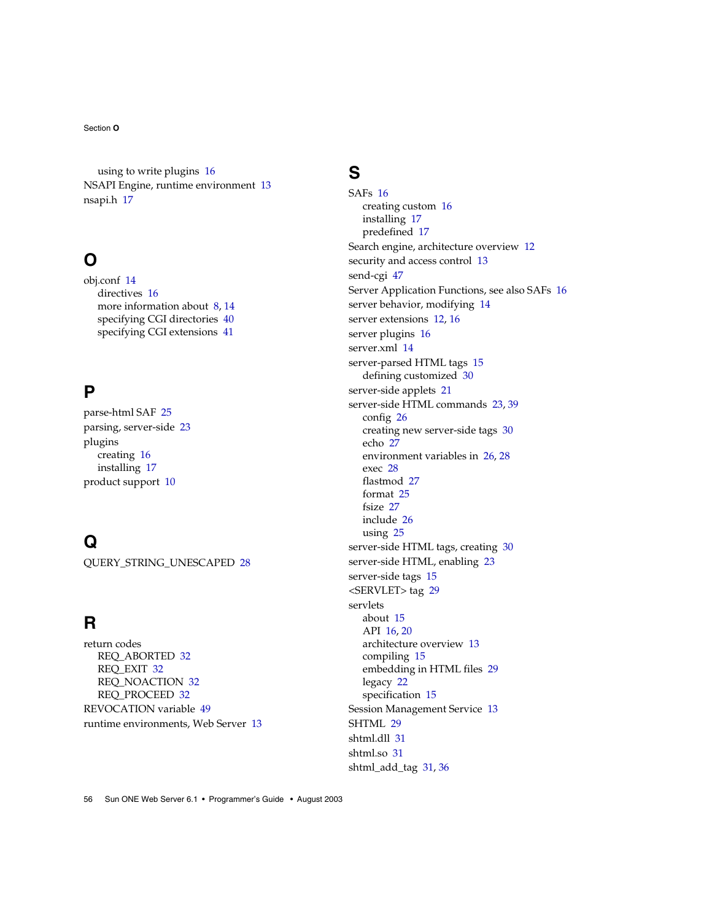using to write plugins 16
NSAPI Engine, runtime environment 13
nsapi.h 17

## O

obj.conf 14
- directives 16
- more information about 8, 14
- specifying CGI directories 40
- specifying CGI extensions 41

## P

parse-html SAF 25
parsing, server-side 23
plugins
- creating 16
- installing 17

product support 10

## Q

QUERY_STRING_UNESCAPED 28

## R

return codes
- REQ_ABORTED 32
- REQ_EXIT 32
- REQ_NOACTION 32
- REQ_PROCEED 32

REVOCATION variable 49
runtime environments, Web Server 13

## S

SAFs 16
- creating custom 16
- installing 17
- predefined 17

Search engine, architecture overview 12
security and access control 13
send-cgi 47
Server Application Functions, see also SAFs 16
server behavior, modifying 14
server extensions 12, 16
server plugins 16
server.xml 14
server-parsed HTML tags 15
- defining customized 30

server-side applets 21
server-side HTML commands 23, 39
- config 26
- creating new server-side tags 30
- echo 27
- environment variables in 26, 28
- exec 28
- flastmod 27
- format 25
- fsize 27
- include 26
- using 25

server-side HTML tags, creating 30
server-side HTML, enabling 23
server-side tags 15
<SERVLET> tag 29
servlets
- about 15
- API 16, 20
- architecture overview 13
- compiling 15
- embedding in HTML files 29
- legacy 22
- specification 15

Session Management Service 13
SHTML 29
shtml.dll 31
shtml.so 31
shtml_add_tag 31, 36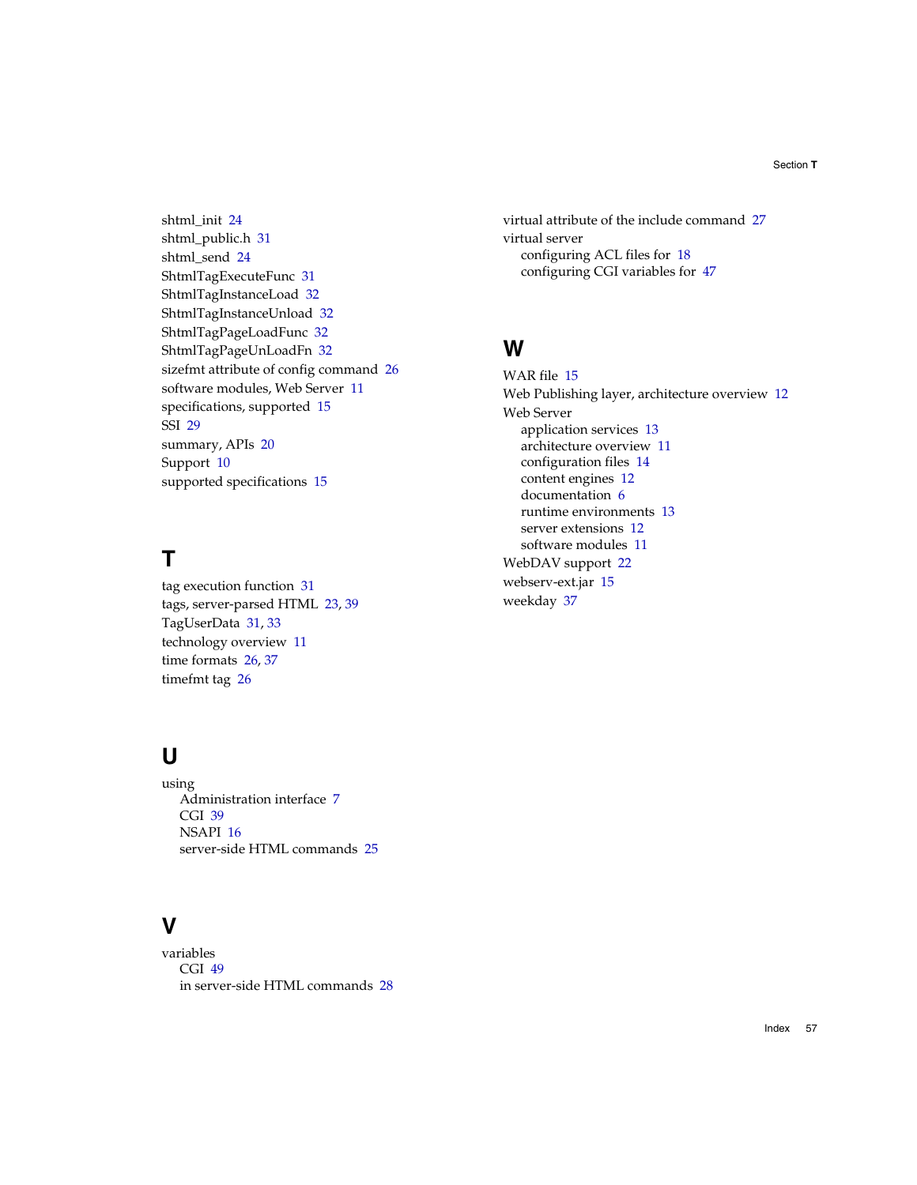shtml_init 24
shtml_public.h 31
shtml_send 24
ShtmlTagExecuteFunc 31
ShtmlTagInstanceLoad 32
ShtmlTagInstanceUnload 32
ShtmlTagPageLoadFunc 32
ShtmlTagPageUnLoadFn 32
sizefmt attribute of config command 26
software modules, Web Server 11
specifications, supported 15
SSI 29
summary, APIs 20
Support 10
supported specifications 15

## T

tag execution function 31
tags, server-parsed HTML 23, 39
TagUserData 31, 33
technology overview 11
time formats 26, 37
timefmt tag 26

## U

using
- Administration interface 7
- CGI 39
- NSAPI 16
- server-side HTML commands 25

## V

variables
- CGI 49
- in server-side HTML commands 28

virtual attribute of the include command 27
virtual server
- configuring ACL files for 18
- configuring CGI variables for 47

## W

WAR file 15
Web Publishing layer, architecture overview 12
Web Server
- application services 13
- architecture overview 11
- configuration files 14
- content engines 12
- documentation 6
- runtime environments 13
- server extensions 12
- software modules 11

WebDAV support 22
webserv-ext.jar 15
weekday 37